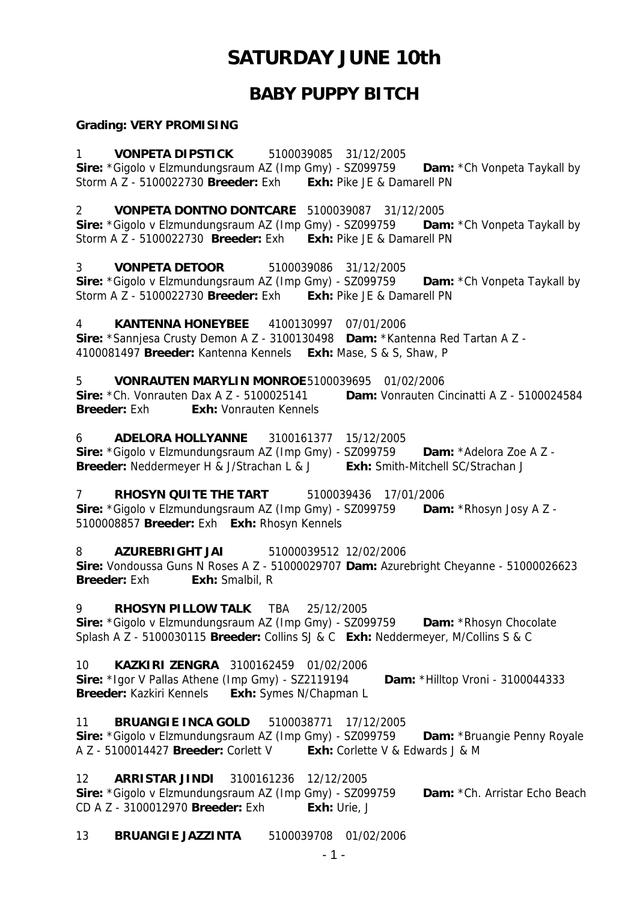# SATURDAY JUNE 10th

## BABY PUPPY BITCH

**Grading: VERY PROMISING**

1 **VONPETA DIPSTICK** 5100039085 31/12/2005
**Sire:** *Gigolo v Elzmundungsraum AZ (Imp Gmy) - SZ099759 **Dam:** *Ch Vonpeta Taykall by Storm A Z - 5100022730 **Breeder:** Exh **Exh:** Pike JE & Damarell PN

2 **VONPETA DONTNO DONTCARE** 5100039087 31/12/2005
**Sire:** *Gigolo v Elzmundungsraum AZ (Imp Gmy) - SZ099759 **Dam:** *Ch Vonpeta Taykall by Storm A Z - 5100022730 **Breeder:** Exh **Exh:** Pike JE & Damarell PN

3 **VONPETA DETOOR** 5100039086 31/12/2005
**Sire:** *Gigolo v Elzmundungsraum AZ (Imp Gmy) - SZ099759 **Dam:** *Ch Vonpeta Taykall by Storm A Z - 5100022730 **Breeder:** Exh **Exh:** Pike JE & Damarell PN

4 **KANTENNA HONEYBEE** 4100130997 07/01/2006
**Sire:** *Sannjesa Crusty Demon A Z - 3100130498 **Dam:** *Kantenna Red Tartan A Z - 4100081497 **Breeder:** Kantenna Kennels **Exh:** Mase, S & S, Shaw, P

5 **VONRAUTEN MARYLIN MONROE** 5100039695 01/02/2006
**Sire:** *Ch. Vonrauten Dax A Z - 5100025141 **Dam:** Vonrauten Cincinatti A Z - 5100024584 **Breeder:** Exh **Exh:** Vonrauten Kennels

6 **ADELORA HOLLYANNE** 3100161377 15/12/2005
**Sire:** *Gigolo v Elzmundungsraum AZ (Imp Gmy) - SZ099759 **Dam:** *Adelora Zoe A Z - **Breeder:** Neddermeyer H & J/Strachan L & J **Exh:** Smith-Mitchell SC/Strachan J

7 **RHOSYN QUITE THE TART** 5100039436 17/01/2006
**Sire:** *Gigolo v Elzmundungsraum AZ (Imp Gmy) - SZ099759 **Dam:** *Rhosyn Josy A Z - 5100008857 **Breeder:** Exh **Exh:** Rhosyn Kennels

8 **AZUREBRIGHT JAI** 51000039512 12/02/2006
**Sire:** Vondoussa Guns N Roses A Z - 51000029707 **Dam:** Azurebright Cheyanne - 51000026623 **Breeder:** Exh **Exh:** Smalbil, R

9 **RHOSYN PILLOW TALK** TBA 25/12/2005
**Sire:** *Gigolo v Elzmundungsraum AZ (Imp Gmy) - SZ099759 **Dam:** *Rhosyn Chocolate Splash A Z - 5100030115 **Breeder:** Collins SJ & C **Exh:** Neddermeyer, M/Collins S & C

10 **KAZKIRI ZENGRA** 3100162459 01/02/2006
**Sire:** *Igor V Pallas Athene (Imp Gmy) - SZ2119194 **Dam:** *Hilltop Vroni - 3100044333 **Breeder:** Kazkiri Kennels **Exh:** Symes N/Chapman L

11 **BRUANGIE INCA GOLD** 5100038771 17/12/2005
**Sire:** *Gigolo v Elzmundungsraum AZ (Imp Gmy) - SZ099759 **Dam:** *Bruangie Penny Royale A Z - 5100014427 **Breeder:** Corlett V **Exh:** Corlette V & Edwards J & M

12 **ARRISTAR JINDI** 3100161236 12/12/2005
**Sire:** *Gigolo v Elzmundungsraum AZ (Imp Gmy) - SZ099759 **Dam:** *Ch. Arristar Echo Beach CD A Z - 3100012970 **Breeder:** Exh **Exh:** Urie, J

13 **BRUANGIE JAZZINTA** 5100039708 01/02/2006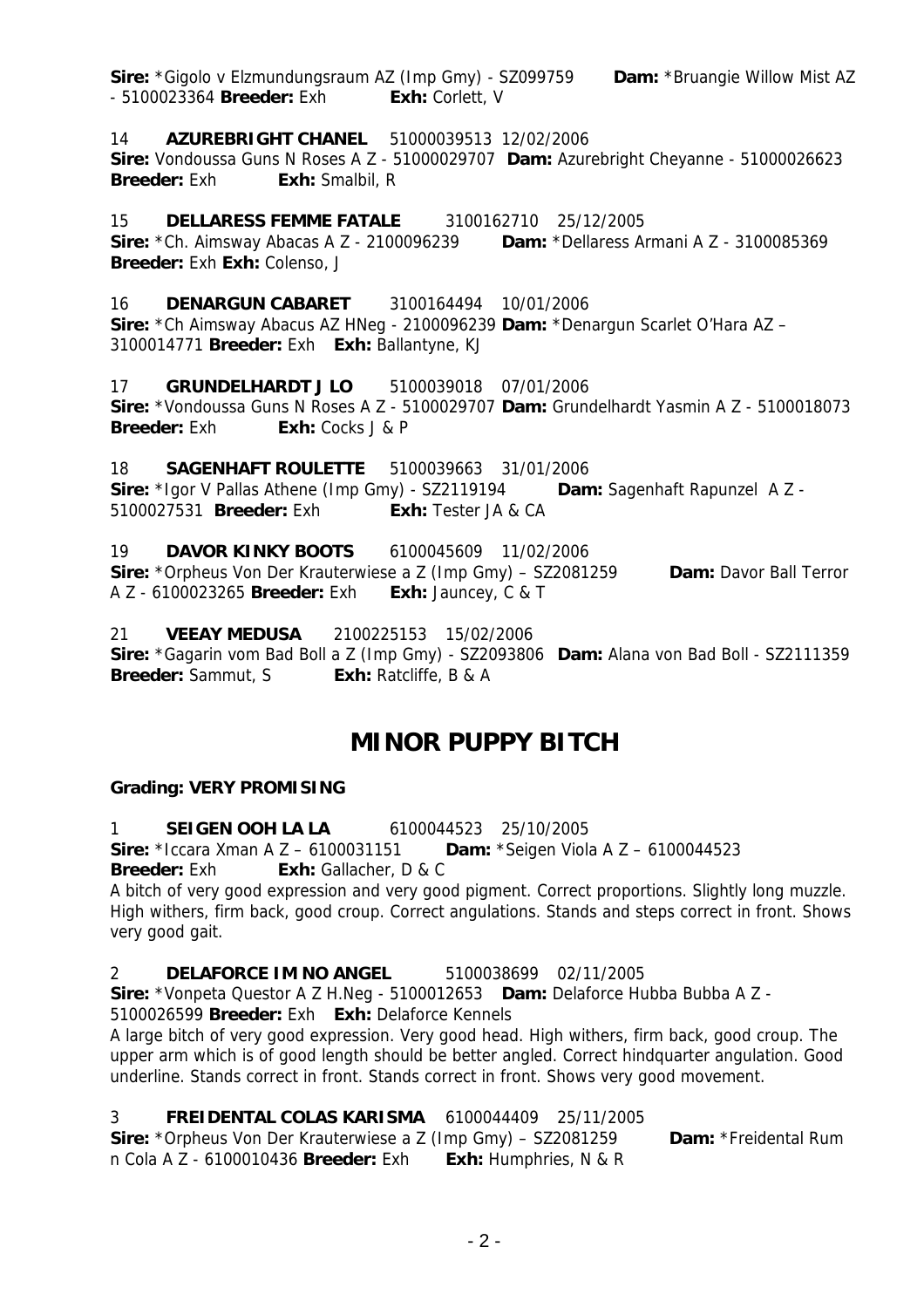**Sire:** *Gigolo v Elzmundungsraum AZ (Imp Gmy) - SZ099759 **Dam:** *Bruangie Willow Mist AZ - 5100023364 **Breeder:** Exh **Exh:** Corlett, V

14 **AZUREBRIGHT CHANEL** 51000039513 12/02/2006
**Sire:** Vondoussa Guns N Roses A Z - 51000029707 **Dam:** Azurebright Cheyanne - 51000026623
**Breeder:** Exh **Exh:** Smalbil, R

15 **DELLARESS FEMME FATALE** 3100162710 25/12/2005
**Sire:** *Ch. Aimsway Abacas A Z - 2100096239 **Dam:** *Dellaress Armani A Z - 3100085369
**Breeder:** Exh **Exh:** Colenso, J

16 **DENARGUN CABARET** 3100164494 10/01/2006
**Sire:** *Ch Aimsway Abacus AZ HNeg - 2100096239 **Dam:** *Denargun Scarlet O'Hara AZ – 3100014771 **Breeder:** Exh **Exh:** Ballantyne, KJ

17 **GRUNDELHARDT J LO** 5100039018 07/01/2006
**Sire:** *Vondoussa Guns N Roses A Z - 5100029707 **Dam:** Grundelhardt Yasmin A Z - 5100018073
**Breeder:** Exh **Exh:** Cocks J & P

18 **SAGENHAFT ROULETTE** 5100039663 31/01/2006
**Sire:** *Igor V Pallas Athene (Imp Gmy) - SZ2119194 **Dam:** Sagenhaft Rapunzel A Z - 5100027531 **Breeder:** Exh **Exh:** Tester JA & CA

19 **DAVOR KINKY BOOTS** 6100045609 11/02/2006
**Sire:** *Orpheus Von Der Krauterwiese a Z (Imp Gmy) – SZ2081259 **Dam:** Davor Ball Terror A Z - 6100023265 **Breeder:** Exh **Exh:** Jauncey, C & T

21 **VEEAY MEDUSA** 2100225153 15/02/2006
**Sire:** *Gagarin vom Bad Boll a Z (Imp Gmy) - SZ2093806 **Dam:** Alana von Bad Boll - SZ2111359
**Breeder:** Sammut, S **Exh:** Ratcliffe, B & A

# MINOR PUPPY BITCH

**Grading: VERY PROMISING**

1 **SEIGEN OOH LA LA** 6100044523 25/10/2005
**Sire:** *Iccara Xman A Z – 6100031151 **Dam:** *Seigen Viola A Z – 6100044523
**Breeder:** Exh **Exh:** Gallacher, D & C
A bitch of very good expression and very good pigment. Correct proportions. Slightly long muzzle. High withers, firm back, good croup. Correct angulations. Stands and steps correct in front. Shows very good gait.

2 **DELAFORCE IM NO ANGEL** 5100038699 02/11/2005
**Sire:** *Vonpeta Questor A Z H.Neg - 5100012653 **Dam:** Delaforce Hubba Bubba A Z - 5100026599 **Breeder:** Exh **Exh:** Delaforce Kennels
A large bitch of very good expression. Very good head. High withers, firm back, good croup. The upper arm which is of good length should be better angled. Correct hindquarter angulation. Good underline. Stands correct in front. Stands correct in front. Shows very good movement.

3 **FREIDENTAL COLAS KARISMA** 6100044409 25/11/2005
**Sire:** *Orpheus Von Der Krauterwiese a Z (Imp Gmy) – SZ2081259 **Dam:** *Freidental Rum n Cola A Z - 6100010436 **Breeder:** Exh **Exh:** Humphries, N & R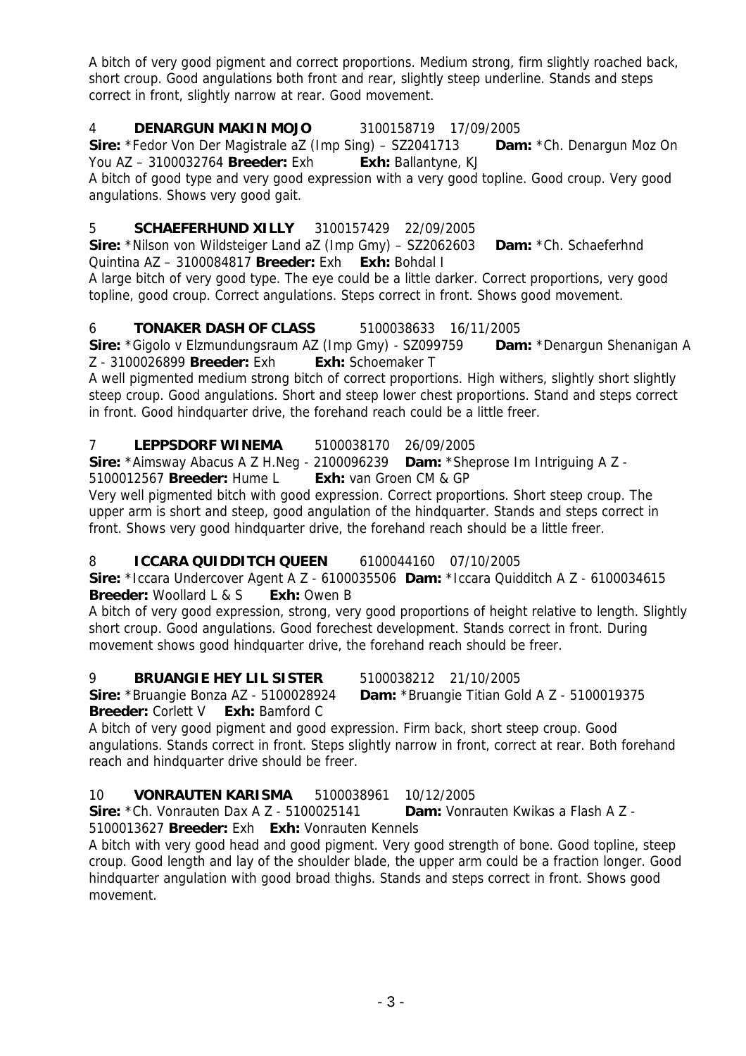A bitch of very good pigment and correct proportions. Medium strong, firm slightly roached back, short croup. Good angulations both front and rear, slightly steep underline. Stands and steps correct in front, slightly narrow at rear. Good movement.

4 **DENARGUN MAKIN MOJO** 3100158719 17/09/2005
**Sire:** *Fedor Von Der Magistrale aZ (Imp Sing) – SZ2041713 **Dam:** *Ch. Denargun Moz On You AZ – 3100032764 **Breeder:** Exh **Exh:** Ballantyne, KJ
A bitch of good type and very good expression with a very good topline. Good croup. Very good angulations. Shows very good gait.

5 **SCHAEFERHUND XILLY** 3100157429 22/09/2005
**Sire:** *Nilson von Wildsteiger Land aZ (Imp Gmy) – SZ2062603 **Dam:** *Ch. Schaeferhnd Quintina AZ – 3100084817 **Breeder:** Exh **Exh:** Bohdal I
A large bitch of very good type. The eye could be a little darker. Correct proportions, very good topline, good croup. Correct angulations. Steps correct in front. Shows good movement.

6 **TONAKER DASH OF CLASS** 5100038633 16/11/2005
**Sire:** *Gigolo v Elzmundungsraum AZ (Imp Gmy) - SZ099759 **Dam:** *Denargun Shenanigan A Z - 3100026899 **Breeder:** Exh **Exh:** Schoemaker T
A well pigmented medium strong bitch of correct proportions. High withers, slightly short slightly steep croup. Good angulations. Short and steep lower chest proportions. Stand and steps correct in front. Good hindquarter drive, the forehand reach could be a little freer.

7 **LEPPSDORF WINEMA** 5100038170 26/09/2005
**Sire:** *Aimsway Abacus A Z H.Neg - 2100096239 **Dam:** *Sheprose Im Intriguing A Z - 5100012567 **Breeder:** Hume L **Exh:** van Groen CM & GP
Very well pigmented bitch with good expression. Correct proportions. Short steep croup. The upper arm is short and steep, good angulation of the hindquarter. Stands and steps correct in front. Shows very good hindquarter drive, the forehand reach should be a little freer.

8 **ICCARA QUIDDITCH QUEEN** 6100044160 07/10/2005
**Sire:** *Iccara Undercover Agent A Z - 6100035506 **Dam:** *Iccara Quidditch A Z - 6100034615 **Breeder:** Woollard L & S **Exh:** Owen B
A bitch of very good expression, strong, very good proportions of height relative to length. Slightly short croup. Good angulations. Good forechest development. Stands correct in front. During movement shows good hindquarter drive, the forehand reach should be freer.

9 **BRUANGIE HEY LIL SISTER** 5100038212 21/10/2005
**Sire:** *Bruangie Bonza AZ - 5100028924 **Dam:** *Bruangie Titian Gold A Z - 5100019375 **Breeder:** Corlett V **Exh:** Bamford C
A bitch of very good pigment and good expression. Firm back, short steep croup. Good angulations. Stands correct in front. Steps slightly narrow in front, correct at rear. Both forehand reach and hindquarter drive should be freer.

10 **VONRAUTEN KARISMA** 5100038961 10/12/2005
**Sire:** *Ch. Vonrauten Dax A Z - 5100025141 **Dam:** Vonrauten Kwikas a Flash A Z - 5100013627 **Breeder:** Exh **Exh:** Vonrauten Kennels
A bitch with very good head and good pigment. Very good strength of bone. Good topline, steep croup. Good length and lay of the shoulder blade, the upper arm could be a fraction longer. Good hindquarter angulation with good broad thighs. Stands and steps correct in front. Shows good movement.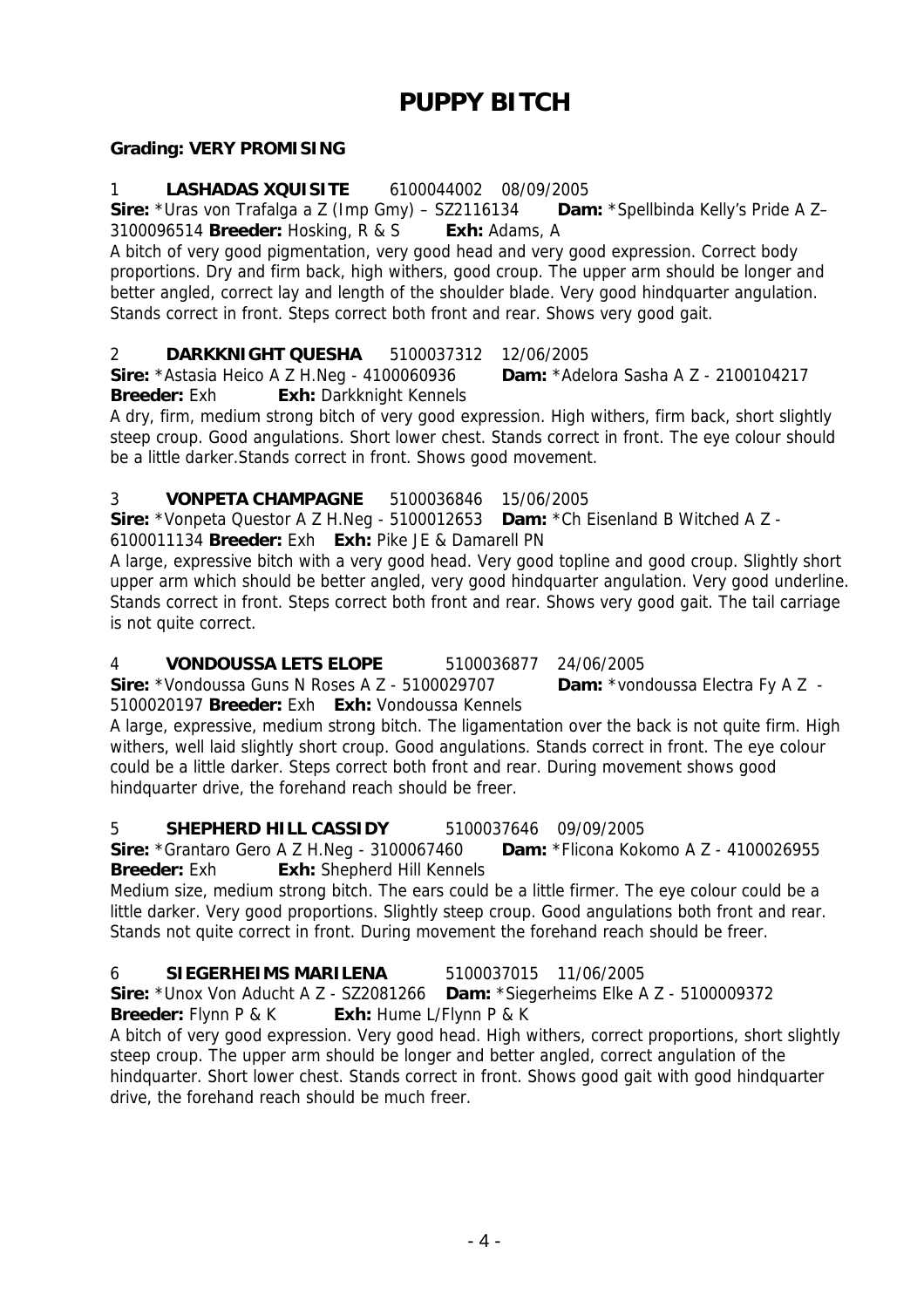# PUPPY BITCH

**Grading: VERY PROMISING**

1 **LASHADAS XQUISITE** 6100044002 08/09/2005
**Sire:** *Uras von Trafalga a Z (Imp Gmy) – SZ2116134 **Dam:** *Spellbinda Kelly's Pride A Z– 3100096514 **Breeder:** Hosking, R & S **Exh:** Adams, A
A bitch of very good pigmentation, very good head and very good expression. Correct body proportions. Dry and firm back, high withers, good croup. The upper arm should be longer and better angled, correct lay and length of the shoulder blade. Very good hindquarter angulation. Stands correct in front. Steps correct both front and rear. Shows very good gait.

2 **DARKKNIGHT QUESHA** 5100037312 12/06/2005
**Sire:** *Astasia Heico A Z H.Neg - 4100060936 **Dam:** *Adelora Sasha A Z - 2100104217
**Breeder:** Exh **Exh:** Darkknight Kennels
A dry, firm, medium strong bitch of very good expression. High withers, firm back, short slightly steep croup. Good angulations. Short lower chest. Stands correct in front. The eye colour should be a little darker.Stands correct in front. Shows good movement.

3 **VONPETA CHAMPAGNE** 5100036846 15/06/2005
**Sire:** *Vonpeta Questor A Z H.Neg - 5100012653 **Dam:** *Ch Eisenland B Witched A Z - 6100011134 **Breeder:** Exh **Exh:** Pike JE & Damarell PN
A large, expressive bitch with a very good head. Very good topline and good croup. Slightly short upper arm which should be better angled, very good hindquarter angulation. Very good underline. Stands correct in front. Steps correct both front and rear. Shows very good gait. The tail carriage is not quite correct.

4 **VONDOUSSA LETS ELOPE** 5100036877 24/06/2005
**Sire:** *Vondoussa Guns N Roses A Z - 5100029707 **Dam:** *vondoussa Electra Fy A Z - 5100020197 **Breeder:** Exh **Exh:** Vondoussa Kennels
A large, expressive, medium strong bitch. The ligamentation over the back is not quite firm. High withers, well laid slightly short croup. Good angulations. Stands correct in front. The eye colour could be a little darker. Steps correct both front and rear. During movement shows good hindquarter drive, the forehand reach should be freer.

5 **SHEPHERD HILL CASSIDY** 5100037646 09/09/2005
**Sire:** *Grantaro Gero A Z H.Neg - 3100067460 **Dam:** *Flicona Kokomo A Z - 4100026955
**Breeder:** Exh **Exh:** Shepherd Hill Kennels
Medium size, medium strong bitch. The ears could be a little firmer. The eye colour could be a little darker. Very good proportions. Slightly steep croup. Good angulations both front and rear. Stands not quite correct in front. During movement the forehand reach should be freer.

6 **SIEGERHEIMS MARILENA** 5100037015 11/06/2005
**Sire:** *Unox Von Aducht A Z - SZ2081266 **Dam:** *Siegerheims Elke A Z - 5100009372
**Breeder:** Flynn P & K **Exh:** Hume L/Flynn P & K
A bitch of very good expression. Very good head. High withers, correct proportions, short slightly steep croup. The upper arm should be longer and better angled, correct angulation of the hindquarter. Short lower chest. Stands correct in front. Shows good gait with good hindquarter drive, the forehand reach should be much freer.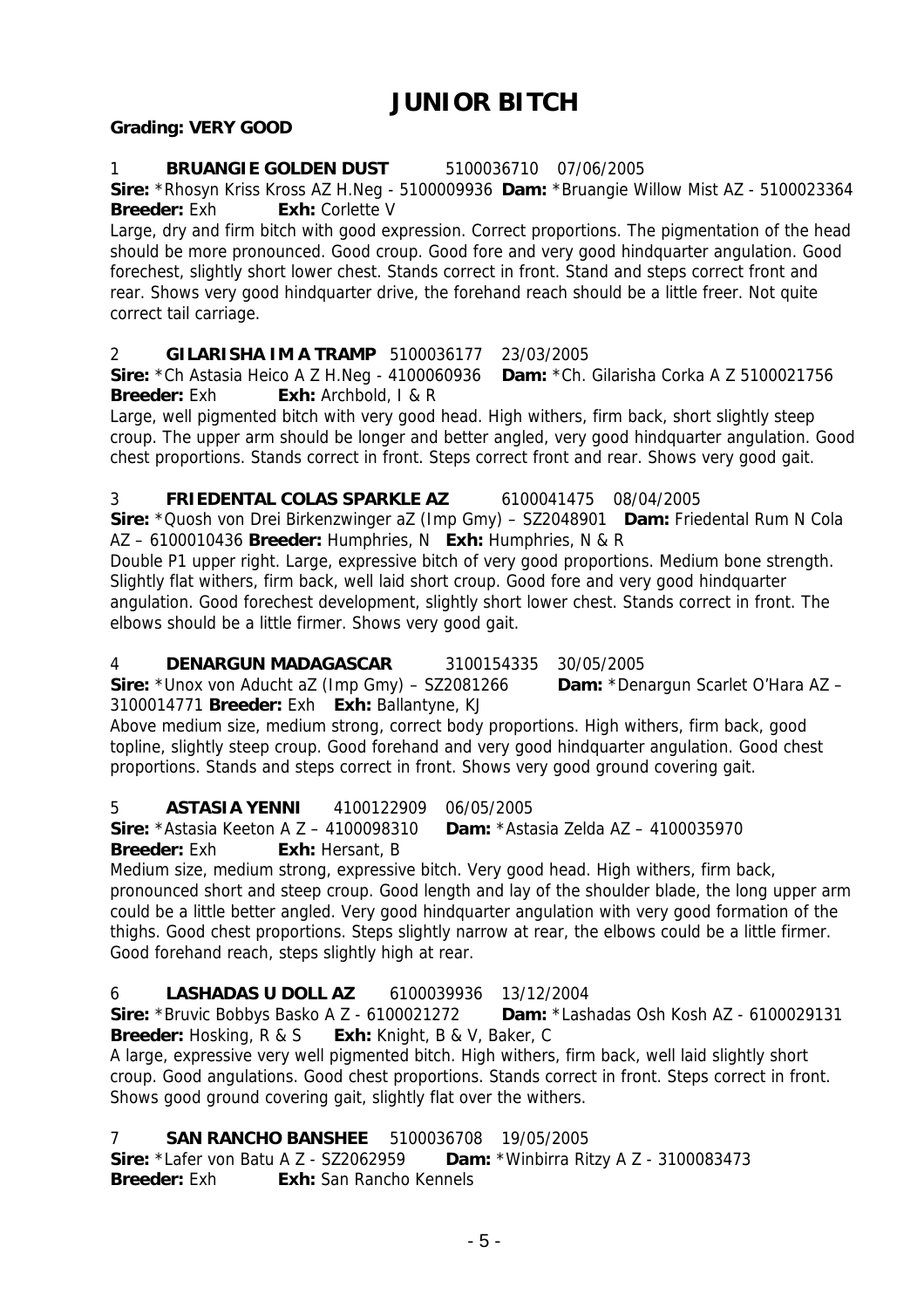# JUNIOR BITCH

**Grading: VERY GOOD**

1 **BRUANGIE GOLDEN DUST** 5100036710 07/06/2005
**Sire:** *Rhosyn Kriss Kross AZ H.Neg - 5100009936 **Dam:** *Bruangie Willow Mist AZ - 5100023364
**Breeder:** Exh **Exh:** Corlette V
Large, dry and firm bitch with good expression. Correct proportions. The pigmentation of the head should be more pronounced. Good croup. Good fore and very good hindquarter angulation. Good forechest, slightly short lower chest. Stands correct in front. Stand and steps correct front and rear. Shows very good hindquarter drive, the forehand reach should be a little freer. Not quite correct tail carriage.

2 **GILARISHA IM A TRAMP** 5100036177 23/03/2005
**Sire:** *Ch Astasia Heico A Z H.Neg - 4100060936 **Dam:** *Ch. Gilarisha Corka A Z 5100021756
**Breeder:** Exh **Exh:** Archbold, I & R
Large, well pigmented bitch with very good head. High withers, firm back, short slightly steep croup. The upper arm should be longer and better angled, very good hindquarter angulation. Good chest proportions. Stands correct in front. Steps correct front and rear. Shows very good gait.

3 **FRIEDENTAL COLAS SPARKLE AZ** 6100041475 08/04/2005
**Sire:** *Quosh von Drei Birkenzwinger aZ (Imp Gmy) – SZ2048901 **Dam:** Friedental Rum N Cola AZ – 6100010436 **Breeder:** Humphries, N **Exh:** Humphries, N & R
Double P1 upper right. Large, expressive bitch of very good proportions. Medium bone strength. Slightly flat withers, firm back, well laid short croup. Good fore and very good hindquarter angulation. Good forechest development, slightly short lower chest. Stands correct in front. The elbows should be a little firmer. Shows very good gait.

4 **DENARGUN MADAGASCAR** 3100154335 30/05/2005
**Sire:** *Unox von Aducht aZ (Imp Gmy) – SZ2081266 **Dam:** *Denargun Scarlet O'Hara AZ – 3100014771 **Breeder:** Exh **Exh:** Ballantyne, KJ
Above medium size, medium strong, correct body proportions. High withers, firm back, good topline, slightly steep croup. Good forehand and very good hindquarter angulation. Good chest proportions. Stands and steps correct in front. Shows very good ground covering gait.

5 **ASTASIA YENNI** 4100122909 06/05/2005
**Sire:** *Astasia Keeton A Z – 4100098310 **Dam:** *Astasia Zelda AZ – 4100035970
**Breeder:** Exh **Exh:** Hersant, B
Medium size, medium strong, expressive bitch. Very good head. High withers, firm back, pronounced short and steep croup. Good length and lay of the shoulder blade, the long upper arm could be a little better angled. Very good hindquarter angulation with very good formation of the thighs. Good chest proportions. Steps slightly narrow at rear, the elbows could be a little firmer. Good forehand reach, steps slightly high at rear.

6 **LASHADAS U DOLL AZ** 6100039936 13/12/2004
**Sire:** *Bruvic Bobbys Basko A Z - 6100021272 **Dam:** *Lashadas Osh Kosh AZ - 6100029131
**Breeder:** Hosking, R & S **Exh:** Knight, B & V, Baker, C
A large, expressive very well pigmented bitch. High withers, firm back, well laid slightly short croup. Good angulations. Good chest proportions. Stands correct in front. Steps correct in front. Shows good ground covering gait, slightly flat over the withers.

7 **SAN RANCHO BANSHEE** 5100036708 19/05/2005
**Sire:** *Lafer von Batu A Z - SZ2062959 **Dam:** *Winbirra Ritzy A Z - 3100083473
**Breeder:** Exh **Exh:** San Rancho Kennels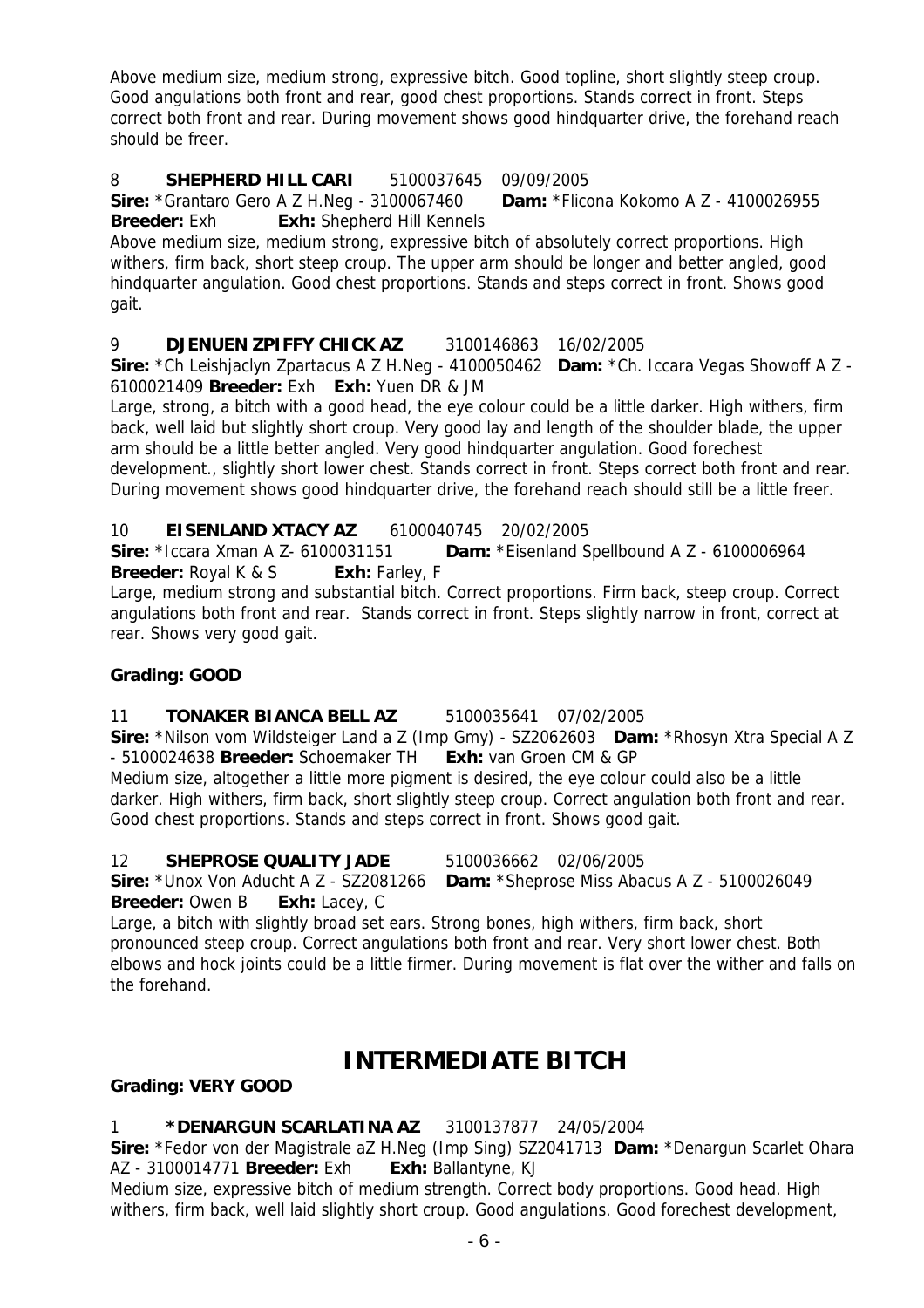Above medium size, medium strong, expressive bitch. Good topline, short slightly steep croup. Good angulations both front and rear, good chest proportions. Stands correct in front. Steps correct both front and rear. During movement shows good hindquarter drive, the forehand reach should be freer.

8 **SHEPHERD HILL CARI** 5100037645 09/09/2005
**Sire:** *Grantaro Gero A Z H.Neg - 3100067460 **Dam:** *Flicona Kokomo A Z - 4100026955
**Breeder:** Exh **Exh:** Shepherd Hill Kennels
Above medium size, medium strong, expressive bitch of absolutely correct proportions. High withers, firm back, short steep croup. The upper arm should be longer and better angled, good hindquarter angulation. Good chest proportions. Stands and steps correct in front. Shows good gait.

9 **DJENUEN ZPIFFY CHICK AZ** 3100146863 16/02/2005
**Sire:** *Ch Leishjaclyn Zpartacus A Z H.Neg - 4100050462 **Dam:** *Ch. Iccara Vegas Showoff A Z - 6100021409 **Breeder:** Exh **Exh:** Yuen DR & JM
Large, strong, a bitch with a good head, the eye colour could be a little darker. High withers, firm back, well laid but slightly short croup. Very good lay and length of the shoulder blade, the upper arm should be a little better angled. Very good hindquarter angulation. Good forechest development., slightly short lower chest. Stands correct in front. Steps correct both front and rear. During movement shows good hindquarter drive, the forehand reach should still be a little freer.

10 **EISENLAND XTACY AZ** 6100040745 20/02/2005
**Sire:** *Iccara Xman A Z- 6100031151 **Dam:** *Eisenland Spellbound A Z - 6100006964
**Breeder:** Royal K & S **Exh:** Farley, F
Large, medium strong and substantial bitch. Correct proportions. Firm back, steep croup. Correct angulations both front and rear. Stands correct in front. Steps slightly narrow in front, correct at rear. Shows very good gait.

**Grading: GOOD**

11 **TONAKER BIANCA BELL AZ** 5100035641 07/02/2005
**Sire:** *Nilson vom Wildsteiger Land a Z (Imp Gmy) - SZ2062603 **Dam:** *Rhosyn Xtra Special A Z - 5100024638 **Breeder:** Schoemaker TH **Exh:** van Groen CM & GP
Medium size, altogether a little more pigment is desired, the eye colour could also be a little darker. High withers, firm back, short slightly steep croup. Correct angulation both front and rear. Good chest proportions. Stands and steps correct in front. Shows good gait.

12 **SHEPROSE QUALITY JADE** 5100036662 02/06/2005
**Sire:** *Unox Von Aducht A Z - SZ2081266 **Dam:** *Sheprose Miss Abacus A Z - 5100026049
**Breeder:** Owen B **Exh:** Lacey, C
Large, a bitch with slightly broad set ears. Strong bones, high withers, firm back, short pronounced steep croup. Correct angulations both front and rear. Very short lower chest. Both elbows and hock joints could be a little firmer. During movement is flat over the wither and falls on the forehand.

# INTERMEDIATE BITCH

**Grading: VERY GOOD**

1 ***DENARGUN SCARLATINA AZ** 3100137877 24/05/2004
**Sire:** *Fedor von der Magistrale aZ H.Neg (Imp Sing) SZ2041713 **Dam:** *Denargun Scarlet Ohara AZ - 3100014771 **Breeder:** Exh **Exh:** Ballantyne, KJ
Medium size, expressive bitch of medium strength. Correct body proportions. Good head. High withers, firm back, well laid slightly short croup. Good angulations. Good forechest development,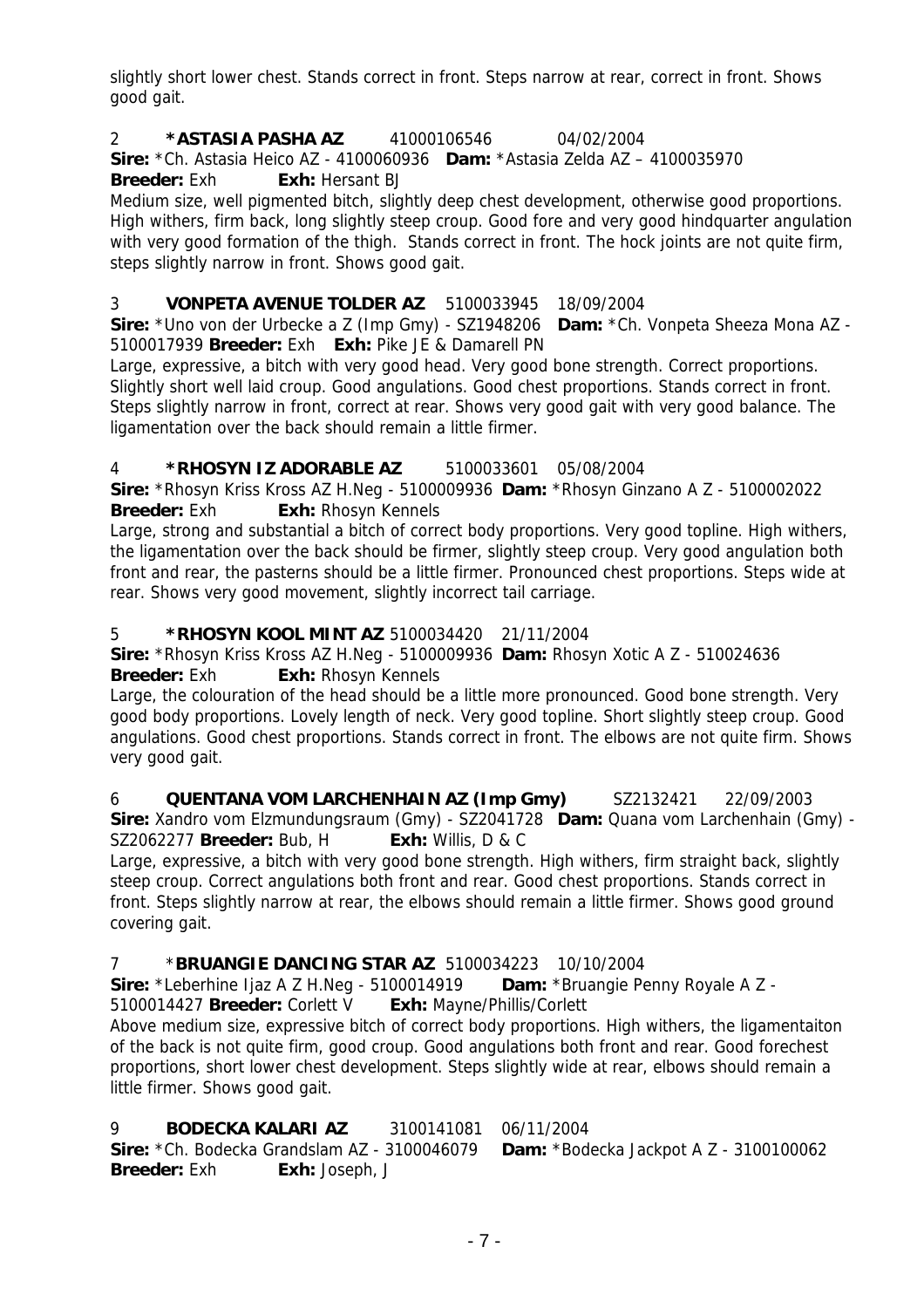slightly short lower chest. Stands correct in front. Steps narrow at rear, correct in front. Shows good gait.

2 **\*ASTASIA PASHA AZ** 41000106546 04/02/2004
**Sire:** \*Ch. Astasia Heico AZ - 4100060936 **Dam:** \*Astasia Zelda AZ – 4100035970
**Breeder:** Exh **Exh:** Hersant BJ
Medium size, well pigmented bitch, slightly deep chest development, otherwise good proportions. High withers, firm back, long slightly steep croup. Good fore and very good hindquarter angulation with very good formation of the thigh. Stands correct in front. The hock joints are not quite firm, steps slightly narrow in front. Shows good gait.

3 **VONPETA AVENUE TOLDER AZ** 5100033945 18/09/2004
**Sire:** \*Uno von der Urbecke a Z (Imp Gmy) - SZ1948206 **Dam:** \*Ch. Vonpeta Sheeza Mona AZ - 5100017939 **Breeder:** Exh **Exh:** Pike JE & Damarell PN
Large, expressive, a bitch with very good head. Very good bone strength. Correct proportions. Slightly short well laid croup. Good angulations. Good chest proportions. Stands correct in front. Steps slightly narrow in front, correct at rear. Shows very good gait with very good balance. The ligamentation over the back should remain a little firmer.

4 **\*RHOSYN IZ ADORABLE AZ** 5100033601 05/08/2004
**Sire:** \*Rhosyn Kriss Kross AZ H.Neg - 5100009936 **Dam:** \*Rhosyn Ginzano A Z - 5100002022
**Breeder:** Exh **Exh:** Rhosyn Kennels
Large, strong and substantial a bitch of correct body proportions. Very good topline. High withers, the ligamentation over the back should be firmer, slightly steep croup. Very good angulation both front and rear, the pasterns should be a little firmer. Pronounced chest proportions. Steps wide at rear. Shows very good movement, slightly incorrect tail carriage.

5 **\*RHOSYN KOOL MINT AZ** 5100034420 21/11/2004
**Sire:** \*Rhosyn Kriss Kross AZ H.Neg - 5100009936 **Dam:** Rhosyn Xotic A Z - 510024636
**Breeder:** Exh **Exh:** Rhosyn Kennels
Large, the colouration of the head should be a little more pronounced. Good bone strength. Very good body proportions. Lovely length of neck. Very good topline. Short slightly steep croup. Good angulations. Good chest proportions. Stands correct in front. The elbows are not quite firm. Shows very good gait.

6 **QUENTANA VOM LARCHENHAIN AZ (Imp Gmy)** SZ2132421 22/09/2003
**Sire:** Xandro vom Elzmundungsraum (Gmy) - SZ2041728 **Dam:** Quana vom Larchenhain (Gmy) - SZ2062277 **Breeder:** Bub, H **Exh:** Willis, D & C
Large, expressive, a bitch with very good bone strength. High withers, firm straight back, slightly steep croup. Correct angulations both front and rear. Good chest proportions. Stands correct in front. Steps slightly narrow at rear, the elbows should remain a little firmer. Shows good ground covering gait.

7 \***BRUANGIE DANCING STAR AZ** 5100034223 10/10/2004
**Sire:** \*Leberhine Ijaz A Z H.Neg - 5100014919 **Dam:** \*Bruangie Penny Royale A Z - 5100014427 **Breeder:** Corlett V **Exh:** Mayne/Phillis/Corlett
Above medium size, expressive bitch of correct body proportions. High withers, the ligamentaiton of the back is not quite firm, good croup. Good angulations both front and rear. Good forechest proportions, short lower chest development. Steps slightly wide at rear, elbows should remain a little firmer. Shows good gait.

9 **BODECKA KALARI AZ** 3100141081 06/11/2004
**Sire:** \*Ch. Bodecka Grandslam AZ - 3100046079 **Dam:** \*Bodecka Jackpot A Z - 3100100062
**Breeder:** Exh **Exh:** Joseph, J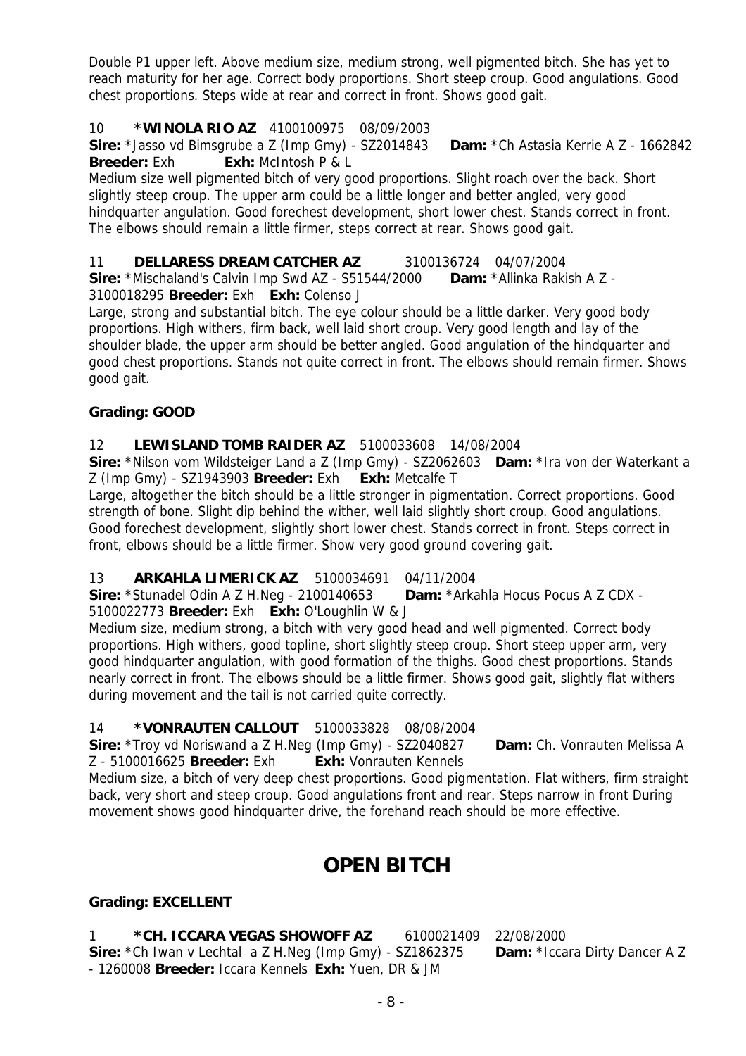Double P1 upper left. Above medium size, medium strong, well pigmented bitch. She has yet to reach maturity for her age. Correct body proportions. Short steep croup. Good angulations. Good chest proportions. Steps wide at rear and correct in front. Shows good gait.

10 **\*WINOLA RIO AZ** 4100100975 08/09/2003
**Sire:** \*Jasso vd Bimsgrube a Z (Imp Gmy) - SZ2014843 **Dam:** \*Ch Astasia Kerrie A Z - 1662842 **Breeder:** Exh **Exh:** McIntosh P & L
Medium size well pigmented bitch of very good proportions. Slight roach over the back. Short slightly steep croup. The upper arm could be a little longer and better angled, very good hindquarter angulation. Good forechest development, short lower chest. Stands correct in front. The elbows should remain a little firmer, steps correct at rear. Shows good gait.

11 **DELLARESS DREAM CATCHER AZ** 3100136724 04/07/2004
**Sire:** \*Mischaland's Calvin Imp Swd AZ - S51544/2000 **Dam:** \*Allinka Rakish A Z - 3100018295 **Breeder:** Exh **Exh:** Colenso J
Large, strong and substantial bitch. The eye colour should be a little darker. Very good body proportions. High withers, firm back, well laid short croup. Very good length and lay of the shoulder blade, the upper arm should be better angled. Good angulation of the hindquarter and good chest proportions. Stands not quite correct in front. The elbows should remain firmer. Shows good gait.

**Grading: GOOD**

12 **LEWISLAND TOMB RAIDER AZ** 5100033608 14/08/2004
**Sire:** \*Nilson vom Wildsteiger Land a Z (Imp Gmy) - SZ2062603 **Dam:** \*Ira von der Waterkant a Z (Imp Gmy) - SZ1943903 **Breeder:** Exh **Exh:** Metcalfe T
Large, altogether the bitch should be a little stronger in pigmentation. Correct proportions. Good strength of bone. Slight dip behind the wither, well laid slightly short croup. Good angulations. Good forechest development, slightly short lower chest. Stands correct in front. Steps correct in front, elbows should be a little firmer. Show very good ground covering gait.

13 **ARKAHLA LIMERICK AZ** 5100034691 04/11/2004
**Sire:** \*Stunadel Odin A Z H.Neg - 2100140653 **Dam:** \*Arkahla Hocus Pocus A Z CDX - 5100022773 **Breeder:** Exh **Exh:** O'Loughlin W & J
Medium size, medium strong, a bitch with very good head and well pigmented. Correct body proportions. High withers, good topline, short slightly steep croup. Short steep upper arm, very good hindquarter angulation, with good formation of the thighs. Good chest proportions. Stands nearly correct in front. The elbows should be a little firmer. Shows good gait, slightly flat withers during movement and the tail is not carried quite correctly.

14 **\*VONRAUTEN CALLOUT** 5100033828 08/08/2004
**Sire:** \*Troy vd Noriswand a Z H.Neg (Imp Gmy) - SZ2040827 **Dam:** Ch. Vonrauten Melissa A Z - 5100016625 **Breeder:** Exh **Exh:** Vonrauten Kennels
Medium size, a bitch of very deep chest proportions. Good pigmentation. Flat withers, firm straight back, very short and steep croup. Good angulations front and rear. Steps narrow in front During movement shows good hindquarter drive, the forehand reach should be more effective.

# OPEN BITCH

**Grading: EXCELLENT**

1 **\*CH. ICCARA VEGAS SHOWOFF AZ** 6100021409 22/08/2000
**Sire:** \*Ch Iwan v Lechtal a Z H.Neg (Imp Gmy) - SZ1862375 **Dam:** \*Iccara Dirty Dancer A Z - 1260008 **Breeder:** Iccara Kennels **Exh:** Yuen, DR & JM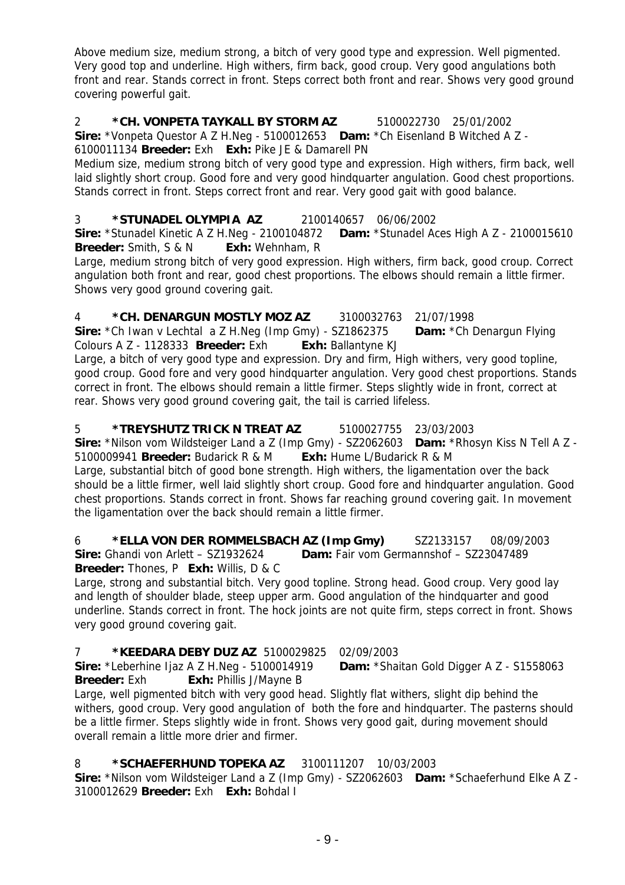Above medium size, medium strong, a bitch of very good type and expression. Well pigmented. Very good top and underline. High withers, firm back, good croup. Very good angulations both front and rear. Stands correct in front. Steps correct both front and rear. Shows very good ground covering powerful gait.

2 **\*CH. VONPETA TAYKALL BY STORM AZ** 5100022730 25/01/2002
**Sire:** \*Vonpeta Questor A Z H.Neg - 5100012653 **Dam:** \*Ch Eisenland B Witched A Z - 6100011134 **Breeder:** Exh **Exh:** Pike JE & Damarell PN
Medium size, medium strong bitch of very good type and expression. High withers, firm back, well laid slightly short croup. Good fore and very good hindquarter angulation. Good chest proportions. Stands correct in front. Steps correct front and rear. Very good gait with good balance.

3 **\*STUNADEL OLYMPIA AZ** 2100140657 06/06/2002
**Sire:** \*Stunadel Kinetic A Z H.Neg - 2100104872 **Dam:** \*Stunadel Aces High A Z - 2100015610 **Breeder:** Smith, S & N **Exh:** Wehnham, R
Large, medium strong bitch of very good expression. High withers, firm back, good croup. Correct angulation both front and rear, good chest proportions. The elbows should remain a little firmer. Shows very good ground covering gait.

4 **\*CH. DENARGUN MOSTLY MOZ AZ** 3100032763 21/07/1998
**Sire:** \*Ch Iwan v Lechtal a Z H.Neg (Imp Gmy) - SZ1862375 **Dam:** \*Ch Denargun Flying Colours A Z - 1128333 **Breeder:** Exh **Exh:** Ballantyne KJ
Large, a bitch of very good type and expression. Dry and firm, High withers, very good topline, good croup. Good fore and very good hindquarter angulation. Very good chest proportions. Stands correct in front. The elbows should remain a little firmer. Steps slightly wide in front, correct at rear. Shows very good ground covering gait, the tail is carried lifeless.

5 **\*TREYSHUTZ TRICK N TREAT AZ** 5100027755 23/03/2003
**Sire:** \*Nilson vom Wildsteiger Land a Z (Imp Gmy) - SZ2062603 **Dam:** \*Rhosyn Kiss N Tell A Z - 5100009941 **Breeder:** Budarick R & M **Exh:** Hume L/Budarick R & M
Large, substantial bitch of good bone strength. High withers, the ligamentation over the back should be a little firmer, well laid slightly short croup. Good fore and hindquarter angulation. Good chest proportions. Stands correct in front. Shows far reaching ground covering gait. In movement the ligamentation over the back should remain a little firmer.

6 **\*ELLA VON DER ROMMELSBACH AZ (Imp Gmy)** SZ2133157 08/09/2003
**Sire:** Ghandi von Arlett – SZ1932624 **Dam:** Fair vom Germannshof – SZ23047489
**Breeder:** Thones, P **Exh:** Willis, D & C
Large, strong and substantial bitch. Very good topline. Strong head. Good croup. Very good lay and length of shoulder blade, steep upper arm. Good angulation of the hindquarter and good underline. Stands correct in front. The hock joints are not quite firm, steps correct in front. Shows very good ground covering gait.

7 **\*KEEDARA DEBY DUZ AZ** 5100029825 02/09/2003
**Sire:** \*Leberhine Ijaz A Z H.Neg - 5100014919 **Dam:** \*Shaitan Gold Digger A Z - S1558063
**Breeder:** Exh **Exh:** Phillis J/Mayne B
Large, well pigmented bitch with very good head. Slightly flat withers, slight dip behind the withers, good croup. Very good angulation of both the fore and hindquarter. The pasterns should be a little firmer. Steps slightly wide in front. Shows very good gait, during movement should overall remain a little more drier and firmer.

8 **\*SCHAEFERHUND TOPEKA AZ** 3100111207 10/03/2003
**Sire:** \*Nilson vom Wildsteiger Land a Z (Imp Gmy) - SZ2062603 **Dam:** \*Schaeferhund Elke A Z - 3100012629 **Breeder:** Exh **Exh:** Bohdal I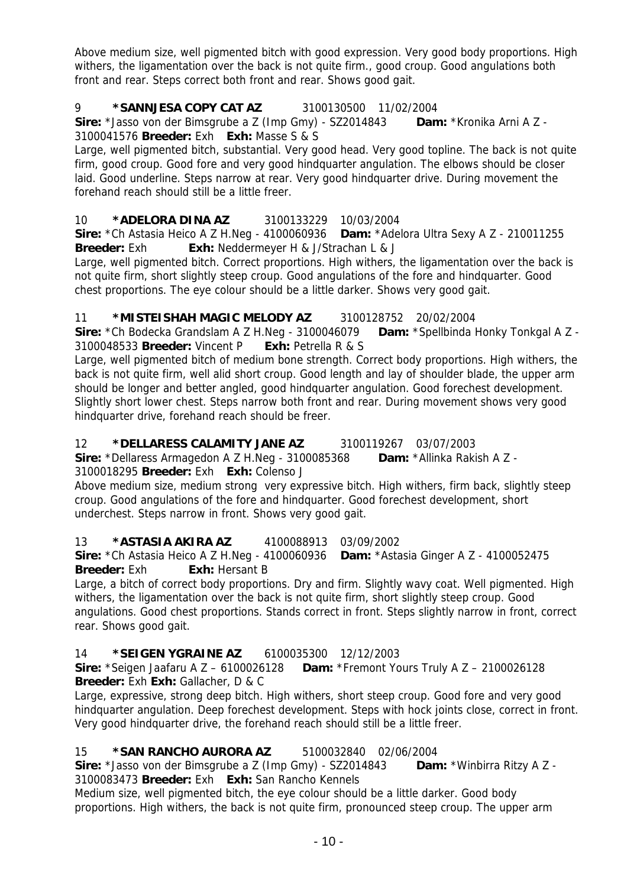Above medium size, well pigmented bitch with good expression. Very good body proportions. High withers, the ligamentation over the back is not quite firm., good croup. Good angulations both front and rear. Steps correct both front and rear. Shows good gait.

9 **\*SANNJESA COPY CAT AZ** 3100130500 11/02/2004
**Sire:** \*Jasso von der Bimsgrube a Z (Imp Gmy) - SZ2014843 **Dam:** \*Kronika Arni A Z - 3100041576 **Breeder:** Exh **Exh:** Masse S & S
Large, well pigmented bitch, substantial. Very good head. Very good topline. The back is not quite firm, good croup. Good fore and very good hindquarter angulation. The elbows should be closer laid. Good underline. Steps narrow at rear. Very good hindquarter drive. During movement the forehand reach should still be a little freer.

10 **\*ADELORA DINA AZ** 3100133229 10/03/2004
**Sire:** \*Ch Astasia Heico A Z H.Neg - 4100060936 **Dam:** \*Adelora Ultra Sexy A Z - 210011255
**Breeder:** Exh **Exh:** Neddermeyer H & J/Strachan L & J
Large, well pigmented bitch. Correct proportions. High withers, the ligamentation over the back is not quite firm, short slightly steep croup. Good angulations of the fore and hindquarter. Good chest proportions. The eye colour should be a little darker. Shows very good gait.

11 **\*MISTEISHAH MAGIC MELODY AZ** 3100128752 20/02/2004
**Sire:** \*Ch Bodecka Grandslam A Z H.Neg - 3100046079 **Dam:** \*Spellbinda Honky Tonkgal A Z - 3100048533 **Breeder:** Vincent P **Exh:** Petrella R & S
Large, well pigmented bitch of medium bone strength. Correct body proportions. High withers, the back is not quite firm, well alid short croup. Good length and lay of shoulder blade, the upper arm should be longer and better angled, good hindquarter angulation. Good forechest development. Slightly short lower chest. Steps narrow both front and rear. During movement shows very good hindquarter drive, forehand reach should be freer.

12 **\*DELLARESS CALAMITY JANE AZ** 3100119267 03/07/2003
**Sire:** \*Dellaress Armagedon A Z H.Neg - 3100085368 **Dam:** \*Allinka Rakish A Z - 3100018295 **Breeder:** Exh **Exh:** Colenso J
Above medium size, medium strong very expressive bitch. High withers, firm back, slightly steep croup. Good angulations of the fore and hindquarter. Good forechest development, short underchest. Steps narrow in front. Shows very good gait.

13 **\*ASTASIA AKIRA AZ** 4100088913 03/09/2002
**Sire:** \*Ch Astasia Heico A Z H.Neg - 4100060936 **Dam:** \*Astasia Ginger A Z - 4100052475
**Breeder:** Exh **Exh:** Hersant B
Large, a bitch of correct body proportions. Dry and firm. Slightly wavy coat. Well pigmented. High withers, the ligamentation over the back is not quite firm, short slightly steep croup. Good angulations. Good chest proportions. Stands correct in front. Steps slightly narrow in front, correct rear. Shows good gait.

14 **\*SEIGEN YGRAINE AZ** 6100035300 12/12/2003
**Sire:** \*Seigen Jaafaru A Z – 6100026128 **Dam:** \*Fremont Yours Truly A Z – 2100026128
**Breeder:** Exh **Exh:** Gallacher, D & C
Large, expressive, strong deep bitch. High withers, short steep croup. Good fore and very good hindquarter angulation. Deep forechest development. Steps with hock joints close, correct in front. Very good hindquarter drive, the forehand reach should still be a little freer.

15 **\*SAN RANCHO AURORA AZ** 5100032840 02/06/2004
**Sire:** \*Jasso von der Bimsgrube a Z (Imp Gmy) - SZ2014843 **Dam:** \*Winbirra Ritzy A Z - 3100083473 **Breeder:** Exh **Exh:** San Rancho Kennels
Medium size, well pigmented bitch, the eye colour should be a little darker. Good body proportions. High withers, the back is not quite firm, pronounced steep croup. The upper arm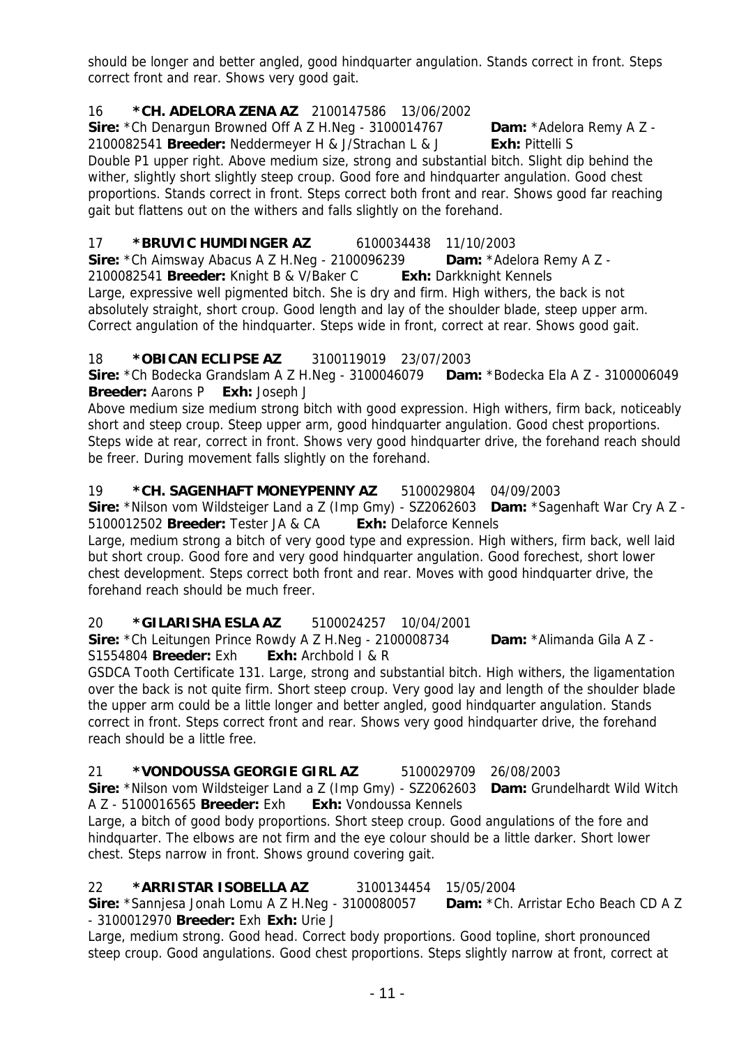should be longer and better angled, good hindquarter angulation. Stands correct in front. Steps correct front and rear. Shows very good gait.

16 **\*CH. ADELORA ZENA AZ** 2100147586 13/06/2002
**Sire:** *Ch Denargun Browned Off A Z H.Neg - 3100014767 **Dam:** *Adelora Remy A Z - 2100082541 **Breeder:** Neddermeyer H & J/Strachan L & J **Exh:** Pittelli S
Double P1 upper right. Above medium size, strong and substantial bitch. Slight dip behind the wither, slightly short slightly steep croup. Good fore and hindquarter angulation. Good chest proportions. Stands correct in front. Steps correct both front and rear. Shows good far reaching gait but flattens out on the withers and falls slightly on the forehand.

17 **\*BRUVIC HUMDINGER AZ** 6100034438 11/10/2003
**Sire:** *Ch Aimsway Abacus A Z H.Neg - 2100096239 **Dam:** *Adelora Remy A Z - 2100082541 **Breeder:** Knight B & V/Baker C **Exh:** Darkknight Kennels
Large, expressive well pigmented bitch. She is dry and firm. High withers, the back is not absolutely straight, short croup. Good length and lay of the shoulder blade, steep upper arm. Correct angulation of the hindquarter. Steps wide in front, correct at rear. Shows good gait.

18 **\*OBICAN ECLIPSE AZ** 3100119019 23/07/2003
**Sire:** *Ch Bodecka Grandslam A Z H.Neg - 3100046079 **Dam:** *Bodecka Ela A Z - 3100006049 **Breeder:** Aarons P **Exh:** Joseph J
Above medium size medium strong bitch with good expression. High withers, firm back, noticeably short and steep croup. Steep upper arm, good hindquarter angulation. Good chest proportions. Steps wide at rear, correct in front. Shows very good hindquarter drive, the forehand reach should be freer. During movement falls slightly on the forehand.

19 **\*CH. SAGENHAFT MONEYPENNY AZ** 5100029804 04/09/2003
**Sire:** *Nilson vom Wildsteiger Land a Z (Imp Gmy) - SZ2062603 **Dam:** *Sagenhaft War Cry A Z - 5100012502 **Breeder:** Tester JA & CA **Exh:** Delaforce Kennels
Large, medium strong a bitch of very good type and expression. High withers, firm back, well laid but short croup. Good fore and very good hindquarter angulation. Good forechest, short lower chest development. Steps correct both front and rear. Moves with good hindquarter drive, the forehand reach should be much freer.

20 **\*GILARISHA ESLA AZ** 5100024257 10/04/2001
**Sire:** *Ch Leitungen Prince Rowdy A Z H.Neg - 2100008734 **Dam:** *Alimanda Gila A Z - S1554804 **Breeder:** Exh **Exh:** Archbold I & R
GSDCA Tooth Certificate 131. Large, strong and substantial bitch. High withers, the ligamentation over the back is not quite firm. Short steep croup. Very good lay and length of the shoulder blade the upper arm could be a little longer and better angled, good hindquarter angulation. Stands correct in front. Steps correct front and rear. Shows very good hindquarter drive, the forehand reach should be a little free.

21 **\*VONDOUSSA GEORGIE GIRL AZ** 5100029709 26/08/2003
**Sire:** *Nilson vom Wildsteiger Land a Z (Imp Gmy) - SZ2062603 **Dam:** Grundelhardt Wild Witch A Z - 5100016565 **Breeder:** Exh **Exh:** Vondoussa Kennels
Large, a bitch of good body proportions. Short steep croup. Good angulations of the fore and hindquarter. The elbows are not firm and the eye colour should be a little darker. Short lower chest. Steps narrow in front. Shows ground covering gait.

22 **\*ARRISTAR ISOBELLA AZ** 3100134454 15/05/2004
**Sire:** *Sannjesa Jonah Lomu A Z H.Neg - 3100080057 **Dam:** *Ch. Arristar Echo Beach CD A Z - 3100012970 **Breeder:** Exh **Exh:** Urie J
Large, medium strong. Good head. Correct body proportions. Good topline, short pronounced steep croup. Good angulations. Good chest proportions. Steps slightly narrow at front, correct at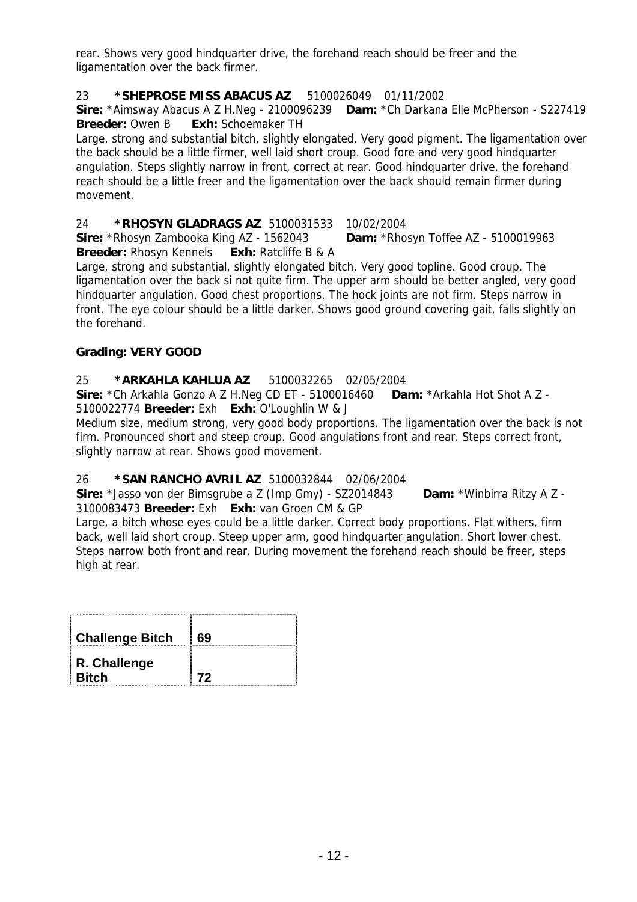rear. Shows very good hindquarter drive, the forehand reach should be freer and the ligamentation over the back firmer.

23 **\*SHEPROSE MISS ABACUS AZ** 5100026049 01/11/2002
**Sire:** \*Aimsway Abacus A Z H.Neg - 2100096239 **Dam:** \*Ch Darkana Elle McPherson - S227419
**Breeder:** Owen B **Exh:** Schoemaker TH
Large, strong and substantial bitch, slightly elongated. Very good pigment. The ligamentation over the back should be a little firmer, well laid short croup. Good fore and very good hindquarter angulation. Steps slightly narrow in front, correct at rear. Good hindquarter drive, the forehand reach should be a little freer and the ligamentation over the back should remain firmer during movement.

24 **\*RHOSYN GLADRAGS AZ** 5100031533 10/02/2004
**Sire:** \*Rhosyn Zambooka King AZ - 1562043 **Dam:** \*Rhosyn Toffee AZ - 5100019963
**Breeder:** Rhosyn Kennels **Exh:** Ratcliffe B & A
Large, strong and substantial, slightly elongated bitch. Very good topline. Good croup. The ligamentation over the back si not quite firm. The upper arm should be better angled, very good hindquarter angulation. Good chest proportions. The hock joints are not firm. Steps narrow in front. The eye colour should be a little darker. Shows good ground covering gait, falls slightly on the forehand.

**Grading: VERY GOOD**

25 **\*ARKAHLA KAHLUA AZ** 5100032265 02/05/2004
**Sire:** \*Ch Arkahla Gonzo A Z H.Neg CD ET - 5100016460 **Dam:** \*Arkahla Hot Shot A Z - 5100022774 **Breeder:** Exh **Exh:** O'Loughlin W & J
Medium size, medium strong, very good body proportions. The ligamentation over the back is not firm. Pronounced short and steep croup. Good angulations front and rear. Steps correct front, slightly narrow at rear. Shows good movement.

26 **\*SAN RANCHO AVRIL AZ** 5100032844 02/06/2004
**Sire:** \*Jasso von der Bimsgrube a Z (Imp Gmy) - SZ2014843 **Dam:** \*Winbirra Ritzy A Z - 3100083473 **Breeder:** Exh **Exh:** van Groen CM & GP
Large, a bitch whose eyes could be a little darker. Correct body proportions. Flat withers, firm back, well laid short croup. Steep upper arm, good hindquarter angulation. Short lower chest. Steps narrow both front and rear. During movement the forehand reach should be freer, steps high at rear.

| | |
|---|---|
| **Challenge Bitch** | **69** |
| **R. Challenge Bitch** | **72** |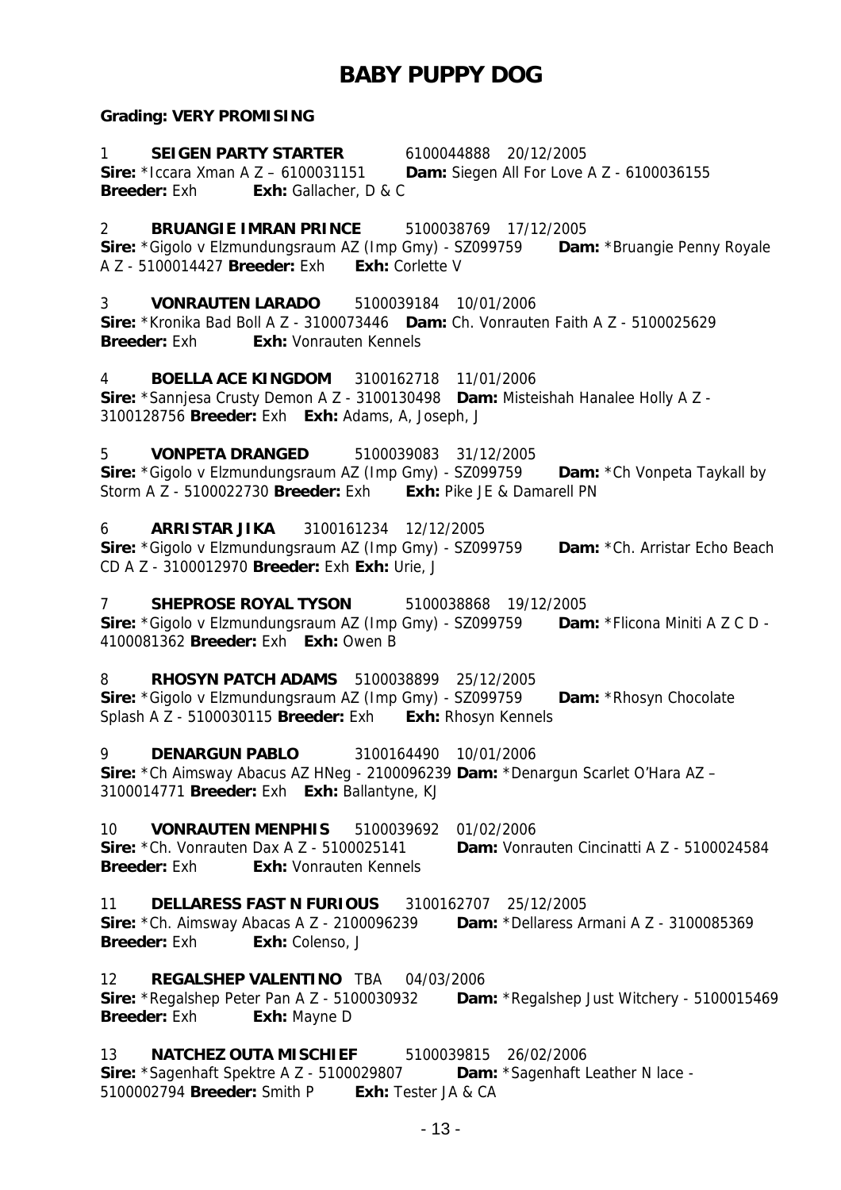# BABY PUPPY DOG

**Grading: VERY PROMISING**

1 **SEIGEN PARTY STARTER** 6100044888 20/12/2005
**Sire:** *Iccara Xman A Z – 6100031151 **Dam:** Siegen All For Love A Z - 6100036155
**Breeder:** Exh **Exh:** Gallacher, D & C

2 **BRUANGIE IMRAN PRINCE** 5100038769 17/12/2005
**Sire:** *Gigolo v Elzmundungsraum AZ (Imp Gmy) - SZ099759 **Dam:** *Bruangie Penny Royale A Z - 5100014427 **Breeder:** Exh **Exh:** Corlette V

3 **VONRAUTEN LARADO** 5100039184 10/01/2006
**Sire:** *Kronika Bad Boll A Z - 3100073446 **Dam:** Ch. Vonrauten Faith A Z - 5100025629
**Breeder:** Exh **Exh:** Vonrauten Kennels

4 **BOELLA ACE KINGDOM** 3100162718 11/01/2006
**Sire:** *Sannjesa Crusty Demon A Z - 3100130498 **Dam:** Misteishah Hanalee Holly A Z - 3100128756 **Breeder:** Exh **Exh:** Adams, A, Joseph, J

5 **VONPETA DRANGED** 5100039083 31/12/2005
**Sire:** *Gigolo v Elzmundungsraum AZ (Imp Gmy) - SZ099759 **Dam:** *Ch Vonpeta Taykall by Storm A Z - 5100022730 **Breeder:** Exh **Exh:** Pike JE & Damarell PN

6 **ARRISTAR JIKA** 3100161234 12/12/2005
**Sire:** *Gigolo v Elzmundungsraum AZ (Imp Gmy) - SZ099759 **Dam:** *Ch. Arristar Echo Beach CD A Z - 3100012970 **Breeder:** Exh **Exh:** Urie, J

7 **SHEPROSE ROYAL TYSON** 5100038868 19/12/2005
**Sire:** *Gigolo v Elzmundungsraum AZ (Imp Gmy) - SZ099759 **Dam:** *Flicona Miniti A Z C D - 4100081362 **Breeder:** Exh **Exh:** Owen B

8 **RHOSYN PATCH ADAMS** 5100038899 25/12/2005
**Sire:** *Gigolo v Elzmundungsraum AZ (Imp Gmy) - SZ099759 **Dam:** *Rhosyn Chocolate Splash A Z - 5100030115 **Breeder:** Exh **Exh:** Rhosyn Kennels

9 **DENARGUN PABLO** 3100164490 10/01/2006
**Sire:** *Ch Aimsway Abacus AZ HNeg - 2100096239 **Dam:** *Denargun Scarlet O'Hara AZ – 3100014771 **Breeder:** Exh **Exh:** Ballantyne, KJ

10 **VONRAUTEN MENPHIS** 5100039692 01/02/2006
**Sire:** *Ch. Vonrauten Dax A Z - 5100025141 **Dam:** Vonrauten Cincinatti A Z - 5100024584
**Breeder:** Exh **Exh:** Vonrauten Kennels

11 **DELLARESS FAST N FURIOUS** 3100162707 25/12/2005
**Sire:** *Ch. Aimsway Abacas A Z - 2100096239 **Dam:** *Dellaress Armani A Z - 3100085369
**Breeder:** Exh **Exh:** Colenso, J

12 **REGALSHEP VALENTINO** TBA 04/03/2006
**Sire:** *Regalshep Peter Pan A Z - 5100030932 **Dam:** *Regalshep Just Witchery - 5100015469
**Breeder:** Exh **Exh:** Mayne D

13 **NATCHEZ OUTA MISCHIEF** 5100039815 26/02/2006
**Sire:** *Sagenhaft Spektre A Z - 5100029807 **Dam:** *Sagenhaft Leather N lace - 5100002794 **Breeder:** Smith P **Exh:** Tester JA & CA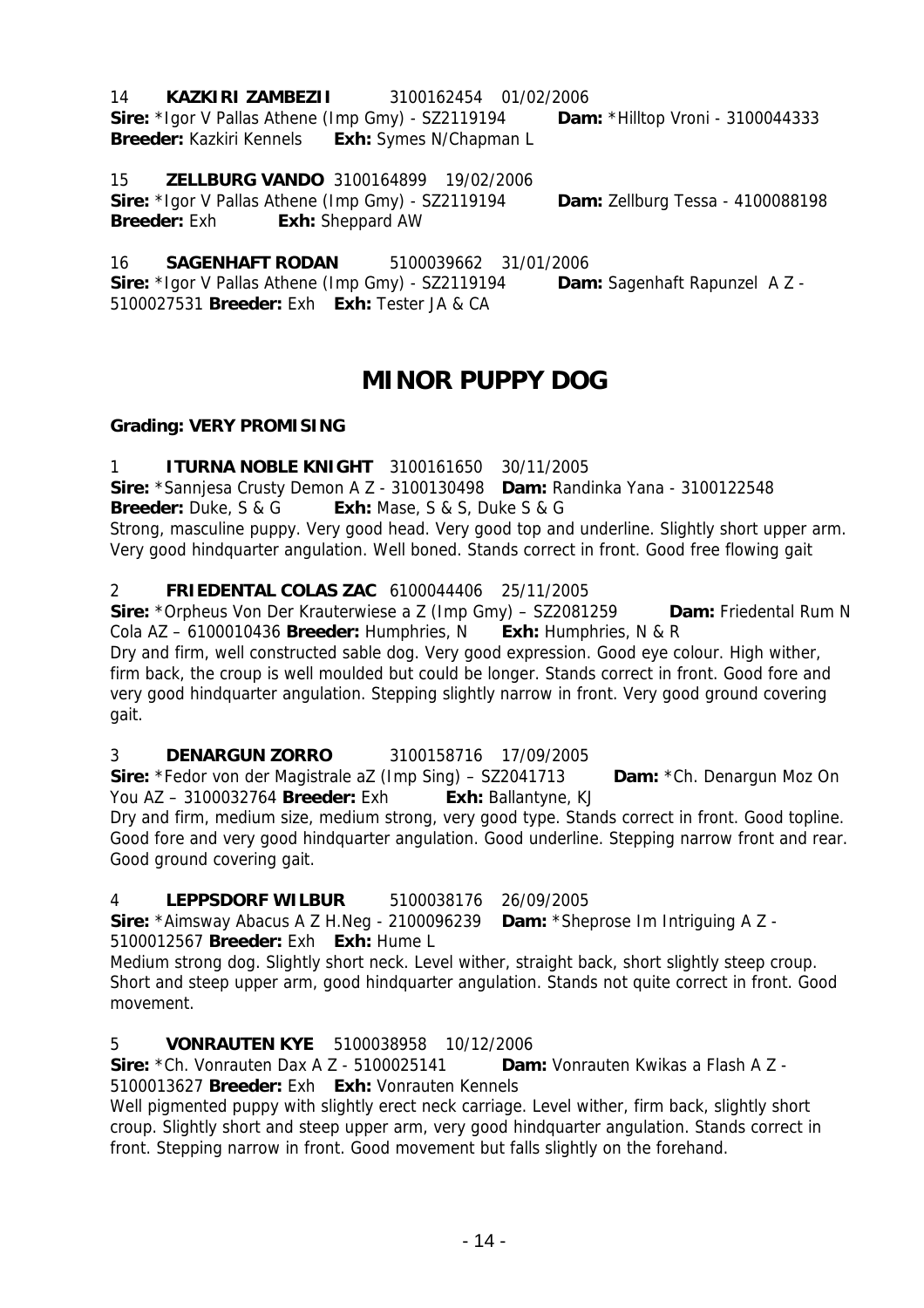14 **KAZKIRI ZAMBEZII** 3100162454 01/02/2006
**Sire:** *Igor V Pallas Athene (Imp Gmy) - SZ2119194 **Dam:** *Hilltop Vroni - 3100044333
**Breeder:** Kazkiri Kennels **Exh:** Symes N/Chapman L

15 **ZELLBURG VANDO** 3100164899 19/02/2006
**Sire:** *Igor V Pallas Athene (Imp Gmy) - SZ2119194 **Dam:** Zellburg Tessa - 4100088198
**Breeder:** Exh **Exh:** Sheppard AW

16 **SAGENHAFT RODAN** 5100039662 31/01/2006
**Sire:** *Igor V Pallas Athene (Imp Gmy) - SZ2119194 **Dam:** Sagenhaft Rapunzel A Z - 5100027531 **Breeder:** Exh **Exh:** Tester JA & CA

# MINOR PUPPY DOG

**Grading: VERY PROMISING**

1 **ITURNA NOBLE KNIGHT** 3100161650 30/11/2005
**Sire:** *Sannjesa Crusty Demon A Z - 3100130498 **Dam:** Randinka Yana - 3100122548
**Breeder:** Duke, S & G **Exh:** Mase, S & S, Duke S & G
Strong, masculine puppy. Very good head. Very good top and underline. Slightly short upper arm. Very good hindquarter angulation. Well boned. Stands correct in front. Good free flowing gait

2 **FRIEDENTAL COLAS ZAC** 6100044406 25/11/2005
**Sire:** *Orpheus Von Der Krauterwiese a Z (Imp Gmy) – SZ2081259 **Dam:** Friedental Rum N Cola AZ – 6100010436 **Breeder:** Humphries, N **Exh:** Humphries, N & R
Dry and firm, well constructed sable dog. Very good expression. Good eye colour. High wither, firm back, the croup is well moulded but could be longer. Stands correct in front. Good fore and very good hindquarter angulation. Stepping slightly narrow in front. Very good ground covering gait.

3 **DENARGUN ZORRO** 3100158716 17/09/2005
**Sire:** *Fedor von der Magistrale aZ (Imp Sing) – SZ2041713 **Dam:** *Ch. Denargun Moz On You AZ – 3100032764 **Breeder:** Exh **Exh:** Ballantyne, KJ
Dry and firm, medium size, medium strong, very good type. Stands correct in front. Good topline. Good fore and very good hindquarter angulation. Good underline. Stepping narrow front and rear. Good ground covering gait.

4 **LEPPSDORF WILBUR** 5100038176 26/09/2005
**Sire:** *Aimsway Abacus A Z H.Neg - 2100096239 **Dam:** *Sheprose Im Intriguing A Z - 5100012567 **Breeder:** Exh **Exh:** Hume L
Medium strong dog. Slightly short neck. Level wither, straight back, short slightly steep croup. Short and steep upper arm, good hindquarter angulation. Stands not quite correct in front. Good movement.

5 **VONRAUTEN KYE** 5100038958 10/12/2006
**Sire:** *Ch. Vonrauten Dax A Z - 5100025141 **Dam:** Vonrauten Kwikas a Flash A Z - 5100013627 **Breeder:** Exh **Exh:** Vonrauten Kennels
Well pigmented puppy with slightly erect neck carriage. Level wither, firm back, slightly short croup. Slightly short and steep upper arm, very good hindquarter angulation. Stands correct in front. Stepping narrow in front. Good movement but falls slightly on the forehand.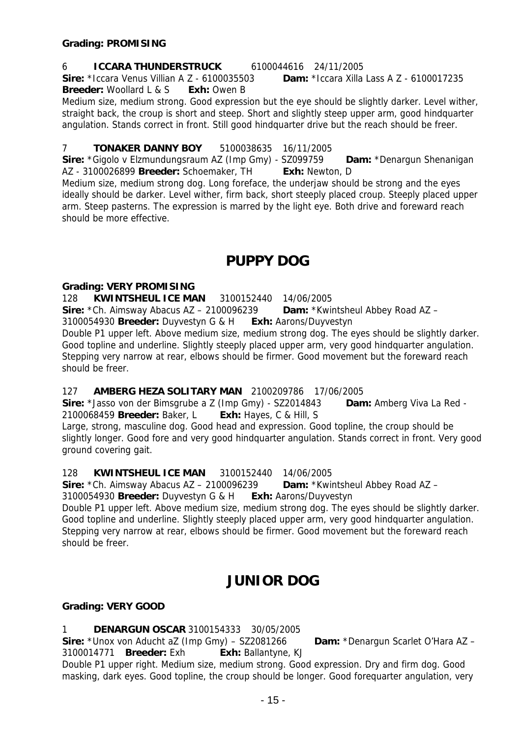**Grading: PROMISING**

6 **ICCARA THUNDERSTRUCK** 6100044616 24/11/2005
**Sire:** *Iccara Venus Villian A Z - 6100035503 **Dam:** *Iccara Xilla Lass A Z - 6100017235
**Breeder:** Woollard L & S **Exh:** Owen B
Medium size, medium strong. Good expression but the eye should be slightly darker. Level wither, straight back, the croup is short and steep. Short and slightly steep upper arm, good hindquarter angulation. Stands correct in front. Still good hindquarter drive but the reach should be freer.

7 **TONAKER DANNY BOY** 5100038635 16/11/2005
**Sire:** *Gigolo v Elzmundungsraum AZ (Imp Gmy) - SZ099759 **Dam:** *Denargun Shenanigan AZ - 3100026899 **Breeder:** Schoemaker, TH **Exh:** Newton, D
Medium size, medium strong dog. Long foreface, the underjaw should be strong and the eyes ideally should be darker. Level wither, firm back, short steeply placed croup. Steeply placed upper arm. Steep pasterns. The expression is marred by the light eye. Both drive and foreward reach should be more effective.

# PUPPY DOG

**Grading: VERY PROMISING**
128 **KWINTSHEUL ICE MAN** 3100152440 14/06/2005
**Sire:** *Ch. Aimsway Abacus AZ – 2100096239 **Dam:** *Kwintsheul Abbey Road AZ – 3100054930 **Breeder:** Duyvestyn G & H **Exh:** Aarons/Duyvestyn
Double P1 upper left. Above medium size, medium strong dog. The eyes should be slightly darker. Good topline and underline. Slightly steeply placed upper arm, very good hindquarter angulation. Stepping very narrow at rear, elbows should be firmer. Good movement but the foreward reach should be freer.

127 **AMBERG HEZA SOLITARY MAN** 2100209786 17/06/2005
**Sire:** *Jasso von der Bimsgrube a Z (Imp Gmy) - SZ2014843 **Dam:** Amberg Viva La Red - 2100068459 **Breeder:** Baker, L **Exh:** Hayes, C & Hill, S
Large, strong, masculine dog. Good head and expression. Good topline, the croup should be slightly longer. Good fore and very good hindquarter angulation. Stands correct in front. Very good ground covering gait.

128 **KWINTSHEUL ICE MAN** 3100152440 14/06/2005
**Sire:** *Ch. Aimsway Abacus AZ – 2100096239 **Dam:** *Kwintsheul Abbey Road AZ – 3100054930 **Breeder:** Duyvestyn G & H **Exh:** Aarons/Duyvestyn
Double P1 upper left. Above medium size, medium strong dog. The eyes should be slightly darker. Good topline and underline. Slightly steeply placed upper arm, very good hindquarter angulation. Stepping very narrow at rear, elbows should be firmer. Good movement but the foreward reach should be freer.

# JUNIOR DOG

**Grading: VERY GOOD**

1 **DENARGUN OSCAR** 3100154333 30/05/2005
**Sire:** *Unox von Aducht aZ (Imp Gmy) – SZ2081266 **Dam:** *Denargun Scarlet O'Hara AZ – 3100014771 **Breeder:** Exh **Exh:** Ballantyne, KJ
Double P1 upper right. Medium size, medium strong. Good expression. Dry and firm dog. Good masking, dark eyes. Good topline, the croup should be longer. Good forequarter angulation, very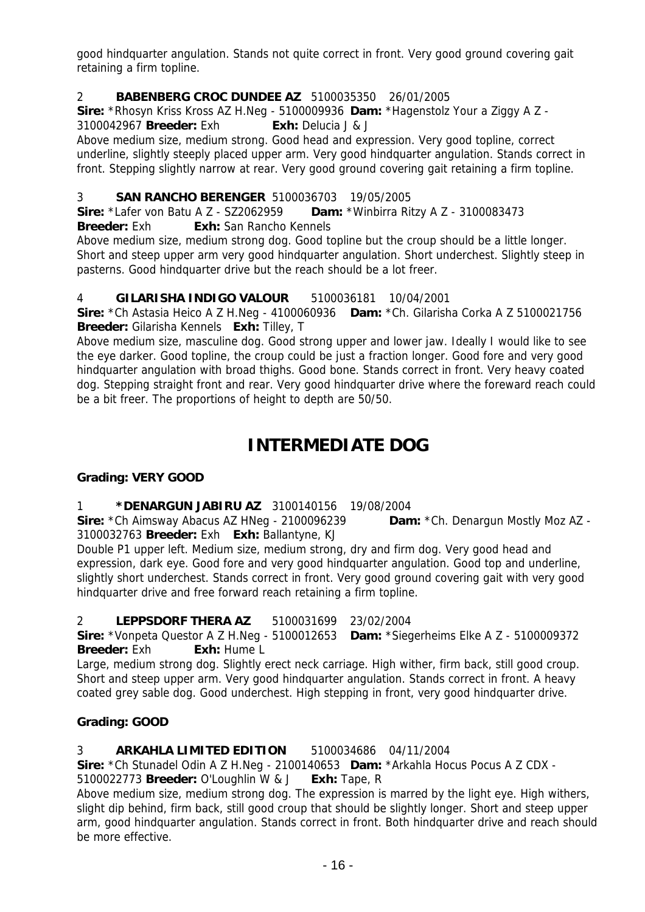good hindquarter angulation. Stands not quite correct in front. Very good ground covering gait retaining a firm topline.

2 **BABENBERG CROC DUNDEE AZ** 5100035350 26/01/2005
**Sire:** *Rhosyn Kriss Kross AZ H.Neg - 5100009936 **Dam:** *Hagenstolz Your a Ziggy A Z - 3100042967 **Breeder:** Exh **Exh:** Delucia J & J
Above medium size, medium strong. Good head and expression. Very good topline, correct underline, slightly steeply placed upper arm. Very good hindquarter angulation. Stands correct in front. Stepping slightly narrow at rear. Very good ground covering gait retaining a firm topline.

3 **SAN RANCHO BERENGER** 5100036703 19/05/2005
**Sire:** *Lafer von Batu A Z - SZ2062959 **Dam:** *Winbirra Ritzy A Z - 3100083473
**Breeder:** Exh **Exh:** San Rancho Kennels
Above medium size, medium strong dog. Good topline but the croup should be a little longer. Short and steep upper arm very good hindquarter angulation. Short underchest. Slightly steep in pasterns. Good hindquarter drive but the reach should be a lot freer.

4 **GILARISHA INDIGO VALOUR** 5100036181 10/04/2001
**Sire:** *Ch Astasia Heico A Z H.Neg - 4100060936 **Dam:** *Ch. Gilarisha Corka A Z 5100021756
**Breeder:** Gilarisha Kennels **Exh:** Tilley, T
Above medium size, masculine dog. Good strong upper and lower jaw. Ideally I would like to see the eye darker. Good topline, the croup could be just a fraction longer. Good fore and very good hindquarter angulation with broad thighs. Good bone. Stands correct in front. Very heavy coated dog. Stepping straight front and rear. Very good hindquarter drive where the foreward reach could be a bit freer. The proportions of height to depth are 50/50.

# INTERMEDIATE DOG

**Grading: VERY GOOD**

1 ***DENARGUN JABIRU AZ** 3100140156 19/08/2004
**Sire:** *Ch Aimsway Abacus AZ HNeg - 2100096239 **Dam:** *Ch. Denargun Mostly Moz AZ - 3100032763 **Breeder:** Exh **Exh:** Ballantyne, KJ
Double P1 upper left. Medium size, medium strong, dry and firm dog. Very good head and expression, dark eye. Good fore and very good hindquarter angulation. Good top and underline, slightly short underchest. Stands correct in front. Very good ground covering gait with very good hindquarter drive and free forward reach retaining a firm topline.

2 **LEPPSDORF THERA AZ** 5100031699 23/02/2004
**Sire:** *Vonpeta Questor A Z H.Neg - 5100012653 **Dam:** *Siegerheims Elke A Z - 5100009372
**Breeder:** Exh **Exh:** Hume L
Large, medium strong dog. Slightly erect neck carriage. High wither, firm back, still good croup. Short and steep upper arm. Very good hindquarter angulation. Stands correct in front. A heavy coated grey sable dog. Good underchest. High stepping in front, very good hindquarter drive.

**Grading: GOOD**

3 **ARKAHLA LIMITED EDITION** 5100034686 04/11/2004
**Sire:** *Ch Stunadel Odin A Z H.Neg - 2100140653 **Dam:** *Arkahla Hocus Pocus A Z CDX - 5100022773 **Breeder:** O'Loughlin W & J **Exh:** Tape, R
Above medium size, medium strong dog. The expression is marred by the light eye. High withers, slight dip behind, firm back, still good croup that should be slightly longer. Short and steep upper arm, good hindquarter angulation. Stands correct in front. Both hindquarter drive and reach should be more effective.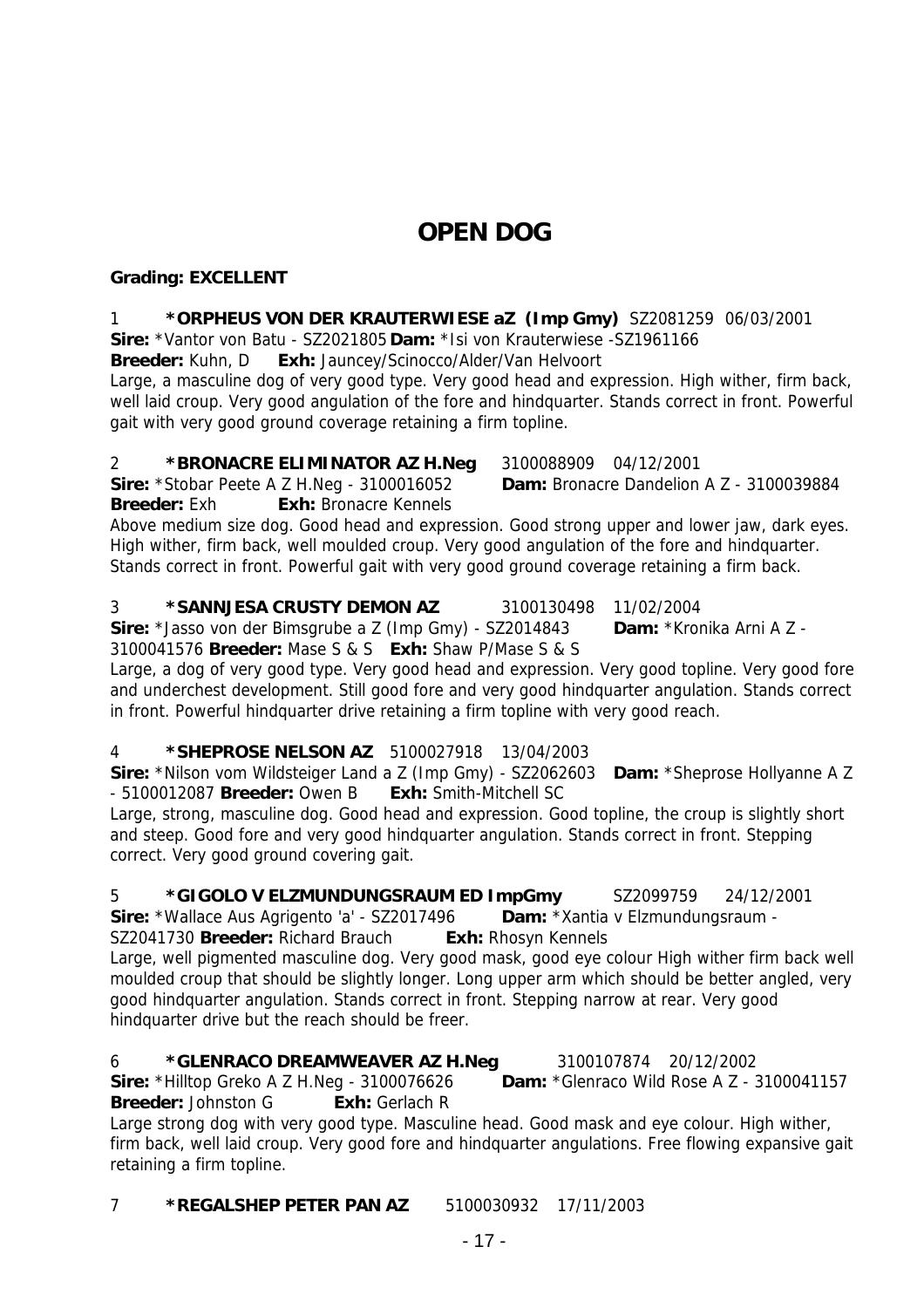# OPEN DOG

**Grading: EXCELLENT**

1 **\*ORPHEUS VON DER KRAUTERWIESE aZ (Imp Gmy)** SZ2081259 06/03/2001
**Sire:** \*Vantor von Batu - SZ2021805 **Dam:** \*Isi von Krauterwiese -SZ1961166
**Breeder:** Kuhn, D **Exh:** Jauncey/Scinocco/Alder/Van Helvoort
Large, a masculine dog of very good type. Very good head and expression. High wither, firm back, well laid croup. Very good angulation of the fore and hindquarter. Stands correct in front. Powerful gait with very good ground coverage retaining a firm topline.

2 **\*BRONACRE ELIMINATOR AZ H.Neg** 3100088909 04/12/2001
**Sire:** \*Stobar Peete A Z H.Neg - 3100016052 **Dam:** Bronacre Dandelion A Z - 3100039884
**Breeder:** Exh **Exh:** Bronacre Kennels
Above medium size dog. Good head and expression. Good strong upper and lower jaw, dark eyes. High wither, firm back, well moulded croup. Very good angulation of the fore and hindquarter. Stands correct in front. Powerful gait with very good ground coverage retaining a firm back.

3 **\*SANNJESA CRUSTY DEMON AZ** 3100130498 11/02/2004
**Sire:** \*Jasso von der Bimsgrube a Z (Imp Gmy) - SZ2014843 **Dam:** \*Kronika Arni A Z - 3100041576 **Breeder:** Mase S & S **Exh:** Shaw P/Mase S & S
Large, a dog of very good type. Very good head and expression. Very good topline. Very good fore and underchest development. Still good fore and very good hindquarter angulation. Stands correct in front. Powerful hindquarter drive retaining a firm topline with very good reach.

4 **\*SHEPROSE NELSON AZ** 5100027918 13/04/2003
**Sire:** \*Nilson vom Wildsteiger Land a Z (Imp Gmy) - SZ2062603 **Dam:** \*Sheprose Hollyanne A Z - 5100012087 **Breeder:** Owen B **Exh:** Smith-Mitchell SC
Large, strong, masculine dog. Good head and expression. Good topline, the croup is slightly short and steep. Good fore and very good hindquarter angulation. Stands correct in front. Stepping correct. Very good ground covering gait.

5 **\*GIGOLO V ELZMUNDUNGSRAUM ED ImpGmy** SZ2099759 24/12/2001
**Sire:** \*Wallace Aus Agrigento 'a' - SZ2017496 **Dam:** \*Xantia v Elzmundungsraum - SZ2041730 **Breeder:** Richard Brauch **Exh:** Rhosyn Kennels
Large, well pigmented masculine dog. Very good mask, good eye colour High wither firm back well moulded croup that should be slightly longer. Long upper arm which should be better angled, very good hindquarter angulation. Stands correct in front. Stepping narrow at rear. Very good hindquarter drive but the reach should be freer.

6 **\*GLENRACO DREAMWEAVER AZ H.Neg** 3100107874 20/12/2002
**Sire:** \*Hilltop Greko A Z H.Neg - 3100076626 **Dam:** \*Glenraco Wild Rose A Z - 3100041157
**Breeder:** Johnston G **Exh:** Gerlach R
Large strong dog with very good type. Masculine head. Good mask and eye colour. High wither, firm back, well laid croup. Very good fore and hindquarter angulations. Free flowing expansive gait retaining a firm topline.

7 **\*REGALSHEP PETER PAN AZ** 5100030932 17/11/2003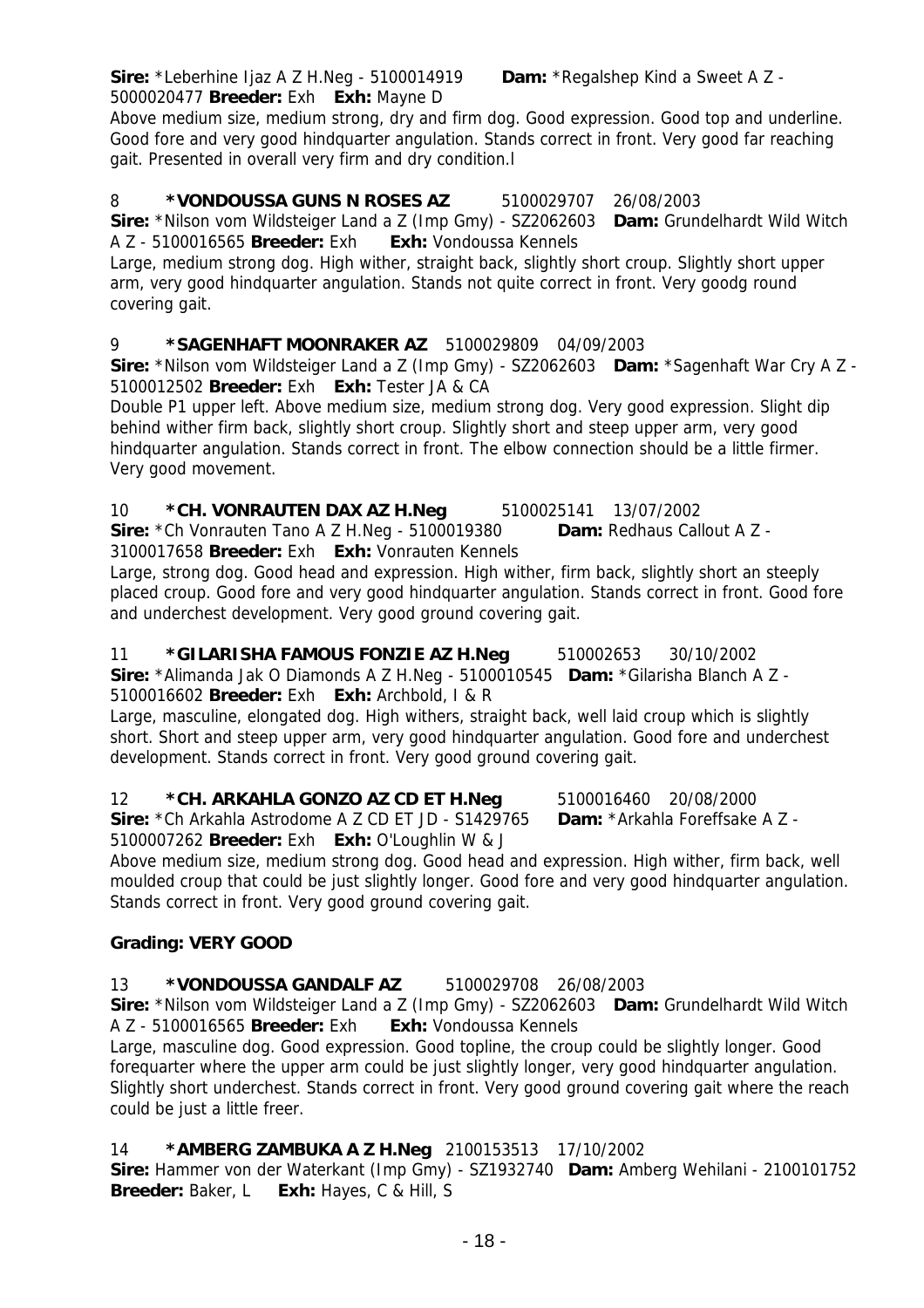**Sire:** *Leberhine Ijaz A Z H.Neg - 5100014919 **Dam:** *Regalshep Kind a Sweet A Z - 5000020477 **Breeder:** Exh **Exh:** Mayne D

Above medium size, medium strong, dry and firm dog. Good expression. Good top and underline. Good fore and very good hindquarter angulation. Stands correct in front. Very good far reaching gait. Presented in overall very firm and dry condition.l

8 **\*VONDOUSSA GUNS N ROSES AZ** 5100029707 26/08/2003

**Sire:** *Nilson vom Wildsteiger Land a Z (Imp Gmy) - SZ2062603 **Dam:** Grundelhardt Wild Witch A Z - 5100016565 **Breeder:** Exh **Exh:** Vondoussa Kennels

Large, medium strong dog. High wither, straight back, slightly short croup. Slightly short upper arm, very good hindquarter angulation. Stands not quite correct in front. Very goodg round covering gait.

9 **\*SAGENHAFT MOONRAKER AZ** 5100029809 04/09/2003

**Sire:** *Nilson vom Wildsteiger Land a Z (Imp Gmy) - SZ2062603 **Dam:** *Sagenhaft War Cry A Z - 5100012502 **Breeder:** Exh **Exh:** Tester JA & CA

Double P1 upper left. Above medium size, medium strong dog. Very good expression. Slight dip behind wither firm back, slightly short croup. Slightly short and steep upper arm, very good hindquarter angulation. Stands correct in front. The elbow connection should be a little firmer. Very good movement.

10 **\*CH. VONRAUTEN DAX AZ H.Neg** 5100025141 13/07/2002

**Sire:** *Ch Vonrauten Tano A Z H.Neg - 5100019380 **Dam:** Redhaus Callout A Z - 3100017658 **Breeder:** Exh **Exh:** Vonrauten Kennels

Large, strong dog. Good head and expression. High wither, firm back, slightly short an steeply placed croup. Good fore and very good hindquarter angulation. Stands correct in front. Good fore and underchest development. Very good ground covering gait.

11 **\*GILARISHA FAMOUS FONZIE AZ H.Neg** 510002653 30/10/2002

**Sire:** *Alimanda Jak O Diamonds A Z H.Neg - 5100010545 **Dam:** *Gilarisha Blanch A Z - 5100016602 **Breeder:** Exh **Exh:** Archbold, I & R

Large, masculine, elongated dog. High withers, straight back, well laid croup which is slightly short. Short and steep upper arm, very good hindquarter angulation. Good fore and underchest development. Stands correct in front. Very good ground covering gait.

12 **\*CH. ARKAHLA GONZO AZ CD ET H.Neg** 5100016460 20/08/2000

**Sire:** *Ch Arkahla Astrodome A Z CD ET JD - S1429765 **Dam:** *Arkahla Foreffsake A Z - 5100007262 **Breeder:** Exh **Exh:** O'Loughlin W & J

Above medium size, medium strong dog. Good head and expression. High wither, firm back, well moulded croup that could be just slightly longer. Good fore and very good hindquarter angulation. Stands correct in front. Very good ground covering gait.

**Grading: VERY GOOD**

13 **\*VONDOUSSA GANDALF AZ** 5100029708 26/08/2003

**Sire:** *Nilson vom Wildsteiger Land a Z (Imp Gmy) - SZ2062603 **Dam:** Grundelhardt Wild Witch A Z - 5100016565 **Breeder:** Exh **Exh:** Vondoussa Kennels

Large, masculine dog. Good expression. Good topline, the croup could be slightly longer. Good forequarter where the upper arm could be just slightly longer, very good hindquarter angulation. Slightly short underchest. Stands correct in front. Very good ground covering gait where the reach could be just a little freer.

14 **\*AMBERG ZAMBUKA A Z H.Neg** 2100153513 17/10/2002

**Sire:** Hammer von der Waterkant (Imp Gmy) - SZ1932740 **Dam:** Amberg Wehilani - 2100101752 **Breeder:** Baker, L **Exh:** Hayes, C & Hill, S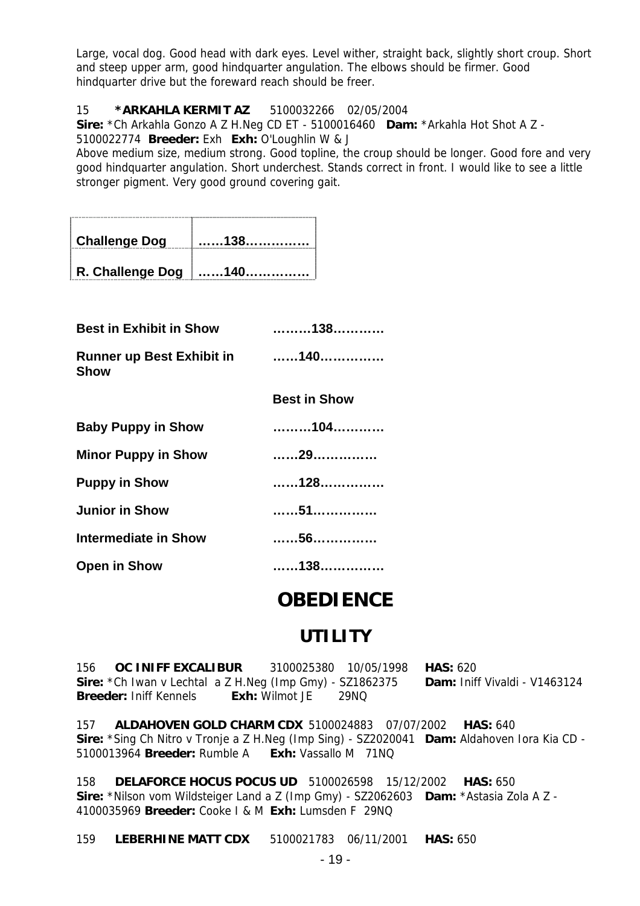Large, vocal dog. Good head with dark eyes. Level wither, straight back, slightly short croup. Short and steep upper arm, good hindquarter angulation. The elbows should be firmer. Good hindquarter drive but the foreward reach should be freer.

15 **\*ARKAHLA KERMIT AZ** 5100032266 02/05/2004
**Sire:** \*Ch Arkahla Gonzo A Z H.Neg CD ET - 5100016460 **Dam:** \*Arkahla Hot Shot A Z - 5100022774 **Breeder:** Exh **Exh:** O'Loughlin W & J
Above medium size, medium strong. Good topline, the croup should be longer. Good fore and very good hindquarter angulation. Short underchest. Stands correct in front. I would like to see a little stronger pigment. Very good ground covering gait.

| | |
|---|---|
| **Challenge Dog** | **……138……………** |
| **R. Challenge Dog** | **……140……………** |

**Best in Exhibit in Show** ………138…………

**Runner up Best Exhibit in Show** ……140……………

**Best in Show**

**Baby Puppy in Show** ………104…………

**Minor Puppy in Show** ……29……………

**Puppy in Show** ……128……………

**Junior in Show** ……51……………

**Intermediate in Show** ……56……………

**Open in Show** ……138……………

# OBEDIENCE

## UTILITY

156 **OC INIFF EXCALIBUR** 3100025380 10/05/1998 **HAS:** 620
**Sire:** \*Ch Iwan v Lechtal a Z H.Neg (Imp Gmy) - SZ1862375 **Dam:** Iniff Vivaldi - V1463124
**Breeder:** Iniff Kennels **Exh:** Wilmot JE 29NQ

157 **ALDAHOVEN GOLD CHARM CDX** 5100024883 07/07/2002 **HAS:** 640
**Sire:** \*Sing Ch Nitro v Tronje a Z H.Neg (Imp Sing) - SZ2020041 **Dam:** Aldahoven Iora Kia CD - 5100013964 **Breeder:** Rumble A **Exh:** Vassallo M 71NQ

158 **DELAFORCE HOCUS POCUS UD** 5100026598 15/12/2002 **HAS:** 650
**Sire:** \*Nilson vom Wildsteiger Land a Z (Imp Gmy) - SZ2062603 **Dam:** \*Astasia Zola A Z - 4100035969 **Breeder:** Cooke I & M **Exh:** Lumsden F 29NQ

159 **LEBERHINE MATT CDX** 5100021783 06/11/2001 **HAS:** 650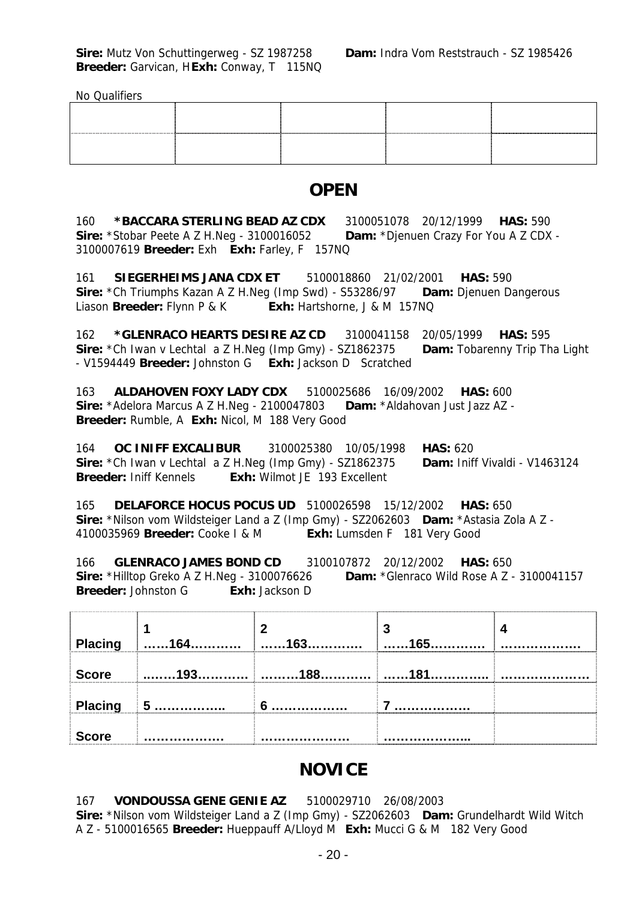**Sire:** Mutz Von Schuttingerweg - SZ 1987258 **Dam:** Indra Vom Reststrauch - SZ 1985426
**Breeder:** Garvican, H **Exh:** Conway, T 115NQ

No Qualifiers

| | | | | |
|---|---|---|---|---|
| | | | | |
| | | | | |

# OPEN

160 **\*BACCARA STERLING BEAD AZ CDX** 3100051078 20/12/1999 **HAS:** 590
**Sire:** \*Stobar Peete A Z H.Neg - 3100016052 **Dam:** \*Djenuen Crazy For You A Z CDX - 3100007619 **Breeder:** Exh **Exh:** Farley, F 157NQ

161 **SIEGERHEIMS JANA CDX ET** 5100018860 21/02/2001 **HAS:** 590
**Sire:** \*Ch Triumphs Kazan A Z H.Neg (Imp Swd) - S53286/97 **Dam:** Djenuen Dangerous Liason **Breeder:** Flynn P & K **Exh:** Hartshorne, J & M 157NQ

162 **\*GLENRACO HEARTS DESIRE AZ CD** 3100041158 20/05/1999 **HAS:** 595
**Sire:** \*Ch Iwan v Lechtal a Z H.Neg (Imp Gmy) - SZ1862375 **Dam:** Tobarenny Trip Tha Light - V1594449 **Breeder:** Johnston G **Exh:** Jackson D Scratched

163 **ALDAHOVEN FOXY LADY CDX** 5100025686 16/09/2002 **HAS:** 600
**Sire:** \*Adelora Marcus A Z H.Neg - 2100047803 **Dam:** \*Aldahovan Just Jazz AZ -
**Breeder:** Rumble, A **Exh:** Nicol, M 188 Very Good

164 **OC INIFF EXCALIBUR** 3100025380 10/05/1998 **HAS:** 620
**Sire:** \*Ch Iwan v Lechtal a Z H.Neg (Imp Gmy) - SZ1862375 **Dam:** Iniff Vivaldi - V1463124
**Breeder:** Iniff Kennels **Exh:** Wilmot JE 193 Excellent

165 **DELAFORCE HOCUS POCUS UD** 5100026598 15/12/2002 **HAS:** 650
**Sire:** \*Nilson vom Wildsteiger Land a Z (Imp Gmy) - SZ2062603 **Dam:** \*Astasia Zola A Z - 4100035969 **Breeder:** Cooke I & M **Exh:** Lumsden F 181 Very Good

166 **GLENRACO JAMES BOND CD** 3100107872 20/12/2002 **HAS:** 650
**Sire:** \*Hilltop Greko A Z H.Neg - 3100076626 **Dam:** \*Glenraco Wild Rose A Z - 3100041157
**Breeder:** Johnston G **Exh:** Jackson D

| **Placing** | **1 ……164………..** | **2 ……163…………** | **3 ……165…………** | **4 ………………** |
|---|---|---|---|---|
| **Score** | **……193…………** | **………188…………** | **……181…………..** | **…………………** |
| **Placing** | **5 ……………..** | **6 ………………** | **7 ………………** | |
| **Score** | **………………** | **…………………** | **………………..** | |

# NOVICE

167 **VONDOUSSA GENE GENIE AZ** 5100029710 26/08/2003
**Sire:** \*Nilson vom Wildsteiger Land a Z (Imp Gmy) - SZ2062603 **Dam:** Grundelhardt Wild Witch A Z - 5100016565 **Breeder:** Hueppauff A/Lloyd M **Exh:** Mucci G & M 182 Very Good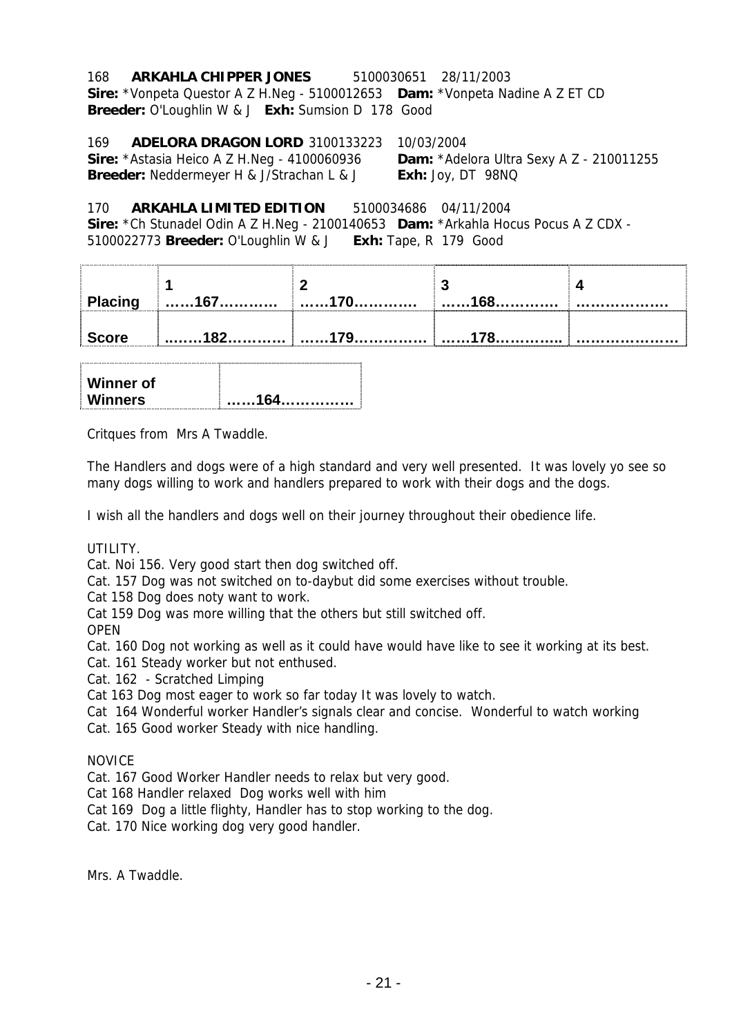168 **ARKAHLA CHIPPER JONES** 5100030651 28/11/2003
**Sire:** *Vonpeta Questor A Z H.Neg - 5100012653 **Dam:** *Vonpeta Nadine A Z ET CD
**Breeder:** O'Loughlin W & J **Exh:** Sumsion D 178 Good

169 **ADELORA DRAGON LORD** 3100133223 10/03/2004
**Sire:** *Astasia Heico A Z H.Neg - 4100060936 **Dam:** *Adelora Ultra Sexy A Z - 210011255
**Breeder:** Neddermeyer H & J/Strachan L & J **Exh:** Joy, DT 98NQ

170 **ARKAHLA LIMITED EDITION** 5100034686 04/11/2004
**Sire:** *Ch Stunadel Odin A Z H.Neg - 2100140653 **Dam:** *Arkahla Hocus Pocus A Z CDX - 5100022773 **Breeder:** O'Loughlin W & J **Exh:** Tape, R 179 Good

| Placing | 1 ……167………… | 2 ……170………… | 3 ……168………… | 4 ……………… |
|---|---|---|---|---|
| Score | ……182………… | ……179…………… | ……178………….. | ………………… |

| Winner of Winners | ……164………….. |
|---|---|

Critques from Mrs A Twaddle.

The Handlers and dogs were of a high standard and very well presented. It was lovely yo see so many dogs willing to work and handlers prepared to work with their dogs and the dogs.

I wish all the handlers and dogs well on their journey throughout their obedience life.

UTILITY.

Cat. Noi 156. Very good start then dog switched off.

Cat. 157 Dog was not switched on to-daybut did some exercises without trouble.

Cat 158 Dog does noty want to work.

Cat 159 Dog was more willing that the others but still switched off.

OPEN

Cat. 160 Dog not working as well as it could have would have like to see it working at its best.

Cat. 161 Steady worker but not enthused.

Cat. 162 - Scratched Limping

Cat 163 Dog most eager to work so far today It was lovely to watch.

Cat 164 Wonderful worker Handler's signals clear and concise. Wonderful to watch working

Cat. 165 Good worker Steady with nice handling.

NOVICE

Cat. 167 Good Worker Handler needs to relax but very good.

Cat 168 Handler relaxed Dog works well with him

Cat 169 Dog a little flighty, Handler has to stop working to the dog.

Cat. 170 Nice working dog very good handler.

Mrs. A Twaddle.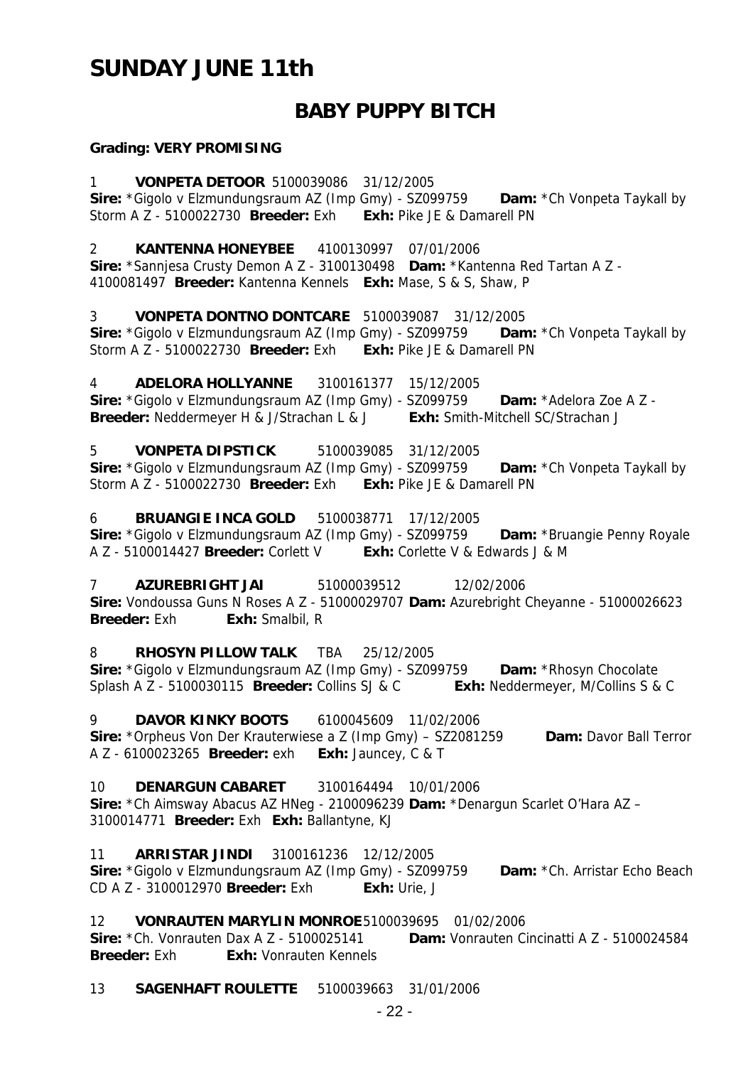# SUNDAY JUNE 11th

## BABY PUPPY BITCH

**Grading: VERY PROMISING**

1 **VONPETA DETOOR** 5100039086 31/12/2005
**Sire:** *Gigolo v Elzmundungsraum AZ (Imp Gmy) - SZ099759 **Dam:** *Ch Vonpeta Taykall by Storm A Z - 5100022730 **Breeder:** Exh **Exh:** Pike JE & Damarell PN

2 **KANTENNA HONEYBEE** 4100130997 07/01/2006
**Sire:** *Sannjesa Crusty Demon A Z - 3100130498 **Dam:** *Kantenna Red Tartan A Z - 4100081497 **Breeder:** Kantenna Kennels **Exh:** Mase, S & S, Shaw, P

3 **VONPETA DONTNO DONTCARE** 5100039087 31/12/2005
**Sire:** *Gigolo v Elzmundungsraum AZ (Imp Gmy) - SZ099759 **Dam:** *Ch Vonpeta Taykall by Storm A Z - 5100022730 **Breeder:** Exh **Exh:** Pike JE & Damarell PN

4 **ADELORA HOLLYANNE** 3100161377 15/12/2005
**Sire:** *Gigolo v Elzmundungsraum AZ (Imp Gmy) - SZ099759 **Dam:** *Adelora Zoe A Z - **Breeder:** Neddermeyer H & J/Strachan L & J **Exh:** Smith-Mitchell SC/Strachan J

5 **VONPETA DIPSTICK** 5100039085 31/12/2005
**Sire:** *Gigolo v Elzmundungsraum AZ (Imp Gmy) - SZ099759 **Dam:** *Ch Vonpeta Taykall by Storm A Z - 5100022730 **Breeder:** Exh **Exh:** Pike JE & Damarell PN

6 **BRUANGIE INCA GOLD** 5100038771 17/12/2005
**Sire:** *Gigolo v Elzmundungsraum AZ (Imp Gmy) - SZ099759 **Dam:** *Bruangie Penny Royale A Z - 5100014427 **Breeder:** Corlett V **Exh:** Corlette V & Edwards J & M

7 **AZUREBRIGHT JAI** 51000039512 12/02/2006
**Sire:** Vondoussa Guns N Roses A Z - 51000029707 **Dam:** Azurebright Cheyanne - 51000026623 **Breeder:** Exh **Exh:** Smalbil, R

8 **RHOSYN PILLOW TALK** TBA 25/12/2005
**Sire:** *Gigolo v Elzmundungsraum AZ (Imp Gmy) - SZ099759 **Dam:** *Rhosyn Chocolate Splash A Z - 5100030115 **Breeder:** Collins SJ & C **Exh:** Neddermeyer, M/Collins S & C

9 **DAVOR KINKY BOOTS** 6100045609 11/02/2006
**Sire:** *Orpheus Von Der Krauterwiese a Z (Imp Gmy) – SZ2081259 **Dam:** Davor Ball Terror A Z - 6100023265 **Breeder:** exh **Exh:** Jauncey, C & T

10 **DENARGUN CABARET** 3100164494 10/01/2006
**Sire:** *Ch Aimsway Abacus AZ HNeg - 2100096239 **Dam:** *Denargun Scarlet O'Hara AZ – 3100014771 **Breeder:** Exh **Exh:** Ballantyne, KJ

11 **ARRISTAR JINDI** 3100161236 12/12/2005
**Sire:** *Gigolo v Elzmundungsraum AZ (Imp Gmy) - SZ099759 **Dam:** *Ch. Arristar Echo Beach CD A Z - 3100012970 **Breeder:** Exh **Exh:** Urie, J

12 **VONRAUTEN MARYLIN MONROE** 5100039695 01/02/2006
**Sire:** *Ch. Vonrauten Dax A Z - 5100025141 **Dam:** Vonrauten Cincinatti A Z - 5100024584 **Breeder:** Exh **Exh:** Vonrauten Kennels

13 **SAGENHAFT ROULETTE** 5100039663 31/01/2006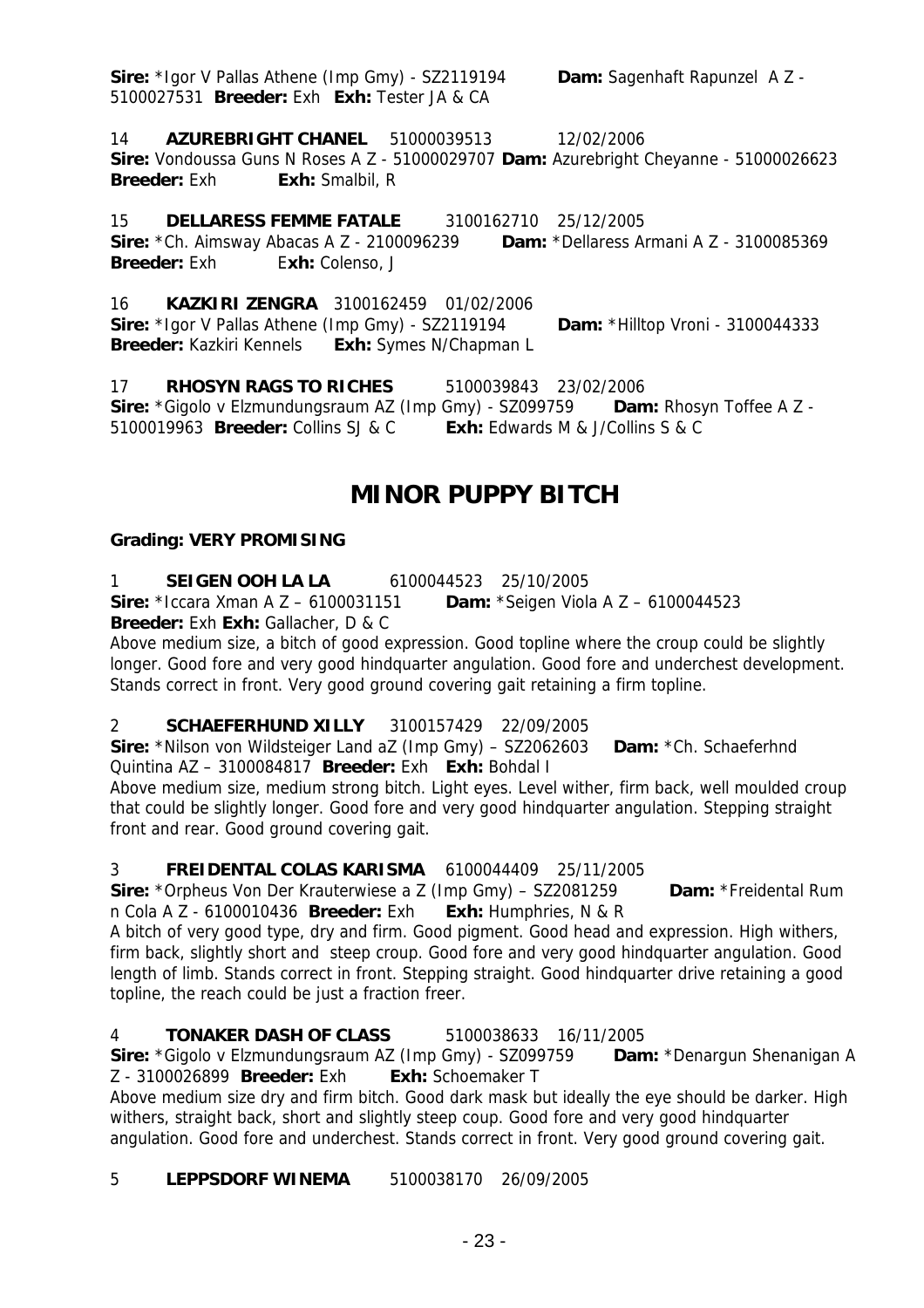**Sire:** *Igor V Pallas Athene (Imp Gmy) - SZ2119194 **Dam:** Sagenhaft Rapunzel A Z - 5100027531 **Breeder:** Exh **Exh:** Tester JA & CA

14 **AZUREBRIGHT CHANEL** 51000039513 12/02/2006
**Sire:** Vondoussa Guns N Roses A Z - 51000029707 **Dam:** Azurebright Cheyanne - 51000026623
**Breeder:** Exh **Exh:** Smalbil, R

15 **DELLARESS FEMME FATALE** 3100162710 25/12/2005
**Sire:** *Ch. Aimsway Abacas A Z - 2100096239 **Dam:** *Dellaress Armani A Z - 3100085369
**Breeder:** Exh **Exh:** Colenso, J

16 **KAZKIRI ZENGRA** 3100162459 01/02/2006
**Sire:** *Igor V Pallas Athene (Imp Gmy) - SZ2119194 **Dam:** *Hilltop Vroni - 3100044333
**Breeder:** Kazkiri Kennels **Exh:** Symes N/Chapman L

17 **RHOSYN RAGS TO RICHES** 5100039843 23/02/2006
**Sire:** *Gigolo v Elzmundungsraum AZ (Imp Gmy) - SZ099759 **Dam:** Rhosyn Toffee A Z - 5100019963 **Breeder:** Collins SJ & C **Exh:** Edwards M & J/Collins S & C

# MINOR PUPPY BITCH

**Grading: VERY PROMISING**

1 **SEIGEN OOH LA LA** 6100044523 25/10/2005
**Sire:** *Iccara Xman A Z – 6100031151 **Dam:** *Seigen Viola A Z – 6100044523
**Breeder:** Exh **Exh:** Gallacher, D & C
Above medium size, a bitch of good expression. Good topline where the croup could be slightly longer. Good fore and very good hindquarter angulation. Good fore and underchest development. Stands correct in front. Very good ground covering gait retaining a firm topline.

2 **SCHAEFERHUND XILLY** 3100157429 22/09/2005
**Sire:** *Nilson von Wildsteiger Land aZ (Imp Gmy) – SZ2062603 **Dam:** *Ch. Schaeferhnd Quintina AZ – 3100084817 **Breeder:** Exh **Exh:** Bohdal I
Above medium size, medium strong bitch. Light eyes. Level wither, firm back, well moulded croup that could be slightly longer. Good fore and very good hindquarter angulation. Stepping straight front and rear. Good ground covering gait.

3 **FREIDENTAL COLAS KARISMA** 6100044409 25/11/2005
**Sire:** *Orpheus Von Der Krauterwiese a Z (Imp Gmy) – SZ2081259 **Dam:** *Freidental Rum n Cola A Z - 6100010436 **Breeder:** Exh **Exh:** Humphries, N & R
A bitch of very good type, dry and firm. Good pigment. Good head and expression. High withers, firm back, slightly short and steep croup. Good fore and very good hindquarter angulation. Good length of limb. Stands correct in front. Stepping straight. Good hindquarter drive retaining a good topline, the reach could be just a fraction freer.

4 **TONAKER DASH OF CLASS** 5100038633 16/11/2005
**Sire:** *Gigolo v Elzmundungsraum AZ (Imp Gmy) - SZ099759 **Dam:** *Denargun Shenanigan A Z - 3100026899 **Breeder:** Exh **Exh:** Schoemaker T
Above medium size dry and firm bitch. Good dark mask but ideally the eye should be darker. High withers, straight back, short and slightly steep coup. Good fore and very good hindquarter angulation. Good fore and underchest. Stands correct in front. Very good ground covering gait.

5 **LEPPSDORF WINEMA** 5100038170 26/09/2005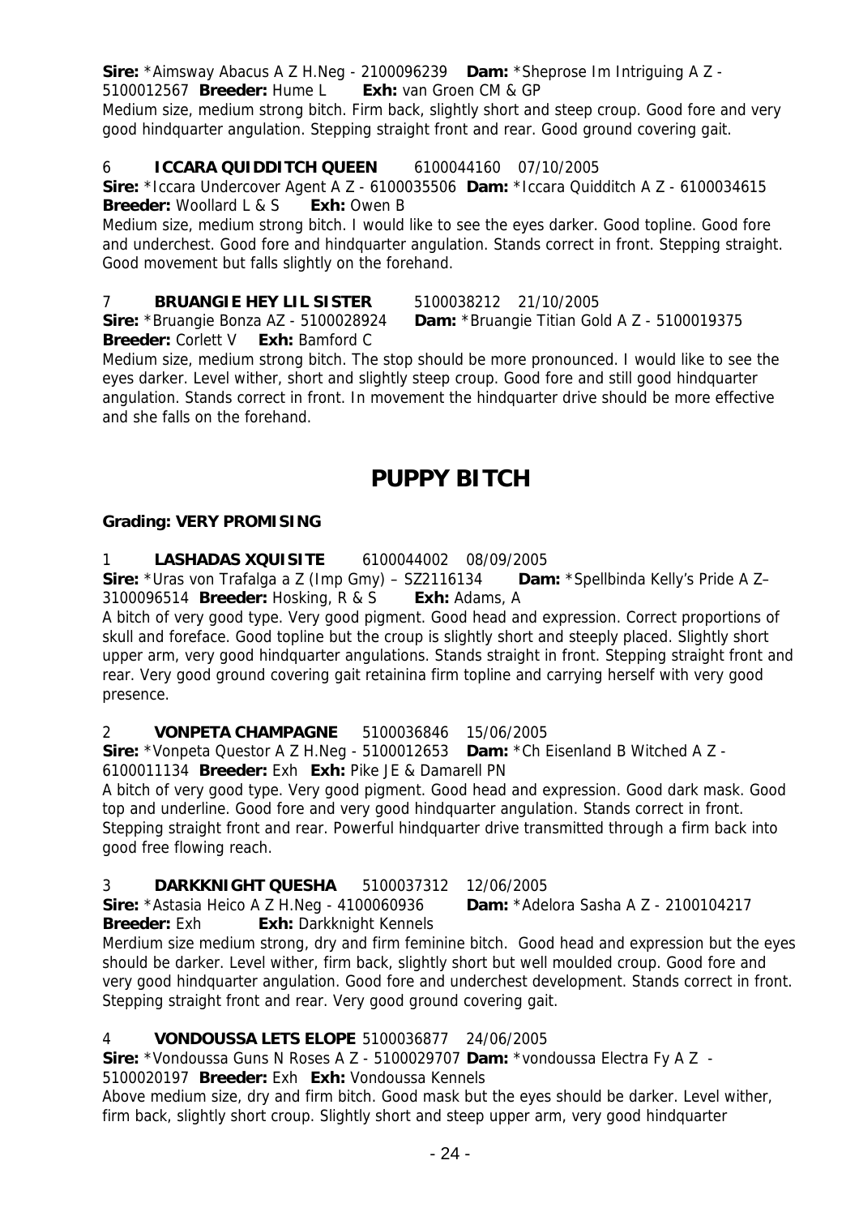**Sire:** *Aimsway Abacus A Z H.Neg - 2100096239 **Dam:** *Sheprose Im Intriguing A Z - 5100012567 **Breeder:** Hume L **Exh:** van Groen CM & GP

Medium size, medium strong bitch. Firm back, slightly short and steep croup. Good fore and very good hindquarter angulation. Stepping straight front and rear. Good ground covering gait.

6 **ICCARA QUIDDITCH QUEEN** 6100044160 07/10/2005

**Sire:** *Iccara Undercover Agent A Z - 6100035506 **Dam:** *Iccara Quidditch A Z - 6100034615 **Breeder:** Woollard L & S **Exh:** Owen B

Medium size, medium strong bitch. I would like to see the eyes darker. Good topline. Good fore and underchest. Good fore and hindquarter angulation. Stands correct in front. Stepping straight. Good movement but falls slightly on the forehand.

7 **BRUANGIE HEY LIL SISTER** 5100038212 21/10/2005

**Sire:** *Bruangie Bonza AZ - 5100028924 **Dam:** *Bruangie Titian Gold A Z - 5100019375 **Breeder:** Corlett V **Exh:** Bamford C

Medium size, medium strong bitch. The stop should be more pronounced. I would like to see the eyes darker. Level wither, short and slightly steep croup. Good fore and still good hindquarter angulation. Stands correct in front. In movement the hindquarter drive should be more effective and she falls on the forehand.

# PUPPY BITCH

**Grading: VERY PROMISING**

1 **LASHADAS XQUISITE** 6100044002 08/09/2005

**Sire:** *Uras von Trafalga a Z (Imp Gmy) – SZ2116134 **Dam:** *Spellbinda Kelly's Pride A Z– 3100096514 **Breeder:** Hosking, R & S **Exh:** Adams, A

A bitch of very good type. Very good pigment. Good head and expression. Correct proportions of skull and foreface. Good topline but the croup is slightly short and steeply placed. Slightly short upper arm, very good hindquarter angulations. Stands straight in front. Stepping straight front and rear. Very good ground covering gait retainina firm topline and carrying herself with very good presence.

2 **VONPETA CHAMPAGNE** 5100036846 15/06/2005

**Sire:** *Vonpeta Questor A Z H.Neg - 5100012653 **Dam:** *Ch Eisenland B Witched A Z - 6100011134 **Breeder:** Exh **Exh:** Pike JE & Damarell PN

A bitch of very good type. Very good pigment. Good head and expression. Good dark mask. Good top and underline. Good fore and very good hindquarter angulation. Stands correct in front. Stepping straight front and rear. Powerful hindquarter drive transmitted through a firm back into good free flowing reach.

3 **DARKKNIGHT QUESHA** 5100037312 12/06/2005

**Sire:** *Astasia Heico A Z H.Neg - 4100060936 **Dam:** *Adelora Sasha A Z - 2100104217 **Breeder:** Exh **Exh:** Darkknight Kennels

Merdium size medium strong, dry and firm feminine bitch. Good head and expression but the eyes should be darker. Level wither, firm back, slightly short but well moulded croup. Good fore and very good hindquarter angulation. Good fore and underchest development. Stands correct in front. Stepping straight front and rear. Very good ground covering gait.

4 **VONDOUSSA LETS ELOPE** 5100036877 24/06/2005

**Sire:** *Vondoussa Guns N Roses A Z - 5100029707 **Dam:** *vondoussa Electra Fy A Z - 5100020197 **Breeder:** Exh **Exh:** Vondoussa Kennels

Above medium size, dry and firm bitch. Good mask but the eyes should be darker. Level wither, firm back, slightly short croup. Slightly short and steep upper arm, very good hindquarter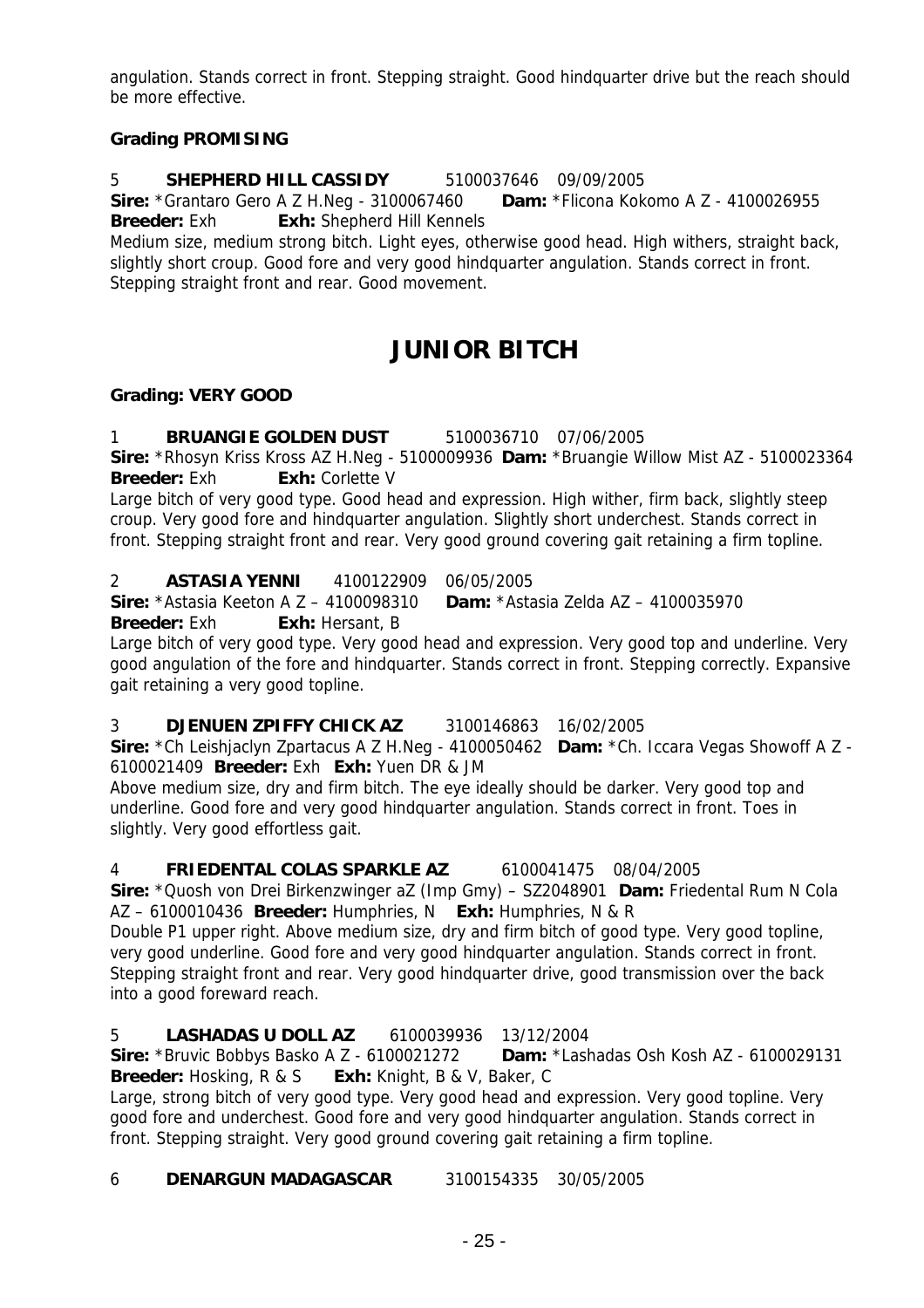angulation. Stands correct in front. Stepping straight. Good hindquarter drive but the reach should be more effective.

**Grading PROMISING**

5 **SHEPHERD HILL CASSIDY** 5100037646 09/09/2005
**Sire:** *Grantaro Gero A Z H.Neg - 3100067460 **Dam:** *Flicona Kokomo A Z - 4100026955
**Breeder:** Exh **Exh:** Shepherd Hill Kennels
Medium size, medium strong bitch. Light eyes, otherwise good head. High withers, straight back, slightly short croup. Good fore and very good hindquarter angulation. Stands correct in front. Stepping straight front and rear. Good movement.

# JUNIOR BITCH

**Grading: VERY GOOD**

1 **BRUANGIE GOLDEN DUST** 5100036710 07/06/2005
**Sire:** *Rhosyn Kriss Kross AZ H.Neg - 5100009936 **Dam:** *Bruangie Willow Mist AZ - 5100023364
**Breeder:** Exh **Exh:** Corlette V
Large bitch of very good type. Good head and expression. High wither, firm back, slightly steep croup. Very good fore and hindquarter angulation. Slightly short underchest. Stands correct in front. Stepping straight front and rear. Very good ground covering gait retaining a firm topline.

2 **ASTASIA YENNI** 4100122909 06/05/2005
**Sire:** *Astasia Keeton A Z – 4100098310 **Dam:** *Astasia Zelda AZ – 4100035970
**Breeder:** Exh **Exh:** Hersant, B
Large bitch of very good type. Very good head and expression. Very good top and underline. Very good angulation of the fore and hindquarter. Stands correct in front. Stepping correctly. Expansive gait retaining a very good topline.

3 **DJENUEN ZPIFFY CHICK AZ** 3100146863 16/02/2005
**Sire:** *Ch Leishjaclyn Zpartacus A Z H.Neg - 4100050462 **Dam:** *Ch. Iccara Vegas Showoff A Z - 6100021409 **Breeder:** Exh **Exh:** Yuen DR & JM
Above medium size, dry and firm bitch. The eye ideally should be darker. Very good top and underline. Good fore and very good hindquarter angulation. Stands correct in front. Toes in slightly. Very good effortless gait.

4 **FRIEDENTAL COLAS SPARKLE AZ** 6100041475 08/04/2005
**Sire:** *Quosh von Drei Birkenzwinger aZ (Imp Gmy) – SZ2048901 **Dam:** Friedental Rum N Cola AZ – 6100010436 **Breeder:** Humphries, N **Exh:** Humphries, N & R
Double P1 upper right. Above medium size, dry and firm bitch of good type. Very good topline, very good underline. Good fore and very good hindquarter angulation. Stands correct in front. Stepping straight front and rear. Very good hindquarter drive, good transmission over the back into a good foreward reach.

5 **LASHADAS U DOLL AZ** 6100039936 13/12/2004
**Sire:** *Bruvic Bobbys Basko A Z - 6100021272 **Dam:** *Lashadas Osh Kosh AZ - 6100029131
**Breeder:** Hosking, R & S **Exh:** Knight, B & V, Baker, C
Large, strong bitch of very good type. Very good head and expression. Very good topline. Very good fore and underchest. Good fore and very good hindquarter angulation. Stands correct in front. Stepping straight. Very good ground covering gait retaining a firm topline.

6 **DENARGUN MADAGASCAR** 3100154335 30/05/2005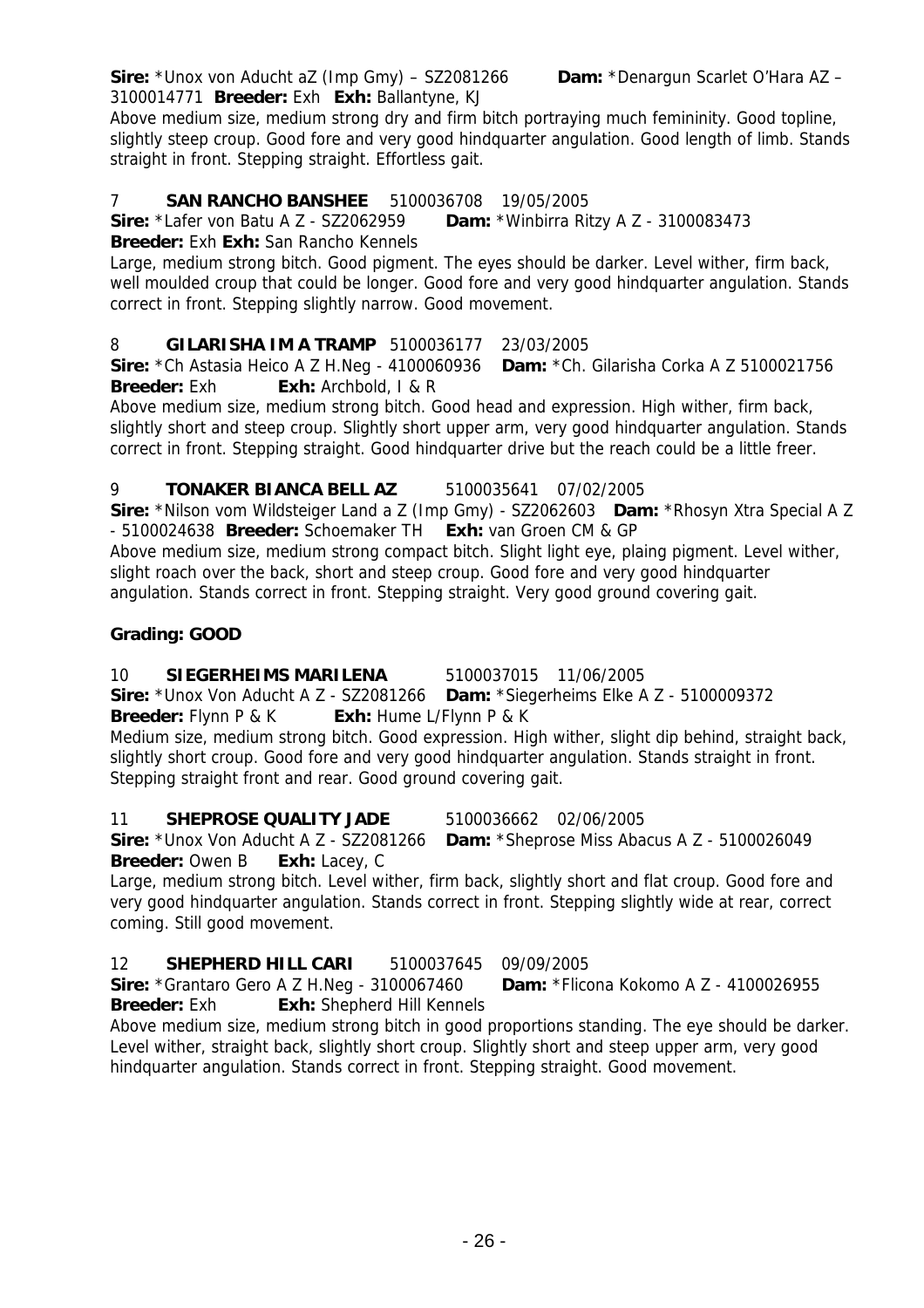**Sire:** *Unox von Aducht aZ (Imp Gmy) – SZ2081266 **Dam:** *Denargun Scarlet O'Hara AZ – 3100014771 **Breeder:** Exh **Exh:** Ballantyne, KJ

Above medium size, medium strong dry and firm bitch portraying much femininity. Good topline, slightly steep croup. Good fore and very good hindquarter angulation. Good length of limb. Stands straight in front. Stepping straight. Effortless gait.

7 **SAN RANCHO BANSHEE** 5100036708 19/05/2005

**Sire:** *Lafer von Batu A Z - SZ2062959 **Dam:** *Winbirra Ritzy A Z - 3100083473

**Breeder:** Exh **Exh:** San Rancho Kennels

Large, medium strong bitch. Good pigment. The eyes should be darker. Level wither, firm back, well moulded croup that could be longer. Good fore and very good hindquarter angulation. Stands correct in front. Stepping slightly narrow. Good movement.

8 **GILARISHA IM A TRAMP** 5100036177 23/03/2005

**Sire:** *Ch Astasia Heico A Z H.Neg - 4100060936 **Dam:** *Ch. Gilarisha Corka A Z 5100021756

**Breeder:** Exh **Exh:** Archbold, I & R

Above medium size, medium strong bitch. Good head and expression. High wither, firm back, slightly short and steep croup. Slightly short upper arm, very good hindquarter angulation. Stands correct in front. Stepping straight. Good hindquarter drive but the reach could be a little freer.

9 **TONAKER BIANCA BELL AZ** 5100035641 07/02/2005

**Sire:** *Nilson vom Wildsteiger Land a Z (Imp Gmy) - SZ2062603 **Dam:** *Rhosyn Xtra Special A Z - 5100024638 **Breeder:** Schoemaker TH **Exh:** van Groen CM & GP

Above medium size, medium strong compact bitch. Slight light eye, plaing pigment. Level wither, slight roach over the back, short and steep croup. Good fore and very good hindquarter angulation. Stands correct in front. Stepping straight. Very good ground covering gait.

**Grading: GOOD**

10 **SIEGERHEIMS MARILENA** 5100037015 11/06/2005

**Sire:** *Unox Von Aducht A Z - SZ2081266 **Dam:** *Siegerheims Elke A Z - 5100009372

**Breeder:** Flynn P & K **Exh:** Hume L/Flynn P & K

Medium size, medium strong bitch. Good expression. High wither, slight dip behind, straight back, slightly short croup. Good fore and very good hindquarter angulation. Stands straight in front. Stepping straight front and rear. Good ground covering gait.

11 **SHEPROSE QUALITY JADE** 5100036662 02/06/2005

**Sire:** *Unox Von Aducht A Z - SZ2081266 **Dam:** *Sheprose Miss Abacus A Z - 5100026049

**Breeder:** Owen B **Exh:** Lacey, C

Large, medium strong bitch. Level wither, firm back, slightly short and flat croup. Good fore and very good hindquarter angulation. Stands correct in front. Stepping slightly wide at rear, correct coming. Still good movement.

12 **SHEPHERD HILL CARI** 5100037645 09/09/2005

**Sire:** *Grantaro Gero A Z H.Neg - 3100067460 **Dam:** *Flicona Kokomo A Z - 4100026955

**Breeder:** Exh **Exh:** Shepherd Hill Kennels

Above medium size, medium strong bitch in good proportions standing. The eye should be darker. Level wither, straight back, slightly short croup. Slightly short and steep upper arm, very good hindquarter angulation. Stands correct in front. Stepping straight. Good movement.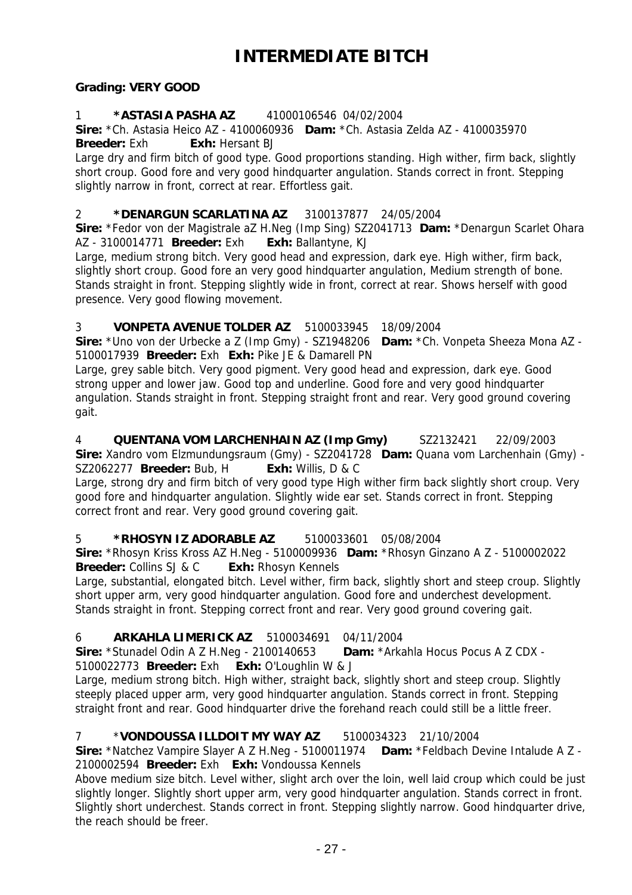# INTERMEDIATE BITCH

**Grading: VERY GOOD**

1 **\*ASTASIA PASHA AZ** 41000106546 04/02/2004
**Sire:** *Ch. Astasia Heico AZ - 4100060936 **Dam:** *Ch. Astasia Zelda AZ - 4100035970
**Breeder:** Exh **Exh:** Hersant BJ
Large dry and firm bitch of good type. Good proportions standing. High wither, firm back, slightly short croup. Good fore and very good hindquarter angulation. Stands correct in front. Stepping slightly narrow in front, correct at rear. Effortless gait.

2 **\*DENARGUN SCARLATINA AZ** 3100137877 24/05/2004
**Sire:** *Fedor von der Magistrale aZ H.Neg (Imp Sing) SZ2041713 **Dam:** *Denargun Scarlet Ohara AZ - 3100014771 **Breeder:** Exh **Exh:** Ballantyne, KJ
Large, medium strong bitch. Very good head and expression, dark eye. High wither, firm back, slightly short croup. Good fore an very good hindquarter angulation, Medium strength of bone. Stands straight in front. Stepping slightly wide in front, correct at rear. Shows herself with good presence. Very good flowing movement.

3 **VONPETA AVENUE TOLDER AZ** 5100033945 18/09/2004
**Sire:** *Uno von der Urbecke a Z (Imp Gmy) - SZ1948206 **Dam:** *Ch. Vonpeta Sheeza Mona AZ - 5100017939 **Breeder:** Exh **Exh:** Pike JE & Damarell PN
Large, grey sable bitch. Very good pigment. Very good head and expression, dark eye. Good strong upper and lower jaw. Good top and underline. Good fore and very good hindquarter angulation. Stands straight in front. Stepping straight front and rear. Very good ground covering gait.

4 **QUENTANA VOM LARCHENHAIN AZ (Imp Gmy)** SZ2132421 22/09/2003
**Sire:** Xandro vom Elzmundungsraum (Gmy) - SZ2041728 **Dam:** Quana vom Larchenhain (Gmy) - SZ2062277 **Breeder:** Bub, H **Exh:** Willis, D & C
Large, strong dry and firm bitch of very good type High wither firm back slightly short croup. Very good fore and hindquarter angulation. Slightly wide ear set. Stands correct in front. Stepping correct front and rear. Very good ground covering gait.

5 **\*RHOSYN IZ ADORABLE AZ** 5100033601 05/08/2004
**Sire:** *Rhosyn Kriss Kross AZ H.Neg - 5100009936 **Dam:** *Rhosyn Ginzano A Z - 5100002022
**Breeder:** Collins SJ & C **Exh:** Rhosyn Kennels
Large, substantial, elongated bitch. Level wither, firm back, slightly short and steep croup. Slightly short upper arm, very good hindquarter angulation. Good fore and underchest development. Stands straight in front. Stepping correct front and rear. Very good ground covering gait.

6 **ARKAHLA LIMERICK AZ** 5100034691 04/11/2004
**Sire:** *Stunadel Odin A Z H.Neg - 2100140653 **Dam:** *Arkahla Hocus Pocus A Z CDX - 5100022773 **Breeder:** Exh **Exh:** O'Loughlin W & J
Large, medium strong bitch. High wither, straight back, slightly short and steep croup. Slightly steeply placed upper arm, very good hindquarter angulation. Stands correct in front. Stepping straight front and rear. Good hindquarter drive the forehand reach could still be a little freer.

7 *__VONDOUSSA ILLDOIT MY WAY AZ__ 5100034323 21/10/2004
**Sire:** *Natchez Vampire Slayer A Z H.Neg - 5100011974 **Dam:** *Feldbach Devine Intalude A Z - 2100002594 **Breeder:** Exh **Exh:** Vondoussa Kennels
Above medium size bitch. Level wither, slight arch over the loin, well laid croup which could be just slightly longer. Slightly short upper arm, very good hindquarter angulation. Stands correct in front. Slightly short underchest. Stands correct in front. Stepping slightly narrow. Good hindquarter drive, the reach should be freer.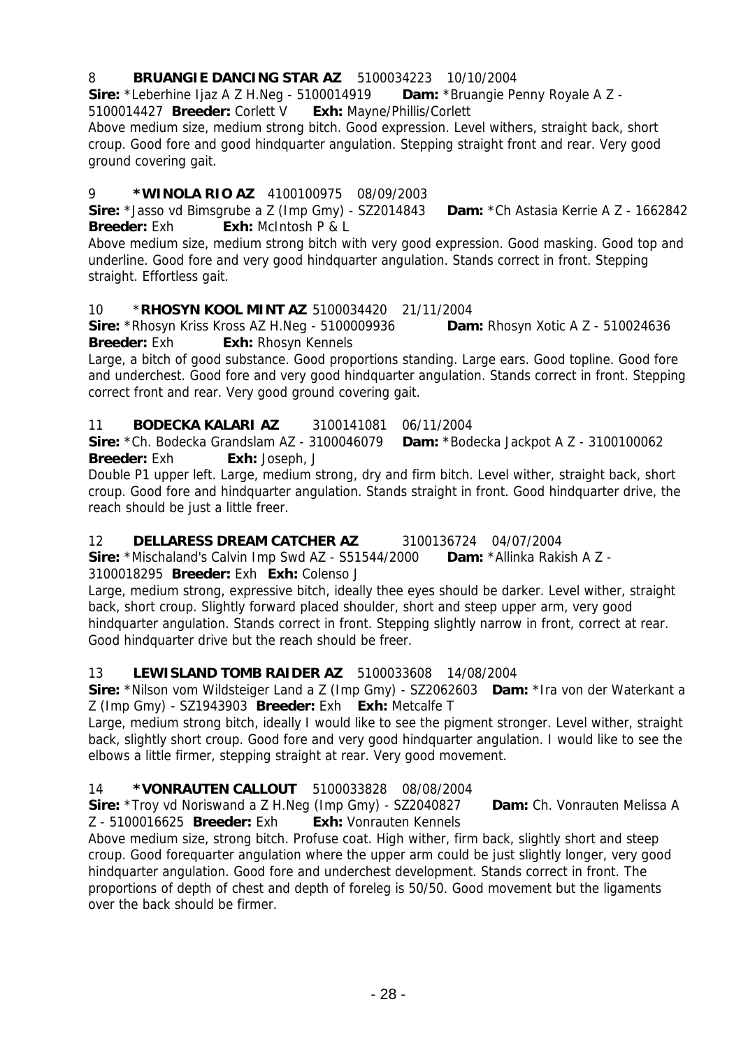8 **BRUANGIE DANCING STAR AZ** 5100034223 10/10/2004
**Sire:** *Leberhine Ijaz A Z H.Neg - 5100014919 **Dam:** *Bruangie Penny Royale A Z - 5100014427 **Breeder:** Corlett V **Exh:** Mayne/Phillis/Corlett
Above medium size, medium strong bitch. Good expression. Level withers, straight back, short croup. Good fore and good hindquarter angulation. Stepping straight front and rear. Very good ground covering gait.

9 ***WINOLA RIO AZ** 4100100975 08/09/2003
**Sire:** *Jasso vd Bimsgrube a Z (Imp Gmy) - SZ2014843 **Dam:** *Ch Astasia Kerrie A Z - 1662842
**Breeder:** Exh **Exh:** McIntosh P & L
Above medium size, medium strong bitch with very good expression. Good masking. Good top and underline. Good fore and very good hindquarter angulation. Stands correct in front. Stepping straight. Effortless gait.

10 ***RHOSYN KOOL MINT AZ** 5100034420 21/11/2004
**Sire:** *Rhosyn Kriss Kross AZ H.Neg - 5100009936 **Dam:** Rhosyn Xotic A Z - 510024636
**Breeder:** Exh **Exh:** Rhosyn Kennels
Large, a bitch of good substance. Good proportions standing. Large ears. Good topline. Good fore and underchest. Good fore and very good hindquarter angulation. Stands correct in front. Stepping correct front and rear. Very good ground covering gait.

11 **BODECKA KALARI AZ** 3100141081 06/11/2004
**Sire:** *Ch. Bodecka Grandslam AZ - 3100046079 **Dam:** *Bodecka Jackpot A Z - 3100100062
**Breeder:** Exh **Exh:** Joseph, J
Double P1 upper left. Large, medium strong, dry and firm bitch. Level wither, straight back, short croup. Good fore and hindquarter angulation. Stands straight in front. Good hindquarter drive, the reach should be just a little freer.

12 **DELLARESS DREAM CATCHER AZ** 3100136724 04/07/2004
**Sire:** *Mischaland's Calvin Imp Swd AZ - S51544/2000 **Dam:** *Allinka Rakish A Z - 3100018295 **Breeder:** Exh **Exh:** Colenso J
Large, medium strong, expressive bitch, ideally thee eyes should be darker. Level wither, straight back, short croup. Slightly forward placed shoulder, short and steep upper arm, very good hindquarter angulation. Stands correct in front. Stepping slightly narrow in front, correct at rear. Good hindquarter drive but the reach should be freer.

13 **LEWISLAND TOMB RAIDER AZ** 5100033608 14/08/2004
**Sire:** *Nilson vom Wildsteiger Land a Z (Imp Gmy) - SZ2062603 **Dam:** *Ira von der Waterkant a Z (Imp Gmy) - SZ1943903 **Breeder:** Exh **Exh:** Metcalfe T
Large, medium strong bitch, ideally I would like to see the pigment stronger. Level wither, straight back, slightly short croup. Good fore and very good hindquarter angulation. I would like to see the elbows a little firmer, stepping straight at rear. Very good movement.

14 ***VONRAUTEN CALLOUT** 5100033828 08/08/2004
**Sire:** *Troy vd Noriswand a Z H.Neg (Imp Gmy) - SZ2040827 **Dam:** Ch. Vonrauten Melissa A Z - 5100016625 **Breeder:** Exh **Exh:** Vonrauten Kennels
Above medium size, strong bitch. Profuse coat. High wither, firm back, slightly short and steep croup. Good forequarter angulation where the upper arm could be just slightly longer, very good hindquarter angulation. Good fore and underchest development. Stands correct in front. The proportions of depth of chest and depth of foreleg is 50/50. Good movement but the ligaments over the back should be firmer.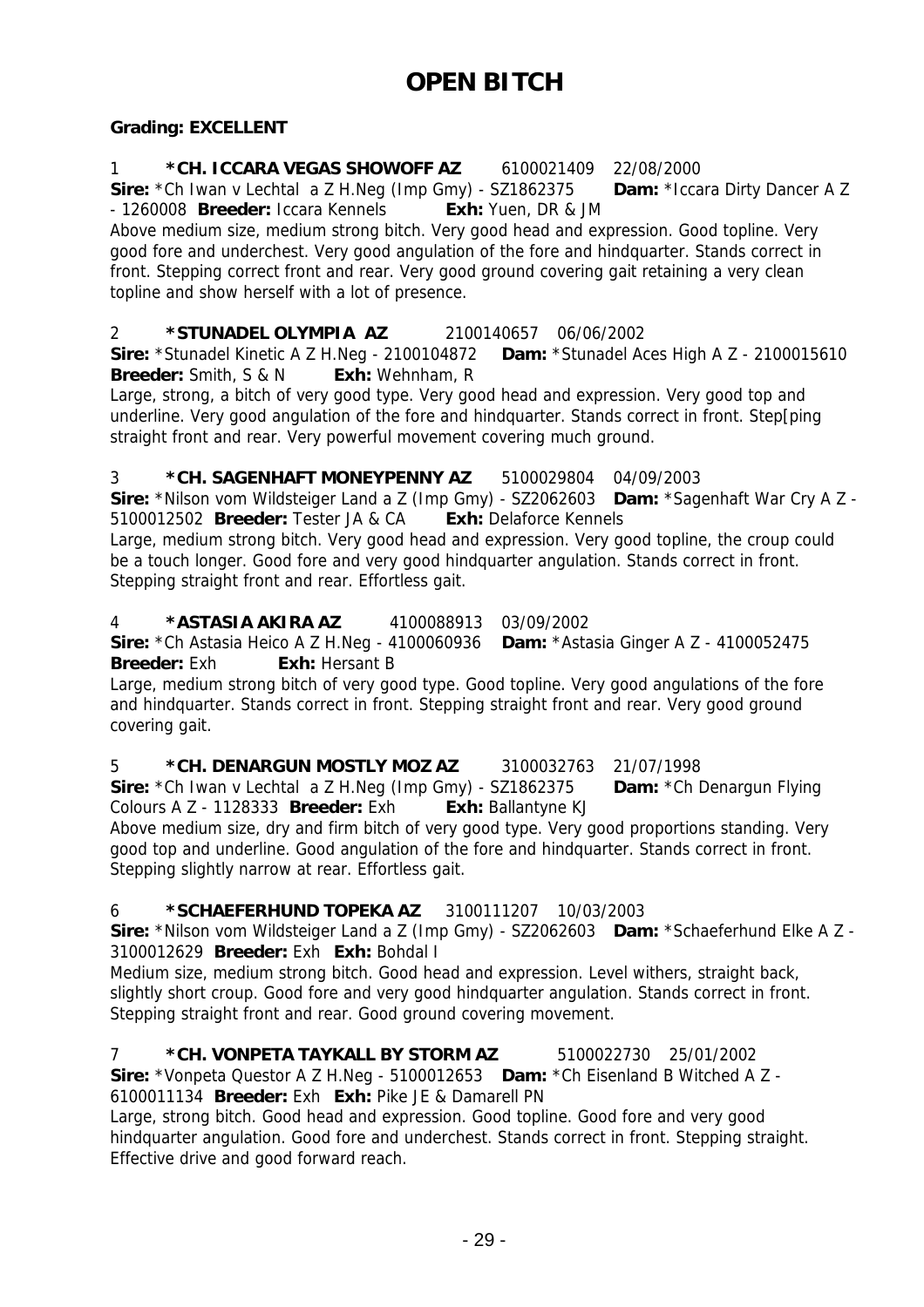# OPEN BITCH

**Grading: EXCELLENT**

1 **\*CH. ICCARA VEGAS SHOWOFF AZ** 6100021409 22/08/2000
**Sire:** *Ch Iwan v Lechtal a Z H.Neg (Imp Gmy) - SZ1862375 **Dam:** *Iccara Dirty Dancer A Z - 1260008 **Breeder:** Iccara Kennels **Exh:** Yuen, DR & JM
Above medium size, medium strong bitch. Very good head and expression. Good topline. Very good fore and underchest. Very good angulation of the fore and hindquarter. Stands correct in front. Stepping correct front and rear. Very good ground covering gait retaining a very clean topline and show herself with a lot of presence.

2 **\*STUNADEL OLYMPIA AZ** 2100140657 06/06/2002
**Sire:** *Stunadel Kinetic A Z H.Neg - 2100104872 **Dam:** *Stunadel Aces High A Z - 2100015610 **Breeder:** Smith, S & N **Exh:** Wehnham, R
Large, strong, a bitch of very good type. Very good head and expression. Very good top and underline. Very good angulation of the fore and hindquarter. Stands correct in front. Step[ping straight front and rear. Very powerful movement covering much ground.

3 **\*CH. SAGENHAFT MONEYPENNY AZ** 5100029804 04/09/2003
**Sire:** *Nilson vom Wildsteiger Land a Z (Imp Gmy) - SZ2062603 **Dam:** *Sagenhaft War Cry A Z - 5100012502 **Breeder:** Tester JA & CA **Exh:** Delaforce Kennels
Large, medium strong bitch. Very good head and expression. Very good topline, the croup could be a touch longer. Good fore and very good hindquarter angulation. Stands correct in front. Stepping straight front and rear. Effortless gait.

4 **\*ASTASIA AKIRA AZ** 4100088913 03/09/2002
**Sire:** *Ch Astasia Heico A Z H.Neg - 4100060936 **Dam:** *Astasia Ginger A Z - 4100052475 **Breeder:** Exh **Exh:** Hersant B
Large, medium strong bitch of very good type. Good topline. Very good angulations of the fore and hindquarter. Stands correct in front. Stepping straight front and rear. Very good ground covering gait.

5 **\*CH. DENARGUN MOSTLY MOZ AZ** 3100032763 21/07/1998
**Sire:** *Ch Iwan v Lechtal a Z H.Neg (Imp Gmy) - SZ1862375 **Dam:** *Ch Denargun Flying Colours A Z - 1128333 **Breeder:** Exh **Exh:** Ballantyne KJ
Above medium size, dry and firm bitch of very good type. Very good proportions standing. Very good top and underline. Good angulation of the fore and hindquarter. Stands correct in front. Stepping slightly narrow at rear. Effortless gait.

6 **\*SCHAEFERHUND TOPEKA AZ** 3100111207 10/03/2003
**Sire:** *Nilson vom Wildsteiger Land a Z (Imp Gmy) - SZ2062603 **Dam:** *Schaeferhund Elke A Z - 3100012629 **Breeder:** Exh **Exh:** Bohdal I
Medium size, medium strong bitch. Good head and expression. Level withers, straight back, slightly short croup. Good fore and very good hindquarter angulation. Stands correct in front. Stepping straight front and rear. Good ground covering movement.

7 **\*CH. VONPETA TAYKALL BY STORM AZ** 5100022730 25/01/2002
**Sire:** *Vonpeta Questor A Z H.Neg - 5100012653 **Dam:** *Ch Eisenland B Witched A Z - 6100011134 **Breeder:** Exh **Exh:** Pike JE & Damarell PN
Large, strong bitch. Good head and expression. Good topline. Good fore and very good hindquarter angulation. Good fore and underchest. Stands correct in front. Stepping straight. Effective drive and good forward reach.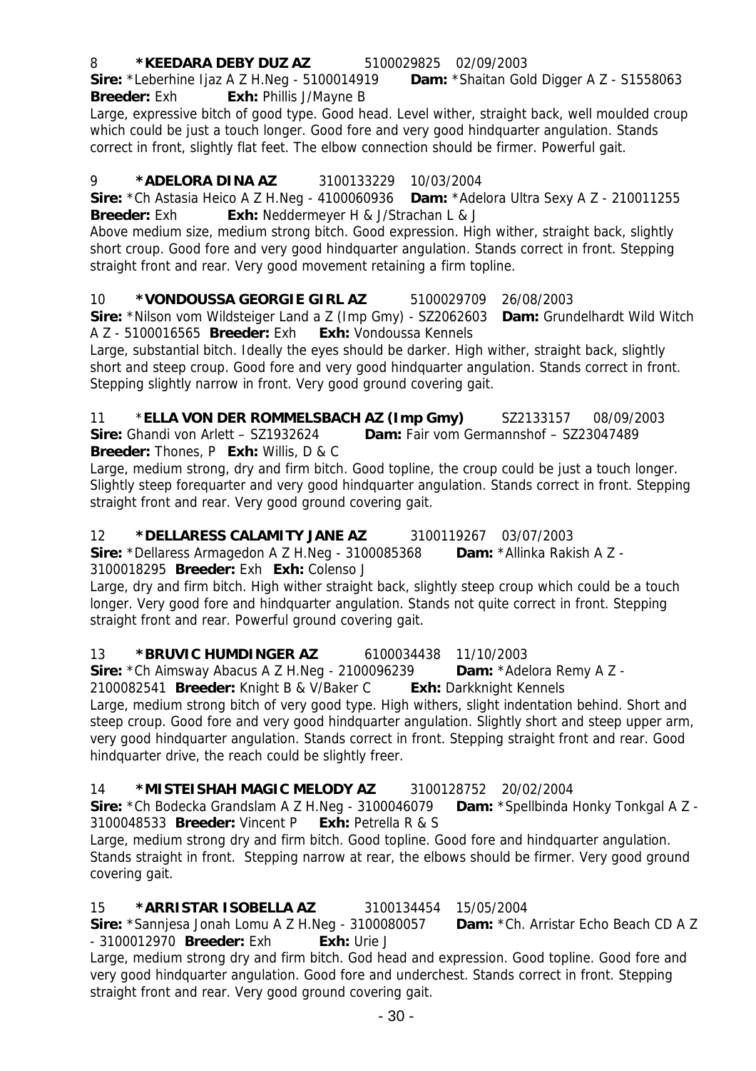8 **\*KEEDARA DEBY DUZ AZ** 5100029825 02/09/2003
**Sire:** \*Leberhine Ijaz A Z H.Neg - 5100014919 **Dam:** \*Shaitan Gold Digger A Z - S1558063
**Breeder:** Exh **Exh:** Phillis J/Mayne B
Large, expressive bitch of good type. Good head. Level wither, straight back, well moulded croup which could be just a touch longer. Good fore and very good hindquarter angulation. Stands correct in front, slightly flat feet. The elbow connection should be firmer. Powerful gait.

9 **\*ADELORA DINA AZ** 3100133229 10/03/2004
**Sire:** \*Ch Astasia Heico A Z H.Neg - 4100060936 **Dam:** \*Adelora Ultra Sexy A Z - 210011255
**Breeder:** Exh **Exh:** Neddermeyer H & J/Strachan L & J
Above medium size, medium strong bitch. Good expression. High wither, straight back, slightly short croup. Good fore and very good hindquarter angulation. Stands correct in front. Stepping straight front and rear. Very good movement retaining a firm topline.

10 **\*VONDOUSSA GEORGIE GIRL AZ** 5100029709 26/08/2003
**Sire:** \*Nilson vom Wildsteiger Land a Z (Imp Gmy) - SZ2062603 **Dam:** Grundelhardt Wild Witch A Z - 5100016565 **Breeder:** Exh **Exh:** Vondoussa Kennels
Large, substantial bitch. Ideally the eyes should be darker. High wither, straight back, slightly short and steep croup. Good fore and very good hindquarter angulation. Stands correct in front. Stepping slightly narrow in front. Very good ground covering gait.

11 \***ELLA VON DER ROMMELSBACH AZ (Imp Gmy)** SZ2133157 08/09/2003
**Sire:** Ghandi von Arlett – SZ1932624 **Dam:** Fair vom Germannshof – SZ23047489
**Breeder:** Thones, P **Exh:** Willis, D & C
Large, medium strong, dry and firm bitch. Good topline, the croup could be just a touch longer. Slightly steep forequarter and very good hindquarter angulation. Stands correct in front. Stepping straight front and rear. Very good ground covering gait.

12 **\*DELLARESS CALAMITY JANE AZ** 3100119267 03/07/2003
**Sire:** \*Dellaress Armagedon A Z H.Neg - 3100085368 **Dam:** \*Allinka Rakish A Z - 3100018295 **Breeder:** Exh **Exh:** Colenso J
Large, dry and firm bitch. High wither straight back, slightly steep croup which could be a touch longer. Very good fore and hindquarter angulation. Stands not quite correct in front. Stepping straight front and rear. Powerful ground covering gait.

13 **\*BRUVIC HUMDINGER AZ** 6100034438 11/10/2003
**Sire:** \*Ch Aimsway Abacus A Z H.Neg - 2100096239 **Dam:** \*Adelora Remy A Z - 2100082541 **Breeder:** Knight B & V/Baker C **Exh:** Darkknight Kennels
Large, medium strong bitch of very good type. High withers, slight indentation behind. Short and steep croup. Good fore and very good hindquarter angulation. Slightly short and steep upper arm, very good hindquarter angulation. Stands correct in front. Stepping straight front and rear. Good hindquarter drive, the reach could be slightly freer.

14 **\*MISTEISHAH MAGIC MELODY AZ** 3100128752 20/02/2004
**Sire:** \*Ch Bodecka Grandslam A Z H.Neg - 3100046079 **Dam:** \*Spellbinda Honky Tonkgal A Z - 3100048533 **Breeder:** Vincent P **Exh:** Petrella R & S
Large, medium strong dry and firm bitch. Good topline. Good fore and hindquarter angulation. Stands straight in front. Stepping narrow at rear, the elbows should be firmer. Very good ground covering gait.

15 **\*ARRISTAR ISOBELLA AZ** 3100134454 15/05/2004
**Sire:** \*Sannjesa Jonah Lomu A Z H.Neg - 3100080057 **Dam:** \*Ch. Arristar Echo Beach CD A Z - 3100012970 **Breeder:** Exh **Exh:** Urie J
Large, medium strong dry and firm bitch. God head and expression. Good topline. Good fore and very good hindquarter angulation. Good fore and underchest. Stands correct in front. Stepping straight front and rear. Very good ground covering gait.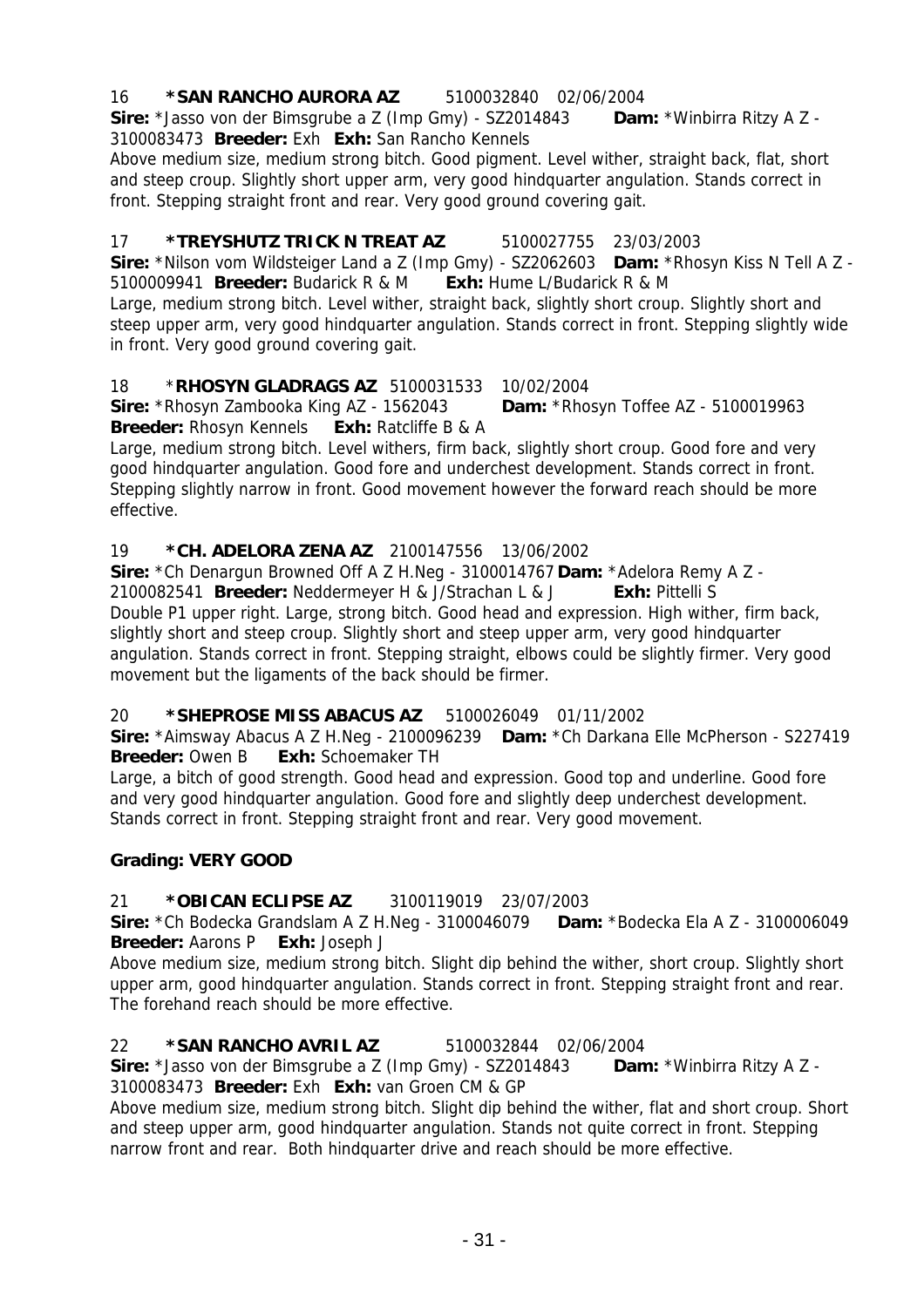16 **\*SAN RANCHO AURORA AZ** 5100032840 02/06/2004
**Sire:** \*Jasso von der Bimsgrube a Z (Imp Gmy) - SZ2014843 **Dam:** \*Winbirra Ritzy A Z - 3100083473 **Breeder:** Exh **Exh:** San Rancho Kennels
Above medium size, medium strong bitch. Good pigment. Level wither, straight back, flat, short and steep croup. Slightly short upper arm, very good hindquarter angulation. Stands correct in front. Stepping straight front and rear. Very good ground covering gait.

17 **\*TREYSHUTZ TRICK N TREAT AZ** 5100027755 23/03/2003
**Sire:** \*Nilson vom Wildsteiger Land a Z (Imp Gmy) - SZ2062603 **Dam:** \*Rhosyn Kiss N Tell A Z - 5100009941 **Breeder:** Budarick R & M **Exh:** Hume L/Budarick R & M
Large, medium strong bitch. Level wither, straight back, slightly short croup. Slightly short and steep upper arm, very good hindquarter angulation. Stands correct in front. Stepping slightly wide in front. Very good ground covering gait.

18 \***RHOSYN GLADRAGS AZ** 5100031533 10/02/2004
**Sire:** \*Rhosyn Zambooka King AZ - 1562043 **Dam:** \*Rhosyn Toffee AZ - 5100019963
**Breeder:** Rhosyn Kennels **Exh:** Ratcliffe B & A
Large, medium strong bitch. Level withers, firm back, slightly short croup. Good fore and very good hindquarter angulation. Good fore and underchest development. Stands correct in front. Stepping slightly narrow in front. Good movement however the forward reach should be more effective.

19 **\*CH. ADELORA ZENA AZ** 2100147556 13/06/2002
**Sire:** \*Ch Denargun Browned Off A Z H.Neg - 3100014767 **Dam:** \*Adelora Remy A Z - 2100082541 **Breeder:** Neddermeyer H & J/Strachan L & J **Exh:** Pittelli S
Double P1 upper right. Large, strong bitch. Good head and expression. High wither, firm back, slightly short and steep croup. Slightly short and steep upper arm, very good hindquarter angulation. Stands correct in front. Stepping straight, elbows could be slightly firmer. Very good movement but the ligaments of the back should be firmer.

20 **\*SHEPROSE MISS ABACUS AZ** 5100026049 01/11/2002
**Sire:** \*Aimsway Abacus A Z H.Neg - 2100096239 **Dam:** \*Ch Darkana Elle McPherson - S227419
**Breeder:** Owen B **Exh:** Schoemaker TH
Large, a bitch of good strength. Good head and expression. Good top and underline. Good fore and very good hindquarter angulation. Good fore and slightly deep underchest development. Stands correct in front. Stepping straight front and rear. Very good movement.

**Grading: VERY GOOD**

21 **\*OBICAN ECLIPSE AZ** 3100119019 23/07/2003
**Sire:** \*Ch Bodecka Grandslam A Z H.Neg - 3100046079 **Dam:** \*Bodecka Ela A Z - 3100006049
**Breeder:** Aarons P **Exh:** Joseph J
Above medium size, medium strong bitch. Slight dip behind the wither, short croup. Slightly short upper arm, good hindquarter angulation. Stands correct in front. Stepping straight front and rear. The forehand reach should be more effective.

22 **\*SAN RANCHO AVRIL AZ** 5100032844 02/06/2004
**Sire:** \*Jasso von der Bimsgrube a Z (Imp Gmy) - SZ2014843 **Dam:** \*Winbirra Ritzy A Z - 3100083473 **Breeder:** Exh **Exh:** van Groen CM & GP
Above medium size, medium strong bitch. Slight dip behind the wither, flat and short croup. Short and steep upper arm, good hindquarter angulation. Stands not quite correct in front. Stepping narrow front and rear. Both hindquarter drive and reach should be more effective.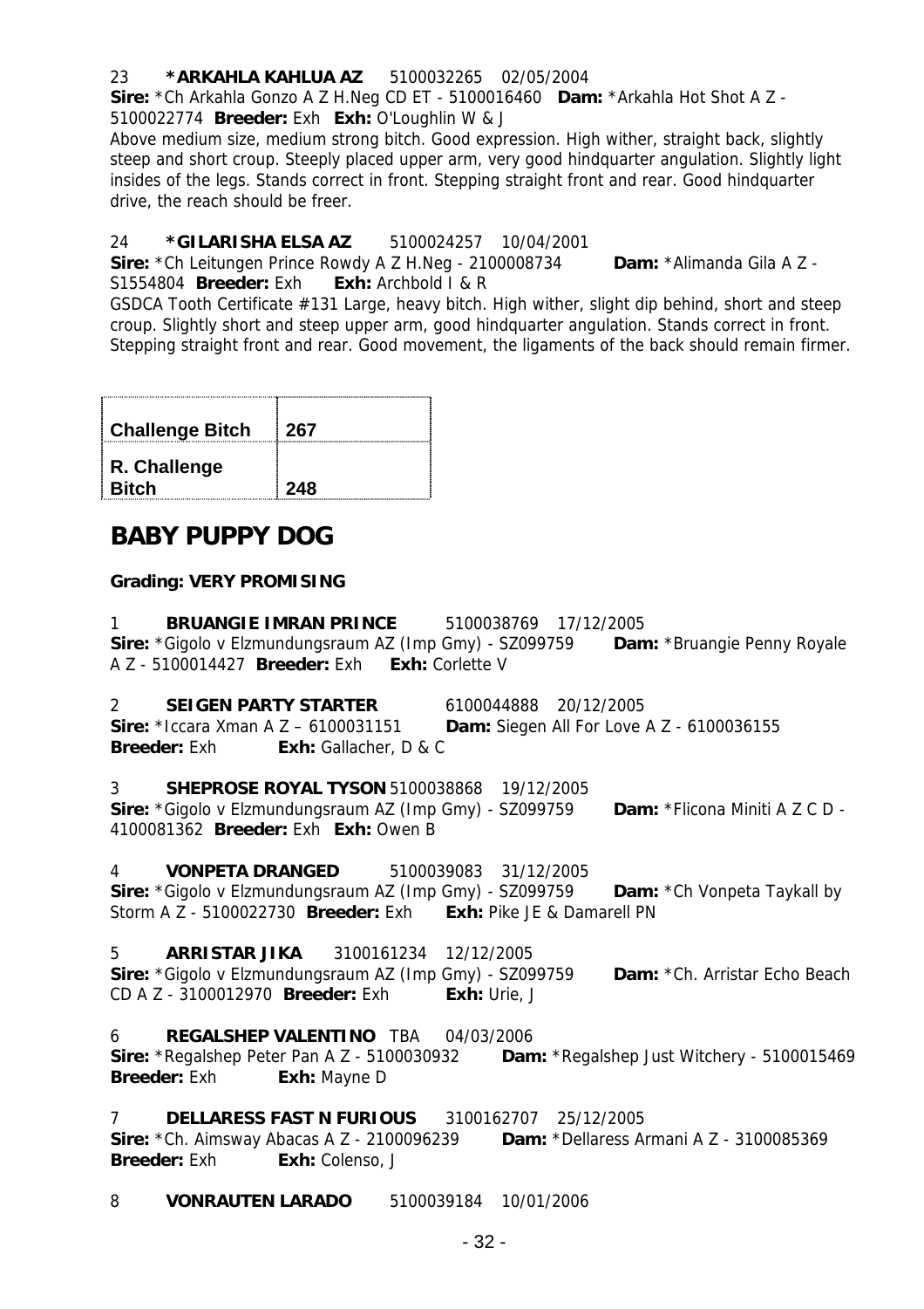23 **\*ARKAHLA KAHLUA AZ** 5100032265 02/05/2004
**Sire:** \*Ch Arkahla Gonzo A Z H.Neg CD ET - 5100016460 **Dam:** \*Arkahla Hot Shot A Z - 5100022774 **Breeder:** Exh **Exh:** O'Loughlin W & J
Above medium size, medium strong bitch. Good expression. High wither, straight back, slightly steep and short croup. Steeply placed upper arm, very good hindquarter angulation. Slightly light insides of the legs. Stands correct in front. Stepping straight front and rear. Good hindquarter drive, the reach should be freer.

24 **\*GILARISHA ELSA AZ** 5100024257 10/04/2001
**Sire:** \*Ch Leitungen Prince Rowdy A Z H.Neg - 2100008734 **Dam:** \*Alimanda Gila A Z - S1554804 **Breeder:** Exh **Exh:** Archbold I & R
GSDCA Tooth Certificate #131 Large, heavy bitch. High wither, slight dip behind, short and steep croup. Slightly short and steep upper arm, good hindquarter angulation. Stands correct in front. Stepping straight front and rear. Good movement, the ligaments of the back should remain firmer.

| | |
|---|---|
| **Challenge Bitch** | **267** |
| **R. Challenge Bitch** | **248** |

## BABY PUPPY DOG

**Grading: VERY PROMISING**

1 **BRUANGIE IMRAN PRINCE** 5100038769 17/12/2005
**Sire:** \*Gigolo v Elzmundungsraum AZ (Imp Gmy) - SZ099759 **Dam:** \*Bruangie Penny Royale A Z - 5100014427 **Breeder:** Exh **Exh:** Corlette V

2 **SEIGEN PARTY STARTER** 6100044888 20/12/2005
**Sire:** \*Iccara Xman A Z – 6100031151 **Dam:** Siegen All For Love A Z - 6100036155
**Breeder:** Exh **Exh:** Gallacher, D & C

3 **SHEPROSE ROYAL TYSON** 5100038868 19/12/2005
**Sire:** \*Gigolo v Elzmundungsraum AZ (Imp Gmy) - SZ099759 **Dam:** \*Flicona Miniti A Z C D - 4100081362 **Breeder:** Exh **Exh:** Owen B

4 **VONPETA DRANGED** 5100039083 31/12/2005
**Sire:** \*Gigolo v Elzmundungsraum AZ (Imp Gmy) - SZ099759 **Dam:** \*Ch Vonpeta Taykall by Storm A Z - 5100022730 **Breeder:** Exh **Exh:** Pike JE & Damarell PN

5 **ARRISTAR JIKA** 3100161234 12/12/2005
**Sire:** \*Gigolo v Elzmundungsraum AZ (Imp Gmy) - SZ099759 **Dam:** \*Ch. Arristar Echo Beach CD A Z - 3100012970 **Breeder:** Exh **Exh:** Urie, J

6 **REGALSHEP VALENTINO** TBA 04/03/2006
**Sire:** \*Regalshep Peter Pan A Z - 5100030932 **Dam:** \*Regalshep Just Witchery - 5100015469
**Breeder:** Exh **Exh:** Mayne D

7 **DELLARESS FAST N FURIOUS** 3100162707 25/12/2005
**Sire:** \*Ch. Aimsway Abacas A Z - 2100096239 **Dam:** \*Dellaress Armani A Z - 3100085369
**Breeder:** Exh **Exh:** Colenso, J

8 **VONRAUTEN LARADO** 5100039184 10/01/2006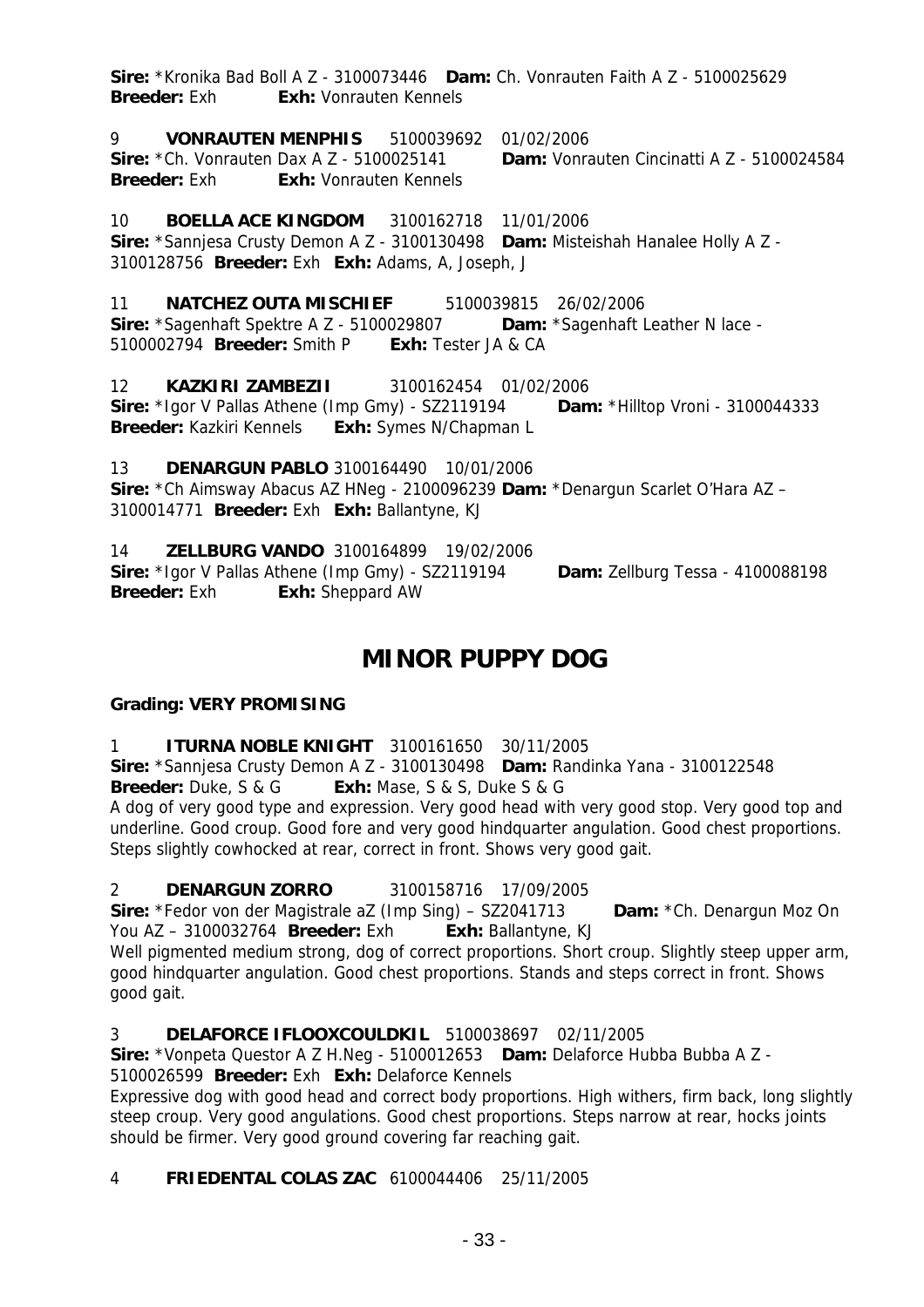**Sire:** *Kronika Bad Boll A Z - 3100073446 **Dam:** Ch. Vonrauten Faith A Z - 5100025629
**Breeder:** Exh **Exh:** Vonrauten Kennels

9 **VONRAUTEN MENPHIS** 5100039692 01/02/2006
**Sire:** *Ch. Vonrauten Dax A Z - 5100025141 **Dam:** Vonrauten Cincinatti A Z - 5100024584
**Breeder:** Exh **Exh:** Vonrauten Kennels

10 **BOELLA ACE KINGDOM** 3100162718 11/01/2006
**Sire:** *Sannjesa Crusty Demon A Z - 3100130498 **Dam:** Misteishah Hanalee Holly A Z - 3100128756 **Breeder:** Exh **Exh:** Adams, A, Joseph, J

11 **NATCHEZ OUTA MISCHIEF** 5100039815 26/02/2006
**Sire:** *Sagenhaft Spektre A Z - 5100029807 **Dam:** *Sagenhaft Leather N lace - 5100002794 **Breeder:** Smith P **Exh:** Tester JA & CA

12 **KAZKIRI ZAMBEZII** 3100162454 01/02/2006
**Sire:** *Igor V Pallas Athene (Imp Gmy) - SZ2119194 **Dam:** *Hilltop Vroni - 3100044333
**Breeder:** Kazkiri Kennels **Exh:** Symes N/Chapman L

13 **DENARGUN PABLO** 3100164490 10/01/2006
**Sire:** *Ch Aimsway Abacus AZ HNeg - 2100096239 **Dam:** *Denargun Scarlet O'Hara AZ – 3100014771 **Breeder:** Exh **Exh:** Ballantyne, KJ

14 **ZELLBURG VANDO** 3100164899 19/02/2006
**Sire:** *Igor V Pallas Athene (Imp Gmy) - SZ2119194 **Dam:** Zellburg Tessa - 4100088198
**Breeder:** Exh **Exh:** Sheppard AW

# MINOR PUPPY DOG

**Grading: VERY PROMISING**

1 **ITURNA NOBLE KNIGHT** 3100161650 30/11/2005
**Sire:** *Sannjesa Crusty Demon A Z - 3100130498 **Dam:** Randinka Yana - 3100122548
**Breeder:** Duke, S & G **Exh:** Mase, S & S, Duke S & G
A dog of very good type and expression. Very good head with very good stop. Very good top and underline. Good croup. Good fore and very good hindquarter angulation. Good chest proportions. Steps slightly cowhocked at rear, correct in front. Shows very good gait.

2 **DENARGUN ZORRO** 3100158716 17/09/2005
**Sire:** *Fedor von der Magistrale aZ (Imp Sing) – SZ2041713 **Dam:** *Ch. Denargun Moz On You AZ – 3100032764 **Breeder:** Exh **Exh:** Ballantyne, KJ
Well pigmented medium strong, dog of correct proportions. Short croup. Slightly steep upper arm, good hindquarter angulation. Good chest proportions. Stands and steps correct in front. Shows good gait.

3 **DELAFORCE IFLOOXCOULDKIL** 5100038697 02/11/2005
**Sire:** *Vonpeta Questor A Z H.Neg - 5100012653 **Dam:** Delaforce Hubba Bubba A Z - 5100026599 **Breeder:** Exh **Exh:** Delaforce Kennels
Expressive dog with good head and correct body proportions. High withers, firm back, long slightly steep croup. Very good angulations. Good chest proportions. Steps narrow at rear, hocks joints should be firmer. Very good ground covering far reaching gait.

4 **FRIEDENTAL COLAS ZAC** 6100044406 25/11/2005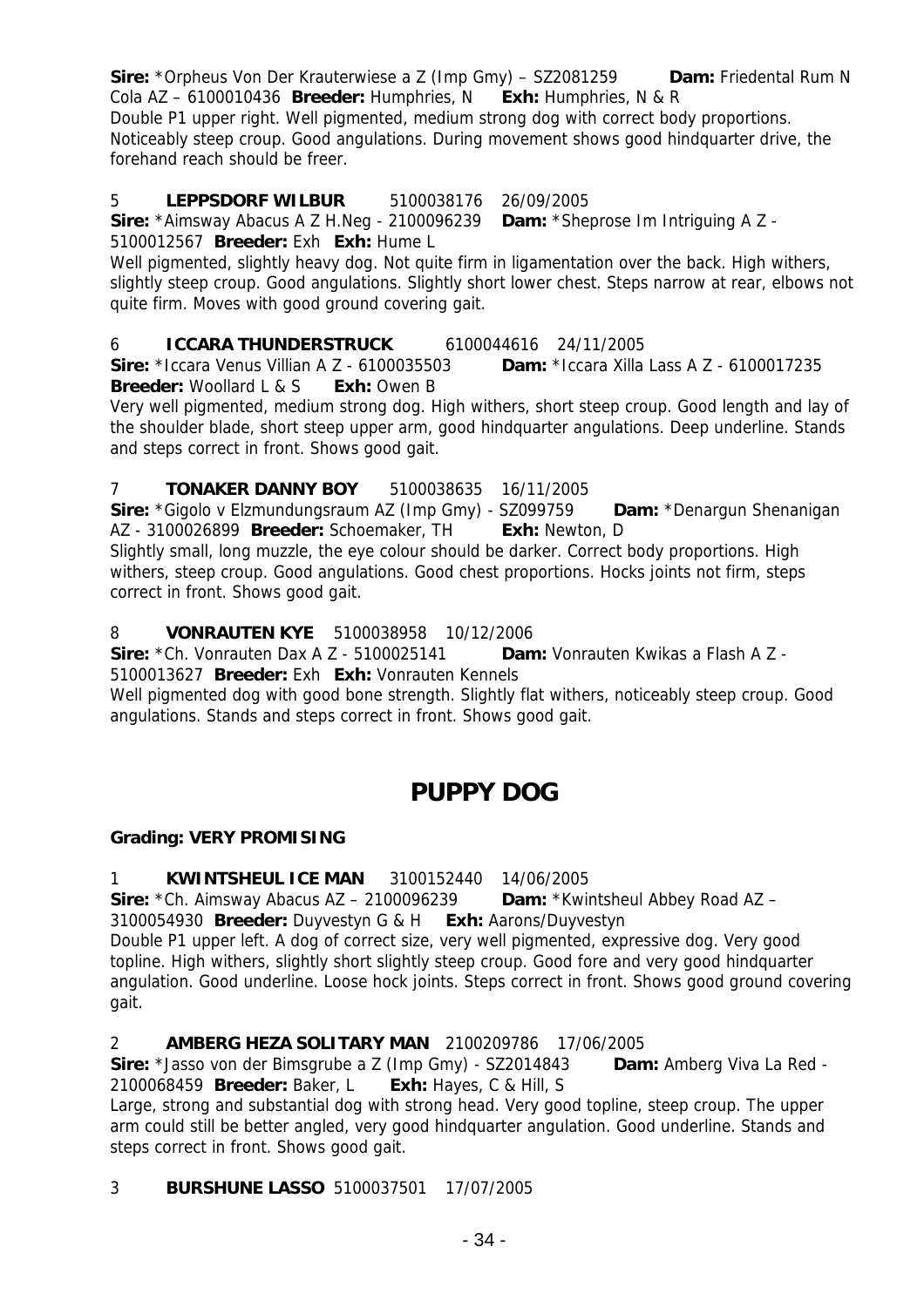**Sire:** *Orpheus Von Der Krauterwiese a Z (Imp Gmy) – SZ2081259 **Dam:** Friedental Rum N Cola AZ – 6100010436 **Breeder:** Humphries, N **Exh:** Humphries, N & R
Double P1 upper right. Well pigmented, medium strong dog with correct body proportions. Noticeably steep croup. Good angulations. During movement shows good hindquarter drive, the forehand reach should be freer.

5 **LEPPSDORF WILBUR** 5100038176 26/09/2005
**Sire:** *Aimsway Abacus A Z H.Neg - 2100096239 **Dam:** *Sheprose Im Intriguing A Z - 5100012567 **Breeder:** Exh **Exh:** Hume L
Well pigmented, slightly heavy dog. Not quite firm in ligamentation over the back. High withers, slightly steep croup. Good angulations. Slightly short lower chest. Steps narrow at rear, elbows not quite firm. Moves with good ground covering gait.

6 **ICCARA THUNDERSTRUCK** 6100044616 24/11/2005
**Sire:** *Iccara Venus Villian A Z - 6100035503 **Dam:** *Iccara Xilla Lass A Z - 6100017235
**Breeder:** Woollard L & S **Exh:** Owen B
Very well pigmented, medium strong dog. High withers, short steep croup. Good length and lay of the shoulder blade, short steep upper arm, good hindquarter angulations. Deep underline. Stands and steps correct in front. Shows good gait.

7 **TONAKER DANNY BOY** 5100038635 16/11/2005
**Sire:** *Gigolo v Elzmundungsraum AZ (Imp Gmy) - SZ099759 **Dam:** *Denargun Shenanigan AZ - 3100026899 **Breeder:** Schoemaker, TH **Exh:** Newton, D
Slightly small, long muzzle, the eye colour should be darker. Correct body proportions. High withers, steep croup. Good angulations. Good chest proportions. Hocks joints not firm, steps correct in front. Shows good gait.

8 **VONRAUTEN KYE** 5100038958 10/12/2006
**Sire:** *Ch. Vonrauten Dax A Z - 5100025141 **Dam:** Vonrauten Kwikas a Flash A Z - 5100013627 **Breeder:** Exh **Exh:** Vonrauten Kennels
Well pigmented dog with good bone strength. Slightly flat withers, noticeably steep croup. Good angulations. Stands and steps correct in front. Shows good gait.

# PUPPY DOG

**Grading: VERY PROMISING**

1 **KWINTSHEUL ICE MAN** 3100152440 14/06/2005
**Sire:** *Ch. Aimsway Abacus AZ – 2100096239 **Dam:** *Kwintsheul Abbey Road AZ – 3100054930 **Breeder:** Duyvestyn G & H **Exh:** Aarons/Duyvestyn
Double P1 upper left. A dog of correct size, very well pigmented, expressive dog. Very good topline. High withers, slightly short slightly steep croup. Good fore and very good hindquarter angulation. Good underline. Loose hock joints. Steps correct in front. Shows good ground covering gait.

2 **AMBERG HEZA SOLITARY MAN** 2100209786 17/06/2005
**Sire:** *Jasso von der Bimsgrube a Z (Imp Gmy) - SZ2014843 **Dam:** Amberg Viva La Red - 2100068459 **Breeder:** Baker, L **Exh:** Hayes, C & Hill, S
Large, strong and substantial dog with strong head. Very good topline, steep croup. The upper arm could still be better angled, very good hindquarter angulation. Good underline. Stands and steps correct in front. Shows good gait.

3 **BURSHUNE LASSO** 5100037501 17/07/2005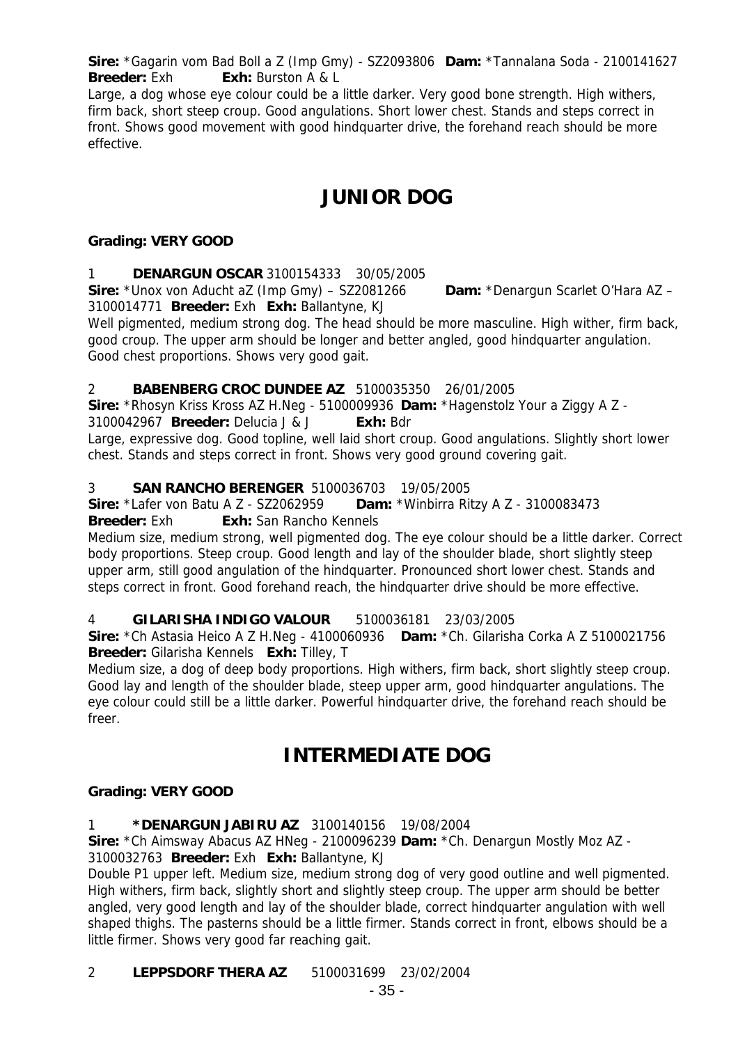**Sire:** *Gagarin vom Bad Boll a Z (Imp Gmy) - SZ2093806 **Dam:** *Tannalana Soda - 2100141627
**Breeder:** Exh **Exh:** Burston A & L

Large, a dog whose eye colour could be a little darker. Very good bone strength. High withers, firm back, short steep croup. Good angulations. Short lower chest. Stands and steps correct in front. Shows good movement with good hindquarter drive, the forehand reach should be more effective.

# JUNIOR DOG

**Grading: VERY GOOD**

1 **DENARGUN OSCAR** 3100154333 30/05/2005
**Sire:** *Unox von Aducht aZ (Imp Gmy) – SZ2081266 **Dam:** *Denargun Scarlet O'Hara AZ – 3100014771 **Breeder:** Exh **Exh:** Ballantyne, KJ

Well pigmented, medium strong dog. The head should be more masculine. High wither, firm back, good croup. The upper arm should be longer and better angled, good hindquarter angulation. Good chest proportions. Shows very good gait.

2 **BABENBERG CROC DUNDEE AZ** 5100035350 26/01/2005
**Sire:** *Rhosyn Kriss Kross AZ H.Neg - 5100009936 **Dam:** *Hagenstolz Your a Ziggy A Z - 3100042967 **Breeder:** Delucia J & J **Exh:** Bdr

Large, expressive dog. Good topline, well laid short croup. Good angulations. Slightly short lower chest. Stands and steps correct in front. Shows very good ground covering gait.

3 **SAN RANCHO BERENGER** 5100036703 19/05/2005
**Sire:** *Lafer von Batu A Z - SZ2062959 **Dam:** *Winbirra Ritzy A Z - 3100083473
**Breeder:** Exh **Exh:** San Rancho Kennels

Medium size, medium strong, well pigmented dog. The eye colour should be a little darker. Correct body proportions. Steep croup. Good length and lay of the shoulder blade, short slightly steep upper arm, still good angulation of the hindquarter. Pronounced short lower chest. Stands and steps correct in front. Good forehand reach, the hindquarter drive should be more effective.

4 **GILARISHA INDIGO VALOUR** 5100036181 23/03/2005
**Sire:** *Ch Astasia Heico A Z H.Neg - 4100060936 **Dam:** *Ch. Gilarisha Corka A Z 5100021756
**Breeder:** Gilarisha Kennels **Exh:** Tilley, T

Medium size, a dog of deep body proportions. High withers, firm back, short slightly steep croup. Good lay and length of the shoulder blade, steep upper arm, good hindquarter angulations. The eye colour could still be a little darker. Powerful hindquarter drive, the forehand reach should be freer.

# INTERMEDIATE DOG

**Grading: VERY GOOD**

1 ***DENARGUN JABIRU AZ** 3100140156 19/08/2004
**Sire:** *Ch Aimsway Abacus AZ HNeg - 2100096239 **Dam:** *Ch. Denargun Mostly Moz AZ - 3100032763 **Breeder:** Exh **Exh:** Ballantyne, KJ

Double P1 upper left. Medium size, medium strong dog of very good outline and well pigmented. High withers, firm back, slightly short and slightly steep croup. The upper arm should be better angled, very good length and lay of the shoulder blade, correct hindquarter angulation with well shaped thighs. The pasterns should be a little firmer. Stands correct in front, elbows should be a little firmer. Shows very good far reaching gait.

2 **LEPPSDORF THERA AZ** 5100031699 23/02/2004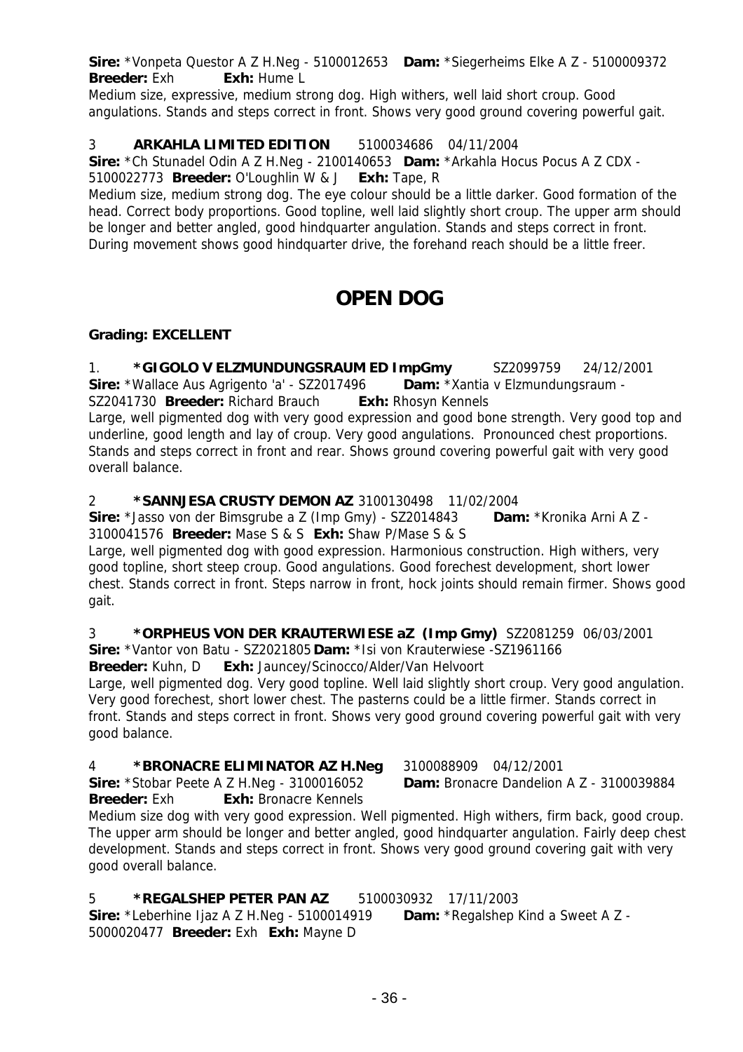**Sire:** *Vonpeta Questor A Z H.Neg - 5100012653 **Dam:** *Siegerheims Elke A Z - 5100009372
**Breeder:** Exh **Exh:** Hume L
Medium size, expressive, medium strong dog. High withers, well laid short croup. Good angulations. Stands and steps correct in front. Shows very good ground covering powerful gait.

3 **ARKAHLA LIMITED EDITION** 5100034686 04/11/2004
**Sire:** *Ch Stunadel Odin A Z H.Neg - 2100140653 **Dam:** *Arkahla Hocus Pocus A Z CDX - 5100022773 **Breeder:** O'Loughlin W & J **Exh:** Tape, R
Medium size, medium strong dog. The eye colour should be a little darker. Good formation of the head. Correct body proportions. Good topline, well laid slightly short croup. The upper arm should be longer and better angled, good hindquarter angulation. Stands and steps correct in front. During movement shows good hindquarter drive, the forehand reach should be a little freer.

# OPEN DOG

**Grading: EXCELLENT**

1. **\*GIGOLO V ELZMUNDUNGSRAUM ED ImpGmy** SZ2099759 24/12/2001
**Sire:** *Wallace Aus Agrigento 'a' - SZ2017496 **Dam:** *Xantia v Elzmundungsraum - SZ2041730 **Breeder:** Richard Brauch **Exh:** Rhosyn Kennels
Large, well pigmented dog with very good expression and good bone strength. Very good top and underline, good length and lay of croup. Very good angulations. Pronounced chest proportions. Stands and steps correct in front and rear. Shows ground covering powerful gait with very good overall balance.

2 **\*SANNJESA CRUSTY DEMON AZ** 3100130498 11/02/2004
**Sire:** *Jasso von der Bimsgrube a Z (Imp Gmy) - SZ2014843 **Dam:** *Kronika Arni A Z - 3100041576 **Breeder:** Mase S & S **Exh:** Shaw P/Mase S & S
Large, well pigmented dog with good expression. Harmonious construction. High withers, very good topline, short steep croup. Good angulations. Good forechest development, short lower chest. Stands correct in front. Steps narrow in front, hock joints should remain firmer. Shows good gait.

3 **\*ORPHEUS VON DER KRAUTERWIESE aZ (Imp Gmy)** SZ2081259 06/03/2001
**Sire:** *Vantor von Batu - SZ2021805 **Dam:** *Isi von Krauterwiese -SZ1961166
**Breeder:** Kuhn, D **Exh:** Jauncey/Scinocco/Alder/Van Helvoort
Large, well pigmented dog. Very good topline. Well laid slightly short croup. Very good angulation. Very good forechest, short lower chest. The pasterns could be a little firmer. Stands correct in front. Stands and steps correct in front. Shows very good ground covering powerful gait with very good balance.

4 **\*BRONACRE ELIMINATOR AZ H.Neg** 3100088909 04/12/2001
**Sire:** *Stobar Peete A Z H.Neg - 3100016052 **Dam:** Bronacre Dandelion A Z - 3100039884
**Breeder:** Exh **Exh:** Bronacre Kennels
Medium size dog with very good expression. Well pigmented. High withers, firm back, good croup. The upper arm should be longer and better angled, good hindquarter angulation. Fairly deep chest development. Stands and steps correct in front. Shows very good ground covering gait with very good overall balance.

5 **\*REGALSHEP PETER PAN AZ** 5100030932 17/11/2003
**Sire:** *Leberhine Ijaz A Z H.Neg - 5100014919 **Dam:** *Regalshep Kind a Sweet A Z - 5000020477 **Breeder:** Exh **Exh:** Mayne D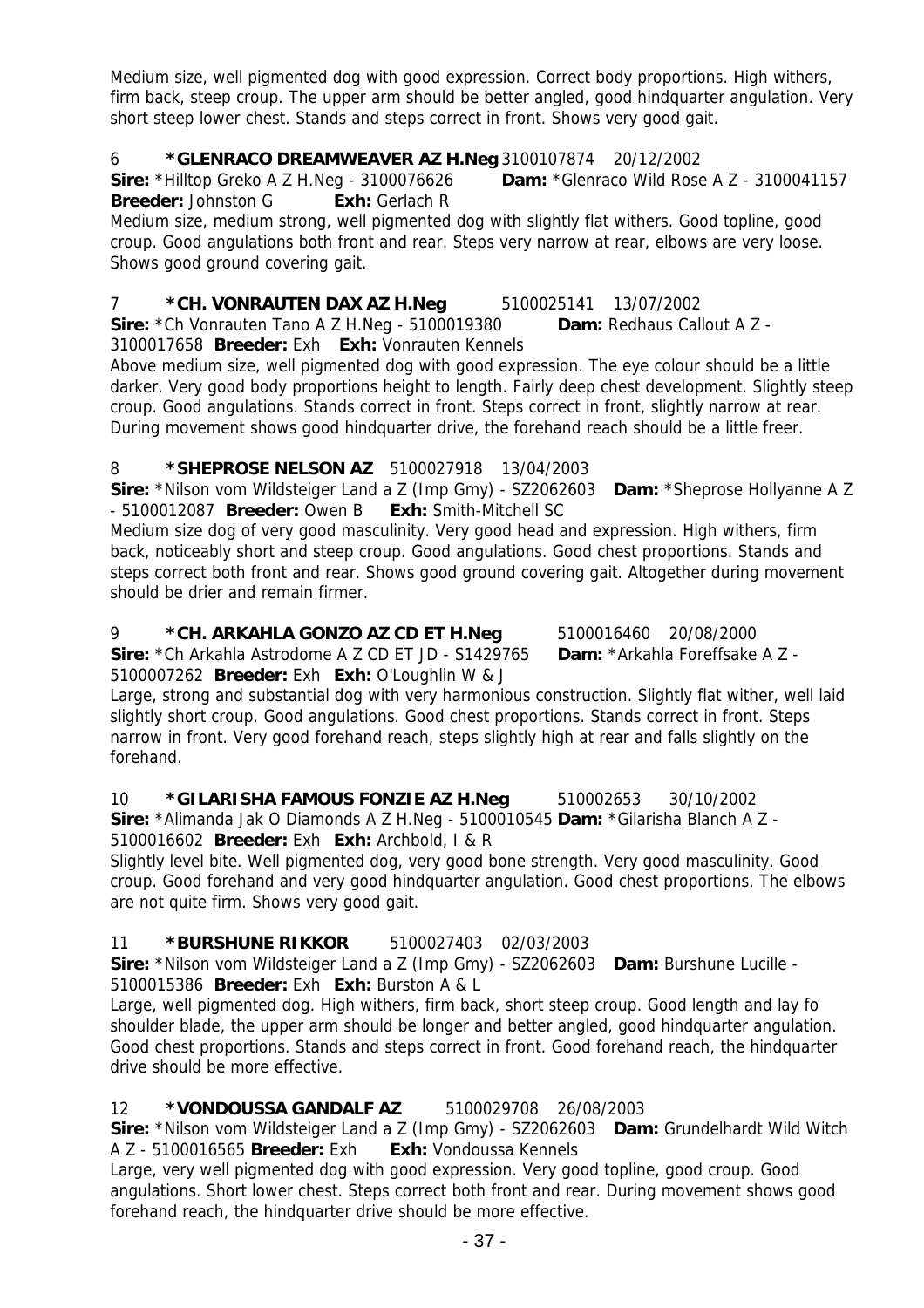Medium size, well pigmented dog with good expression. Correct body proportions. High withers, firm back, steep croup. The upper arm should be better angled, good hindquarter angulation. Very short steep lower chest. Stands and steps correct in front. Shows very good gait.

6 **\*GLENRACO DREAMWEAVER AZ H.Neg** 3100107874 20/12/2002
**Sire:** \*Hilltop Greko A Z H.Neg - 3100076626 **Dam:** \*Glenraco Wild Rose A Z - 3100041157
**Breeder:** Johnston G **Exh:** Gerlach R
Medium size, medium strong, well pigmented dog with slightly flat withers. Good topline, good croup. Good angulations both front and rear. Steps very narrow at rear, elbows are very loose. Shows good ground covering gait.

7 **\*CH. VONRAUTEN DAX AZ H.Neg** 5100025141 13/07/2002
**Sire:** \*Ch Vonrauten Tano A Z H.Neg - 5100019380 **Dam:** Redhaus Callout A Z - 3100017658 **Breeder:** Exh **Exh:** Vonrauten Kennels
Above medium size, well pigmented dog with good expression. The eye colour should be a little darker. Very good body proportions height to length. Fairly deep chest development. Slightly steep croup. Good angulations. Stands correct in front. Steps correct in front, slightly narrow at rear. During movement shows good hindquarter drive, the forehand reach should be a little freer.

8 **\*SHEPROSE NELSON AZ** 5100027918 13/04/2003
**Sire:** \*Nilson vom Wildsteiger Land a Z (Imp Gmy) - SZ2062603 **Dam:** \*Sheprose Hollyanne A Z - 5100012087 **Breeder:** Owen B **Exh:** Smith-Mitchell SC
Medium size dog of very good masculinity. Very good head and expression. High withers, firm back, noticeably short and steep croup. Good angulations. Good chest proportions. Stands and steps correct both front and rear. Shows good ground covering gait. Altogether during movement should be drier and remain firmer.

9 **\*CH. ARKAHLA GONZO AZ CD ET H.Neg** 5100016460 20/08/2000
**Sire:** \*Ch Arkahla Astrodome A Z CD ET JD - S1429765 **Dam:** \*Arkahla Foreffsake A Z - 5100007262 **Breeder:** Exh **Exh:** O'Loughlin W & J
Large, strong and substantial dog with very harmonious construction. Slightly flat wither, well laid slightly short croup. Good angulations. Good chest proportions. Stands correct in front. Steps narrow in front. Very good forehand reach, steps slightly high at rear and falls slightly on the forehand.

10 **\*GILARISHA FAMOUS FONZIE AZ H.Neg** 510002653 30/10/2002
**Sire:** \*Alimanda Jak O Diamonds A Z H.Neg - 5100010545 **Dam:** \*Gilarisha Blanch A Z - 5100016602 **Breeder:** Exh **Exh:** Archbold, I & R
Slightly level bite. Well pigmented dog, very good bone strength. Very good masculinity. Good croup. Good forehand and very good hindquarter angulation. Good chest proportions. The elbows are not quite firm. Shows very good gait.

11 **\*BURSHUNE RIKKOR** 5100027403 02/03/2003
**Sire:** \*Nilson vom Wildsteiger Land a Z (Imp Gmy) - SZ2062603 **Dam:** Burshune Lucille - 5100015386 **Breeder:** Exh **Exh:** Burston A & L
Large, well pigmented dog. High withers, firm back, short steep croup. Good length and lay fo shoulder blade, the upper arm should be longer and better angled, good hindquarter angulation. Good chest proportions. Stands and steps correct in front. Good forehand reach, the hindquarter drive should be more effective.

12 **\*VONDOUSSA GANDALF AZ** 5100029708 26/08/2003
**Sire:** \*Nilson vom Wildsteiger Land a Z (Imp Gmy) - SZ2062603 **Dam:** Grundelhardt Wild Witch A Z - 5100016565 **Breeder:** Exh **Exh:** Vondoussa Kennels
Large, very well pigmented dog with good expression. Very good topline, good croup. Good angulations. Short lower chest. Steps correct both front and rear. During movement shows good forehand reach, the hindquarter drive should be more effective.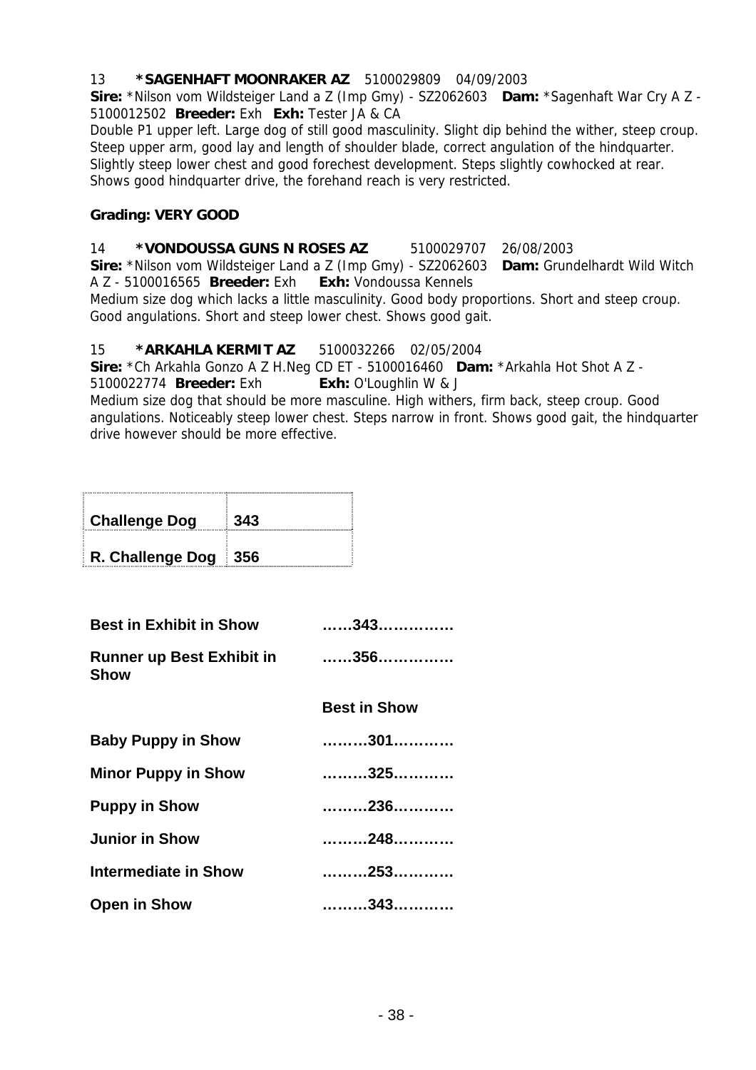13 **\*SAGENHAFT MOONRAKER AZ** 5100029809 04/09/2003
**Sire:** \*Nilson vom Wildsteiger Land a Z (Imp Gmy) - SZ2062603 **Dam:** \*Sagenhaft War Cry A Z - 5100012502 **Breeder:** Exh **Exh:** Tester JA & CA
Double P1 upper left. Large dog of still good masculinity. Slight dip behind the wither, steep croup. Steep upper arm, good lay and length of shoulder blade, correct angulation of the hindquarter. Slightly steep lower chest and good forechest development. Steps slightly cowhocked at rear. Shows good hindquarter drive, the forehand reach is very restricted.

**Grading: VERY GOOD**

14 **\*VONDOUSSA GUNS N ROSES AZ** 5100029707 26/08/2003
**Sire:** \*Nilson vom Wildsteiger Land a Z (Imp Gmy) - SZ2062603 **Dam:** Grundelhardt Wild Witch A Z - 5100016565 **Breeder:** Exh **Exh:** Vondoussa Kennels
Medium size dog which lacks a little masculinity. Good body proportions. Short and steep croup. Good angulations. Short and steep lower chest. Shows good gait.

15 **\*ARKAHLA KERMIT AZ** 5100032266 02/05/2004
**Sire:** \*Ch Arkahla Gonzo A Z H.Neg CD ET - 5100016460 **Dam:** \*Arkahla Hot Shot A Z - 5100022774 **Breeder:** Exh **Exh:** O'Loughlin W & J
Medium size dog that should be more masculine. High withers, firm back, steep croup. Good angulations. Noticeably steep lower chest. Steps narrow in front. Shows good gait, the hindquarter drive however should be more effective.

| | |
|---|---|
| **Challenge Dog** | **343** |
| **R. Challenge Dog** | **356** |

| | |
|---|---|
| **Best in Exhibit in Show** | **……343……………** |
| **Runner up Best Exhibit in Show** | **……356……………** |
| | **Best in Show** |
| **Baby Puppy in Show** | **………301…………** |
| **Minor Puppy in Show** | **………325…………** |
| **Puppy in Show** | **………236…………** |
| **Junior in Show** | **………248…………** |
| **Intermediate in Show** | **………253…………** |
| **Open in Show** | **………343…………** |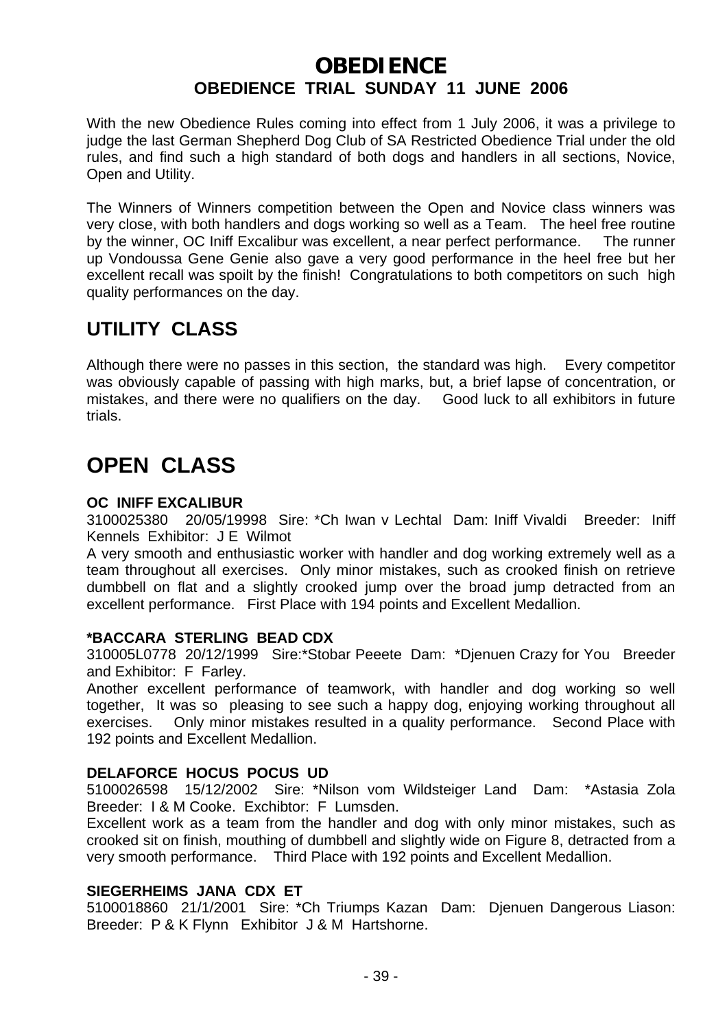# OBEDIENCE

## OBEDIENCE TRIAL SUNDAY 11 JUNE 2006

With the new Obedience Rules coming into effect from 1 July 2006, it was a privilege to judge the last German Shepherd Dog Club of SA Restricted Obedience Trial under the old rules, and find such a high standard of both dogs and handlers in all sections, Novice, Open and Utility.

The Winners of Winners competition between the Open and Novice class winners was very close, with both handlers and dogs working so well as a Team. The heel free routine by the winner, OC Iniff Excalibur was excellent, a near perfect performance. The runner up Vondoussa Gene Genie also gave a very good performance in the heel free but her excellent recall was spoilt by the finish! Congratulations to both competitors on such high quality performances on the day.

## UTILITY CLASS

Although there were no passes in this section, the standard was high. Every competitor was obviously capable of passing with high marks, but, a brief lapse of concentration, or mistakes, and there were no qualifiers on the day. Good luck to all exhibitors in future trials.

# OPEN CLASS

**OC INIFF EXCALIBUR**
3100025380 20/05/19998 Sire: *Ch Iwan v Lechtal Dam: Iniff Vivaldi Breeder: Iniff Kennels Exhibitor: J E Wilmot
A very smooth and enthusiastic worker with handler and dog working extremely well as a team throughout all exercises. Only minor mistakes, such as crooked finish on retrieve dumbbell on flat and a slightly crooked jump over the broad jump detracted from an excellent performance. First Place with 194 points and Excellent Medallion.

**\*BACCARA STERLING BEAD CDX**
310005L0778 20/12/1999 Sire:*Stobar Peeete Dam: *Djenuen Crazy for You Breeder and Exhibitor: F Farley.
Another excellent performance of teamwork, with handler and dog working so well together, It was so pleasing to see such a happy dog, enjoying working throughout all exercises. Only minor mistakes resulted in a quality performance. Second Place with 192 points and Excellent Medallion.

**DELAFORCE HOCUS POCUS UD**
5100026598 15/12/2002 Sire: *Nilson vom Wildsteiger Land Dam: *Astasia Zola Breeder: I & M Cooke. Exchibtor: F Lumsden.
Excellent work as a team from the handler and dog with only minor mistakes, such as crooked sit on finish, mouthing of dumbbell and slightly wide on Figure 8, detracted from a very smooth performance. Third Place with 192 points and Excellent Medallion.

**SIEGERHEIMS JANA CDX ET**
5100018860 21/1/2001 Sire: *Ch Triumps Kazan Dam: Djenuen Dangerous Liason: Breeder: P & K Flynn Exhibitor J & M Hartshorne.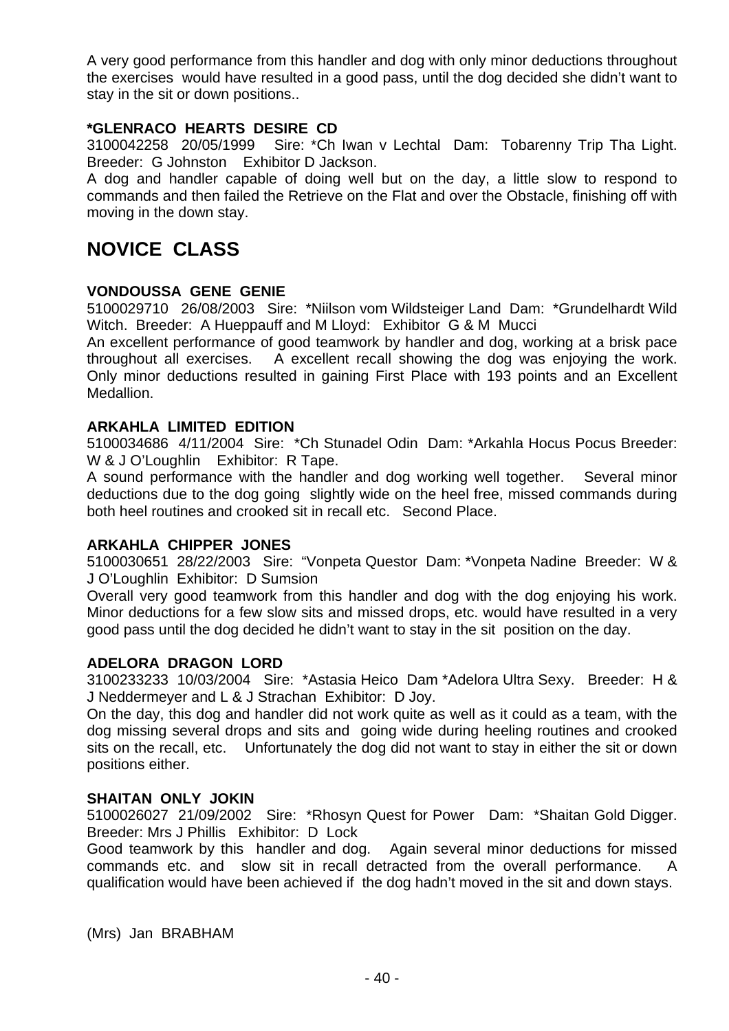A very good performance from this handler and dog with only minor deductions throughout the exercises would have resulted in a good pass, until the dog decided she didn't want to stay in the sit or down positions..

**\*GLENRACO HEARTS DESIRE CD**
3100042258 20/05/1999 Sire: *Ch Iwan v Lechtal Dam: Tobarenny Trip Tha Light. Breeder: G Johnston Exhibitor D Jackson.
A dog and handler capable of doing well but on the day, a little slow to respond to commands and then failed the Retrieve on the Flat and over the Obstacle, finishing off with moving in the down stay.

# NOVICE CLASS

**VONDOUSSA GENE GENIE**
5100029710 26/08/2003 Sire: *Niilson vom Wildsteiger Land Dam: *Grundelhardt Wild Witch. Breeder: A Hueppauff and M Lloyd: Exhibitor G & M Mucci
An excellent performance of good teamwork by handler and dog, working at a brisk pace throughout all exercises. A excellent recall showing the dog was enjoying the work. Only minor deductions resulted in gaining First Place with 193 points and an Excellent Medallion.

**ARKAHLA LIMITED EDITION**
5100034686 4/11/2004 Sire: *Ch Stunadel Odin Dam: *Arkahla Hocus Pocus Breeder: W & J O'Loughlin Exhibitor: R Tape.
A sound performance with the handler and dog working well together. Several minor deductions due to the dog going slightly wide on the heel free, missed commands during both heel routines and crooked sit in recall etc. Second Place.

**ARKAHLA CHIPPER JONES**
5100030651 28/22/2003 Sire: "Vonpeta Questor Dam: *Vonpeta Nadine Breeder: W & J O'Loughlin Exhibitor: D Sumsion
Overall very good teamwork from this handler and dog with the dog enjoying his work. Minor deductions for a few slow sits and missed drops, etc. would have resulted in a very good pass until the dog decided he didn't want to stay in the sit position on the day.

**ADELORA DRAGON LORD**
3100233233 10/03/2004 Sire: *Astasia Heico Dam *Adelora Ultra Sexy. Breeder: H & J Neddermeyer and L & J Strachan Exhibitor: D Joy.
On the day, this dog and handler did not work quite as well as it could as a team, with the dog missing several drops and sits and going wide during heeling routines and crooked sits on the recall, etc. Unfortunately the dog did not want to stay in either the sit or down positions either.

**SHAITAN ONLY JOKIN**
5100026027 21/09/2002 Sire: *Rhosyn Quest for Power Dam: *Shaitan Gold Digger. Breeder: Mrs J Phillis Exhibitor: D Lock
Good teamwork by this handler and dog. Again several minor deductions for missed commands etc. and slow sit in recall detracted from the overall performance. A qualification would have been achieved if the dog hadn't moved in the sit and down stays.

(Mrs) Jan BRABHAM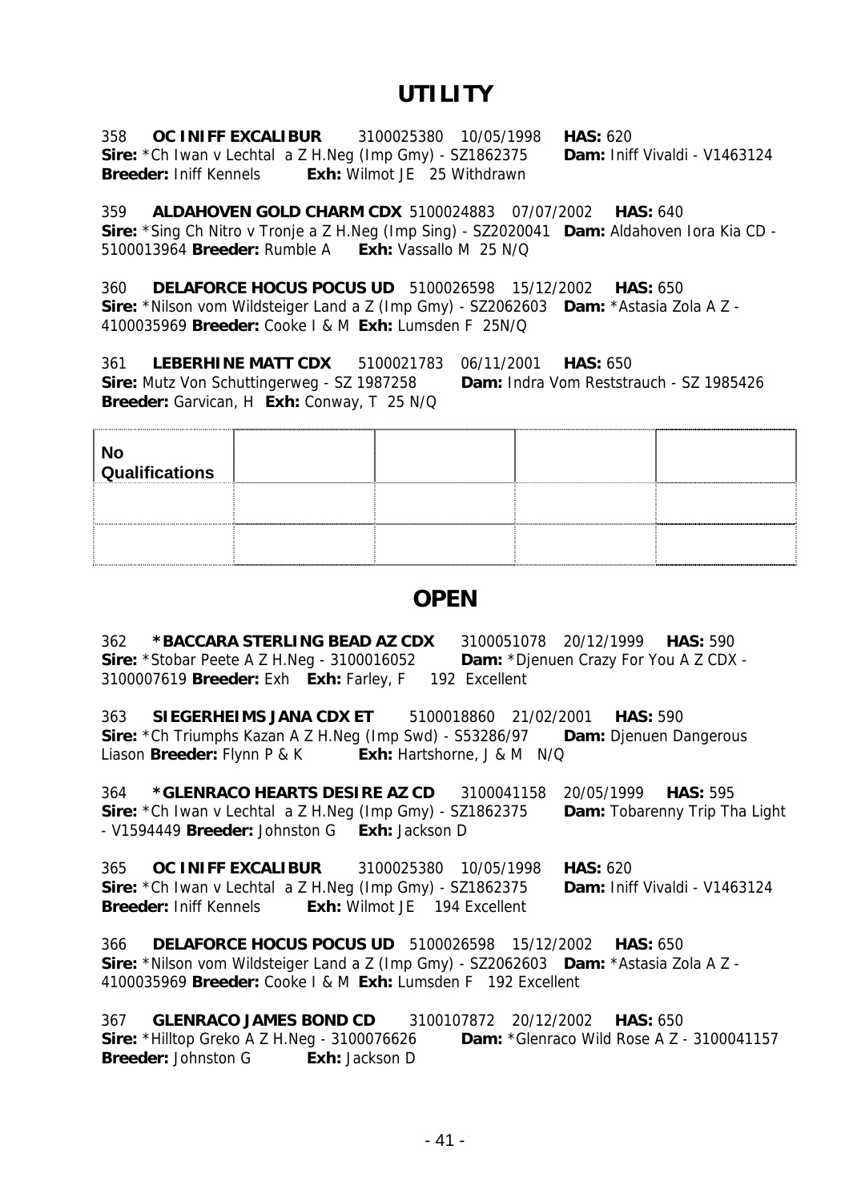# UTILITY

358 **OC INIFF EXCALIBUR** 3100025380 10/05/1998 **HAS:** 620
**Sire:** *Ch Iwan v Lechtal a Z H.Neg (Imp Gmy) - SZ1862375 **Dam:** Iniff Vivaldi - V1463124
**Breeder:** Iniff Kennels **Exh:** Wilmot JE 25 Withdrawn

359 **ALDAHOVEN GOLD CHARM CDX** 5100024883 07/07/2002 **HAS:** 640
**Sire:** *Sing Ch Nitro v Tronje a Z H.Neg (Imp Sing) - SZ2020041 **Dam:** Aldahoven Iora Kia CD - 5100013964 **Breeder:** Rumble A **Exh:** Vassallo M 25 N/Q

360 **DELAFORCE HOCUS POCUS UD** 5100026598 15/12/2002 **HAS:** 650
**Sire:** *Nilson vom Wildsteiger Land a Z (Imp Gmy) - SZ2062603 **Dam:** *Astasia Zola A Z - 4100035969 **Breeder:** Cooke I & M **Exh:** Lumsden F 25N/Q

361 **LEBERHINE MATT CDX** 5100021783 06/11/2001 **HAS:** 650
**Sire:** Mutz Von Schuttingerweg - SZ 1987258 **Dam:** Indra Vom Reststrauch - SZ 1985426
**Breeder:** Garvican, H **Exh:** Conway, T 25 N/Q

| No Qualifications | | | | |
|---|---|---|---|---|
| | | | | |
| | | | | |

# OPEN

362 ***BACCARA STERLING BEAD AZ CDX** 3100051078 20/12/1999 **HAS:** 590
**Sire:** *Stobar Peete A Z H.Neg - 3100016052 **Dam:** *Djenuen Crazy For You A Z CDX - 3100007619 **Breeder:** Exh **Exh:** Farley, F 192 Excellent

363 **SIEGERHEIMS JANA CDX ET** 5100018860 21/02/2001 **HAS:** 590
**Sire:** *Ch Triumphs Kazan A Z H.Neg (Imp Swd) - S53286/97 **Dam:** Djenuen Dangerous Liason **Breeder:** Flynn P & K **Exh:** Hartshorne, J & M N/Q

364 ***GLENRACO HEARTS DESIRE AZ CD** 3100041158 20/05/1999 **HAS:** 595
**Sire:** *Ch Iwan v Lechtal a Z H.Neg (Imp Gmy) - SZ1862375 **Dam:** Tobarenny Trip Tha Light - V1594449 **Breeder:** Johnston G **Exh:** Jackson D

365 **OC INIFF EXCALIBUR** 3100025380 10/05/1998 **HAS:** 620
**Sire:** *Ch Iwan v Lechtal a Z H.Neg (Imp Gmy) - SZ1862375 **Dam:** Iniff Vivaldi - V1463124
**Breeder:** Iniff Kennels **Exh:** Wilmot JE 194 Excellent

366 **DELAFORCE HOCUS POCUS UD** 5100026598 15/12/2002 **HAS:** 650
**Sire:** *Nilson vom Wildsteiger Land a Z (Imp Gmy) - SZ2062603 **Dam:** *Astasia Zola A Z - 4100035969 **Breeder:** Cooke I & M **Exh:** Lumsden F 192 Excellent

367 **GLENRACO JAMES BOND CD** 3100107872 20/12/2002 **HAS:** 650
**Sire:** *Hilltop Greko A Z H.Neg - 3100076626 **Dam:** *Glenraco Wild Rose A Z - 3100041157
**Breeder:** Johnston G **Exh:** Jackson D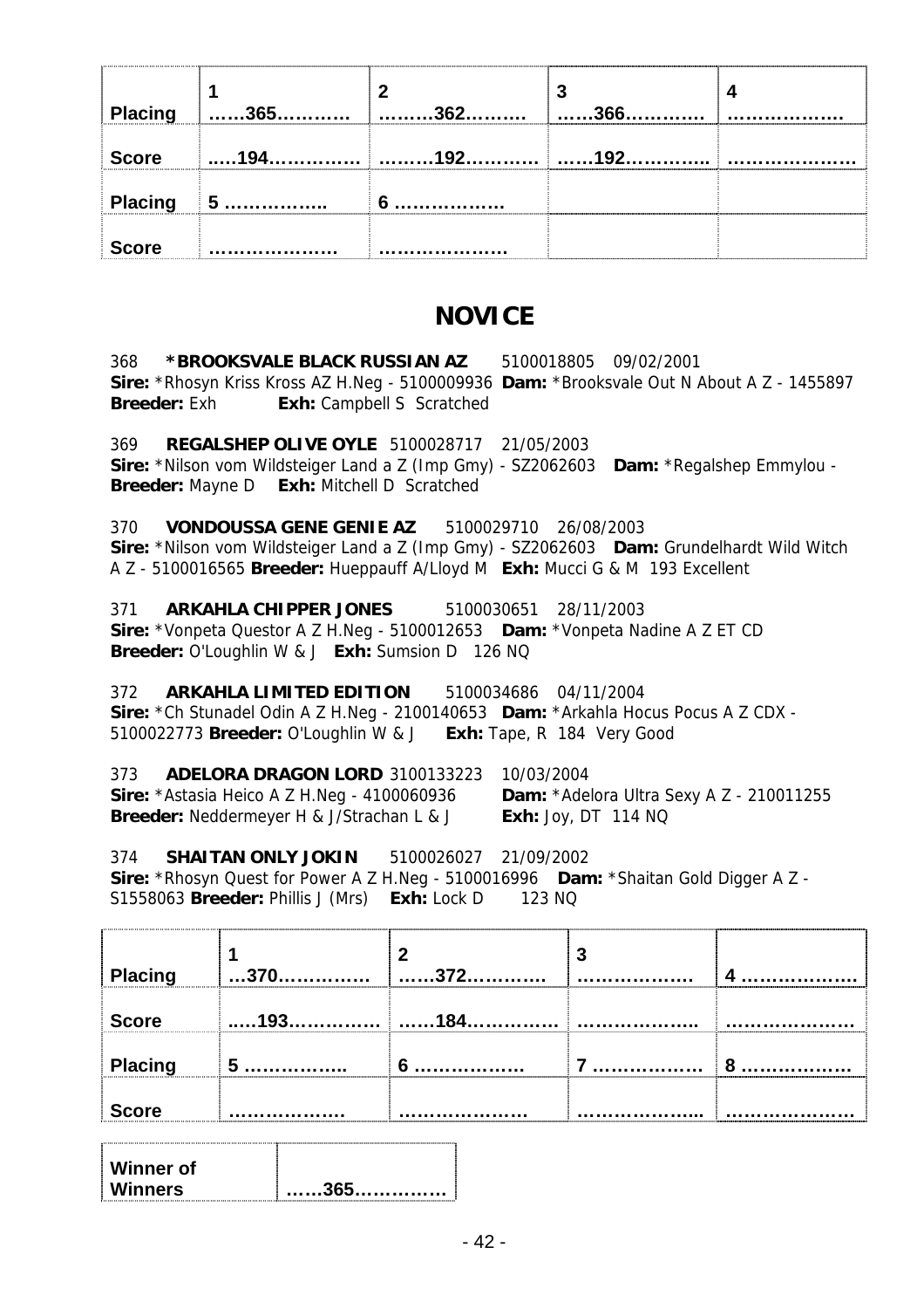| Placing | 1 ……365………… | 2 ………362………. | 3 ……366………… | 4 ……………… |
| --- | --- | --- | --- | --- |
| Score | …..194…………… | ………192………… | ……192………….. | ………………… |
| Placing | 5 …………….. | 6 ……………… | | |
| Score | ………………… | ………………… | | |

## NOVICE

368 **\*BROOKSVALE BLACK RUSSIAN AZ** 5100018805 09/02/2001
**Sire:** \*Rhosyn Kriss Kross AZ H.Neg - 5100009936 **Dam:** \*Brooksvale Out N About A Z - 1455897
**Breeder:** Exh **Exh:** Campbell S Scratched

369 **REGALSHEP OLIVE OYLE** 5100028717 21/05/2003
**Sire:** \*Nilson vom Wildsteiger Land a Z (Imp Gmy) - SZ2062603 **Dam:** \*Regalshep Emmylou -
**Breeder:** Mayne D **Exh:** Mitchell D Scratched

370 **VONDOUSSA GENE GENIE AZ** 5100029710 26/08/2003
**Sire:** \*Nilson vom Wildsteiger Land a Z (Imp Gmy) - SZ2062603 **Dam:** Grundelhardt Wild Witch A Z - 5100016565 **Breeder:** Hueppauff A/Lloyd M **Exh:** Mucci G & M 193 Excellent

371 **ARKAHLA CHIPPER JONES** 5100030651 28/11/2003
**Sire:** \*Vonpeta Questor A Z H.Neg - 5100012653 **Dam:** \*Vonpeta Nadine A Z ET CD
**Breeder:** O'Loughlin W & J **Exh:** Sumsion D 126 NQ

372 **ARKAHLA LIMITED EDITION** 5100034686 04/11/2004
**Sire:** \*Ch Stunadel Odin A Z H.Neg - 2100140653 **Dam:** \*Arkahla Hocus Pocus A Z CDX - 5100022773 **Breeder:** O'Loughlin W & J **Exh:** Tape, R 184 Very Good

373 **ADELORA DRAGON LORD** 3100133223 10/03/2004
**Sire:** \*Astasia Heico A Z H.Neg - 4100060936 **Dam:** \*Adelora Ultra Sexy A Z - 210011255
**Breeder:** Neddermeyer H & J/Strachan L & J **Exh:** Joy, DT 114 NQ

374 **SHAITAN ONLY JOKIN** 5100026027 21/09/2002
**Sire:** \*Rhosyn Quest for Power A Z H.Neg - 5100016996 **Dam:** \*Shaitan Gold Digger A Z - S1558063 **Breeder:** Phillis J (Mrs) **Exh:** Lock D 123 NQ

| Placing | 1 …370…………… | 2 ……372………… | 3 ……………… | 4 ……………… |
| --- | --- | --- | --- | --- |
| Score | …..193…………… | ……184…………… | ……………….. | ………………… |
| Placing | 5 …………….. | 6 ……………… | 7 ……………… | 8 ……………… |
| Score | ………………. | ………………… | ……………….. | ………………… |

| Winner of Winners | ……365………….. |
| --- | --- |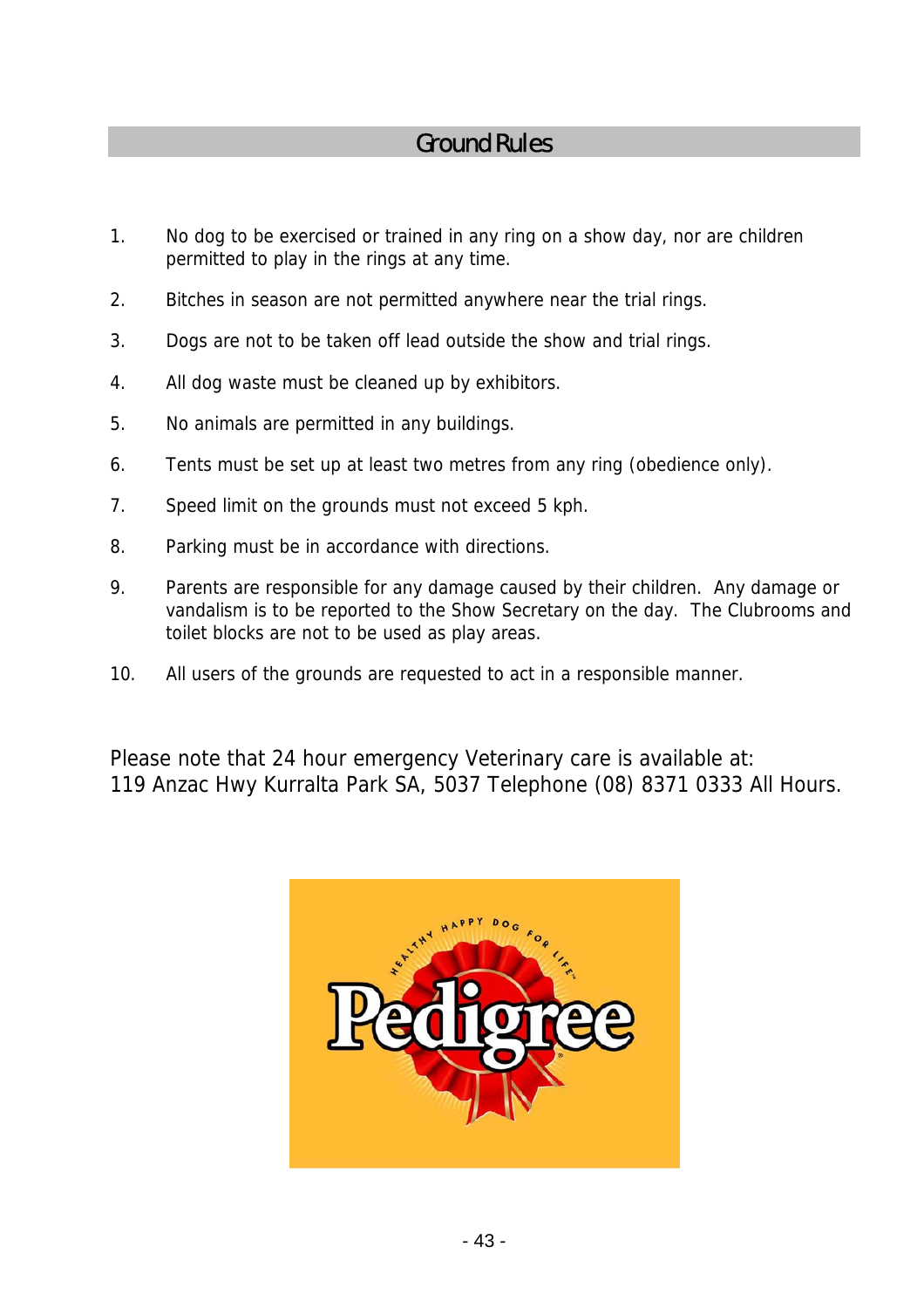## Ground Rules

1. No dog to be exercised or trained in any ring on a show day, nor are children permitted to play in the rings at any time.
2. Bitches in season are not permitted anywhere near the trial rings.
3. Dogs are not to be taken off lead outside the show and trial rings.
4. All dog waste must be cleaned up by exhibitors.
5. No animals are permitted in any buildings.
6. Tents must be set up at least two metres from any ring (obedience only).
7. Speed limit on the grounds must not exceed 5 kph.
8. Parking must be in accordance with directions.
9. Parents are responsible for any damage caused by their children. Any damage or vandalism is to be reported to the Show Secretary on the day. The Clubrooms and toilet blocks are not to be used as play areas.
10. All users of the grounds are requested to act in a responsible manner.

Please note that 24 hour emergency Veterinary care is available at:
119 Anzac Hwy Kurralta Park SA, 5037 Telephone (08) 8371 0333 All Hours.

HEALTHY HAPPY DOG FOR LIFE™

Pedigree®